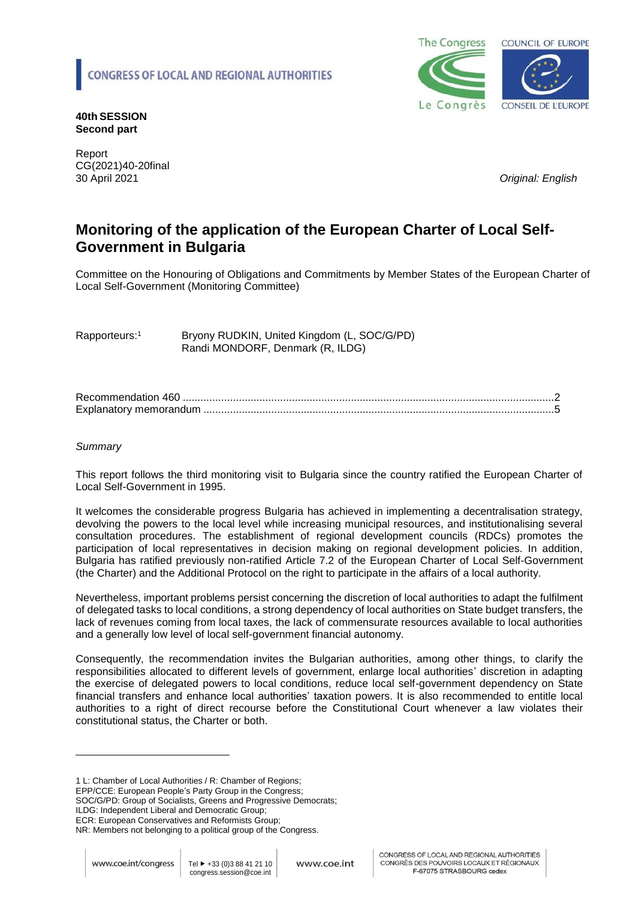**CONGRESS OF LOCAL AND REGIONAL AUTHORITIES**

**40th SESSION**
**Second part**

Report
CG(2021)40-20final
30 April 2021

*Original: English*

# Monitoring of the application of the European Charter of Local Self-Government in Bulgaria

Committee on the Honouring of Obligations and Commitments by Member States of the European Charter of Local Self-Government (Monitoring Committee)

Rapporteurs:[1] Bryony RUDKIN, United Kingdom (L, SOC/G/PD)
Randi MONDORF, Denmark (R, ILDG)

Recommendation 460 ..........................................................................................................2
Explanatory memorandum ...................................................................................................5

*Summary*

This report follows the third monitoring visit to Bulgaria since the country ratified the European Charter of Local Self-Government in 1995.

It welcomes the considerable progress Bulgaria has achieved in implementing a decentralisation strategy, devolving the powers to the local level while increasing municipal resources, and institutionalising several consultation procedures. The establishment of regional development councils (RDCs) promotes the participation of local representatives in decision making on regional development policies. In addition, Bulgaria has ratified previously non-ratified Article 7.2 of the European Charter of Local Self-Government (the Charter) and the Additional Protocol on the right to participate in the affairs of a local authority.

Nevertheless, important problems persist concerning the discretion of local authorities to adapt the fulfilment of delegated tasks to local conditions, a strong dependency of local authorities on State budget transfers, the lack of revenues coming from local taxes, the lack of commensurate resources available to local authorities and a generally low level of local self-government financial autonomy.

Consequently, the recommendation invites the Bulgarian authorities, among other things, to clarify the responsibilities allocated to different levels of government, enlarge local authorities' discretion in adapting the exercise of delegated powers to local conditions, reduce local self-government dependency on State financial transfers and enhance local authorities' taxation powers. It is also recommended to entitle local authorities to a right of direct recourse before the Constitutional Court whenever a law violates their constitutional status, the Charter or both.

---

1 L: Chamber of Local Authorities / R: Chamber of Regions;
EPP/CCE: European People's Party Group in the Congress;
SOC/G/PD: Group of Socialists, Greens and Progressive Democrats;
ILDG: Independent Liberal and Democratic Group;
ECR: European Conservatives and Reformists Group;
NR: Members not belonging to a political group of the Congress.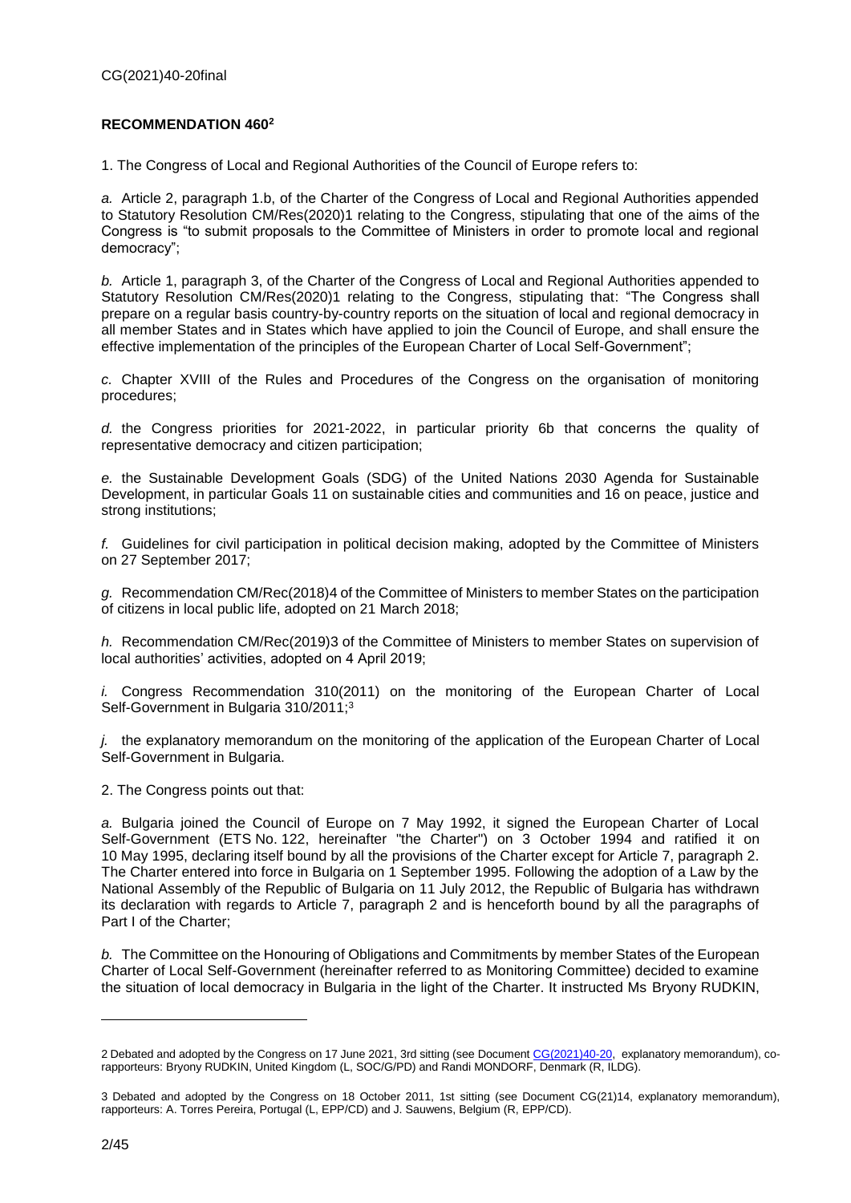## RECOMMENDATION 460[2]

1. The Congress of Local and Regional Authorities of the Council of Europe refers to:

*a.* Article 2, paragraph 1.b, of the Charter of the Congress of Local and Regional Authorities appended to Statutory Resolution CM/Res(2020)1 relating to the Congress, stipulating that one of the aims of the Congress is "to submit proposals to the Committee of Ministers in order to promote local and regional democracy";

*b.* Article 1, paragraph 3, of the Charter of the Congress of Local and Regional Authorities appended to Statutory Resolution CM/Res(2020)1 relating to the Congress, stipulating that: "The Congress shall prepare on a regular basis country-by-country reports on the situation of local and regional democracy in all member States and in States which have applied to join the Council of Europe, and shall ensure the effective implementation of the principles of the European Charter of Local Self-Government";

*c.* Chapter XVIII of the Rules and Procedures of the Congress on the organisation of monitoring procedures;

*d.* the Congress priorities for 2021-2022, in particular priority 6b that concerns the quality of representative democracy and citizen participation;

*e.* the Sustainable Development Goals (SDG) of the United Nations 2030 Agenda for Sustainable Development, in particular Goals 11 on sustainable cities and communities and 16 on peace, justice and strong institutions;

*f.* Guidelines for civil participation in political decision making, adopted by the Committee of Ministers on 27 September 2017;

*g.* Recommendation CM/Rec(2018)4 of the Committee of Ministers to member States on the participation of citizens in local public life, adopted on 21 March 2018;

*h.* Recommendation CM/Rec(2019)3 of the Committee of Ministers to member States on supervision of local authorities' activities, adopted on 4 April 2019;

*i.* Congress Recommendation 310(2011) on the monitoring of the European Charter of Local Self-Government in Bulgaria 310/2011;[3]

*j.* the explanatory memorandum on the monitoring of the application of the European Charter of Local Self-Government in Bulgaria.

2. The Congress points out that:

*a.* Bulgaria joined the Council of Europe on 7 May 1992, it signed the European Charter of Local Self-Government (ETS No. 122, hereinafter "the Charter") on 3 October 1994 and ratified it on 10 May 1995, declaring itself bound by all the provisions of the Charter except for Article 7, paragraph 2. The Charter entered into force in Bulgaria on 1 September 1995. Following the adoption of a Law by the National Assembly of the Republic of Bulgaria on 11 July 2012, the Republic of Bulgaria has withdrawn its declaration with regards to Article 7, paragraph 2 and is henceforth bound by all the paragraphs of Part I of the Charter;

*b.* The Committee on the Honouring of Obligations and Commitments by member States of the European Charter of Local Self-Government (hereinafter referred to as Monitoring Committee) decided to examine the situation of local democracy in Bulgaria in the light of the Charter. It instructed Ms Bryony RUDKIN,

---

2 Debated and adopted by the Congress on 17 June 2021, 3rd sitting (see Document CG(2021)40-20, explanatory memorandum), co-rapporteurs: Bryony RUDKIN, United Kingdom (L, SOC/G/PD) and Randi MONDORF, Denmark (R, ILDG).

3 Debated and adopted by the Congress on 18 October 2011, 1st sitting (see Document CG(21)14, explanatory memorandum), rapporteurs: A. Torres Pereira, Portugal (L, EPP/CD) and J. Sauwens, Belgium (R, EPP/CD).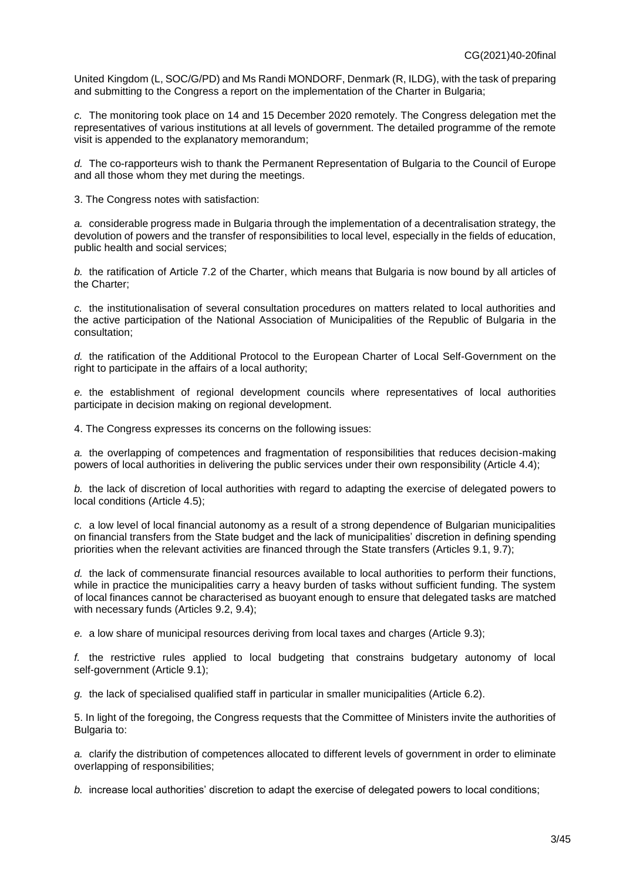United Kingdom (L, SOC/G/PD) and Ms Randi MONDORF, Denmark (R, ILDG), with the task of preparing and submitting to the Congress a report on the implementation of the Charter in Bulgaria;

*c.* The monitoring took place on 14 and 15 December 2020 remotely. The Congress delegation met the representatives of various institutions at all levels of government. The detailed programme of the remote visit is appended to the explanatory memorandum;

*d.* The co-rapporteurs wish to thank the Permanent Representation of Bulgaria to the Council of Europe and all those whom they met during the meetings.

3. The Congress notes with satisfaction:

*a.* considerable progress made in Bulgaria through the implementation of a decentralisation strategy, the devolution of powers and the transfer of responsibilities to local level, especially in the fields of education, public health and social services;

*b.* the ratification of Article 7.2 of the Charter, which means that Bulgaria is now bound by all articles of the Charter;

*c.* the institutionalisation of several consultation procedures on matters related to local authorities and the active participation of the National Association of Municipalities of the Republic of Bulgaria in the consultation;

*d.* the ratification of the Additional Protocol to the European Charter of Local Self-Government on the right to participate in the affairs of a local authority;

*e.* the establishment of regional development councils where representatives of local authorities participate in decision making on regional development.

4. The Congress expresses its concerns on the following issues:

*a.* the overlapping of competences and fragmentation of responsibilities that reduces decision-making powers of local authorities in delivering the public services under their own responsibility (Article 4.4);

*b.* the lack of discretion of local authorities with regard to adapting the exercise of delegated powers to local conditions (Article 4.5);

*c.* a low level of local financial autonomy as a result of a strong dependence of Bulgarian municipalities on financial transfers from the State budget and the lack of municipalities' discretion in defining spending priorities when the relevant activities are financed through the State transfers (Articles 9.1, 9.7);

*d.* the lack of commensurate financial resources available to local authorities to perform their functions, while in practice the municipalities carry a heavy burden of tasks without sufficient funding. The system of local finances cannot be characterised as buoyant enough to ensure that delegated tasks are matched with necessary funds (Articles 9.2, 9.4);

*e.* a low share of municipal resources deriving from local taxes and charges (Article 9.3);

*f.* the restrictive rules applied to local budgeting that constrains budgetary autonomy of local self-government (Article 9.1);

*g.* the lack of specialised qualified staff in particular in smaller municipalities (Article 6.2).

5. In light of the foregoing, the Congress requests that the Committee of Ministers invite the authorities of Bulgaria to:

*a.* clarify the distribution of competences allocated to different levels of government in order to eliminate overlapping of responsibilities;

*b.* increase local authorities' discretion to adapt the exercise of delegated powers to local conditions;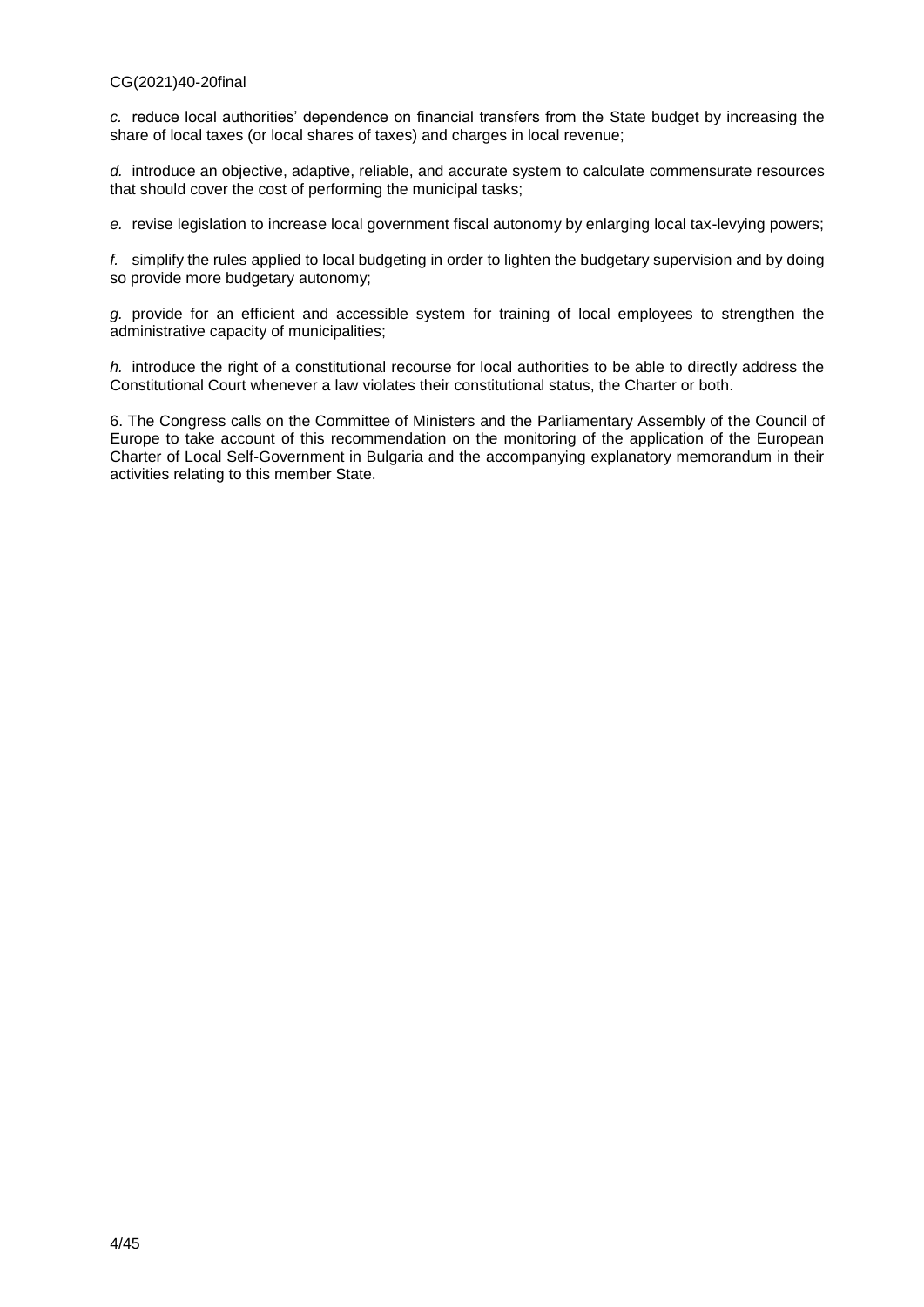*c.* reduce local authorities' dependence on financial transfers from the State budget by increasing the share of local taxes (or local shares of taxes) and charges in local revenue;

*d.* introduce an objective, adaptive, reliable, and accurate system to calculate commensurate resources that should cover the cost of performing the municipal tasks;

*e.* revise legislation to increase local government fiscal autonomy by enlarging local tax-levying powers;

*f.* simplify the rules applied to local budgeting in order to lighten the budgetary supervision and by doing so provide more budgetary autonomy;

*g.* provide for an efficient and accessible system for training of local employees to strengthen the administrative capacity of municipalities;

*h.* introduce the right of a constitutional recourse for local authorities to be able to directly address the Constitutional Court whenever a law violates their constitutional status, the Charter or both.

6. The Congress calls on the Committee of Ministers and the Parliamentary Assembly of the Council of Europe to take account of this recommendation on the monitoring of the application of the European Charter of Local Self-Government in Bulgaria and the accompanying explanatory memorandum in their activities relating to this member State.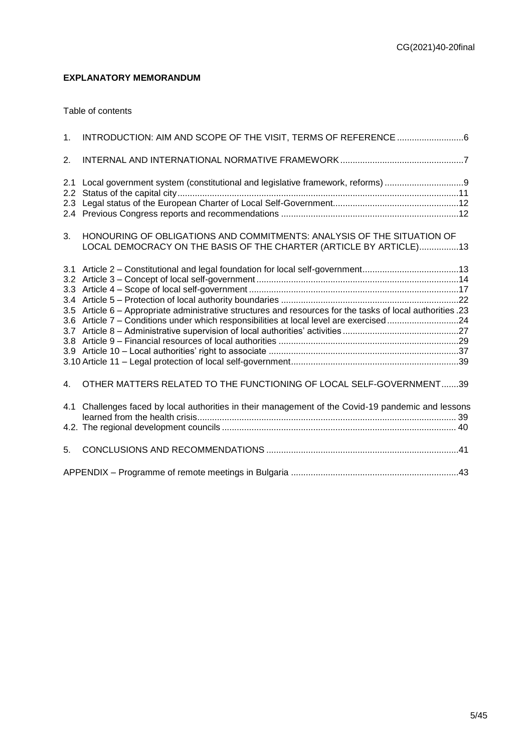**EXPLANATORY MEMORANDUM**

Table of contents

1. INTRODUCTION: AIM AND SCOPE OF THE VISIT, TERMS OF REFERENCE ...........................6

2. INTERNAL AND INTERNATIONAL NORMATIVE FRAMEWORK ..................................................7

2.1 Local government system (constitutional and legislative framework, reforms) ...............................9
2.2 Status of the capital city.................................................................................................................11
2.3 Legal status of the European Charter of Local Self-Government..................................................12
2.4 Previous Congress reports and recommendations .......................................................................12

3. HONOURING OF OBLIGATIONS AND COMMITMENTS: ANALYSIS OF THE SITUATION OF LOCAL DEMOCRACY ON THE BASIS OF THE CHARTER (ARTICLE BY ARTICLE)................13

3.1 Article 2 – Constitutional and legal foundation for local self-government.......................................13
3.2 Article 3 – Concept of local self-government.................................................................................14
3.3 Article 4 – Scope of local self-government....................................................................................17
3.4 Article 5 – Protection of local authority boundaries .......................................................................22
3.5 Article 6 – Appropriate administrative structures and resources for the tasks of local authorities .23
3.6 Article 7 – Conditions under which responsibilities at local level are exercised............................24
3.7 Article 8 – Administrative supervision of local authorities' activities..............................................27
3.8 Article 9 – Financial resources of local authorities ........................................................................29
3.9 Article 10 – Local authorities' right to associate ............................................................................37
3.10 Article 11 – Legal protection of local self-government...................................................................39

4. OTHER MATTERS RELATED TO THE FUNCTIONING OF LOCAL SELF-GOVERNMENT.......39

4.1 Challenges faced by local authorities in their management of the Covid-19 pandemic and lessons learned from the health crisis........................................................................................................ 39
4.2. The regional development councils ............................................................................................. 40

5. CONCLUSIONS AND RECOMMENDATIONS .............................................................................41

APPENDIX – Programme of remote meetings in Bulgaria ...................................................................43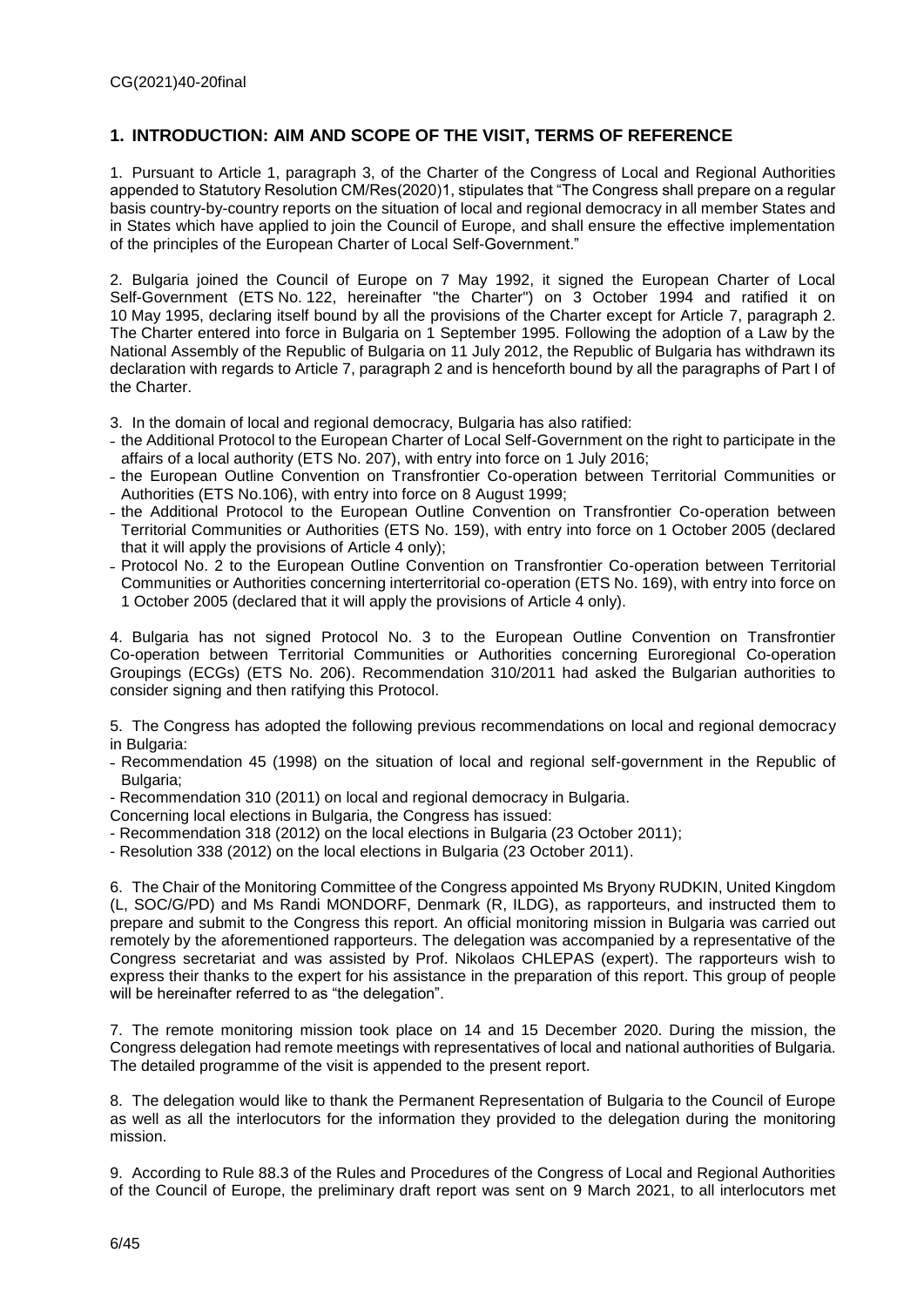## 1. INTRODUCTION: AIM AND SCOPE OF THE VISIT, TERMS OF REFERENCE

1. Pursuant to Article 1, paragraph 3, of the Charter of the Congress of Local and Regional Authorities appended to Statutory Resolution CM/Res(2020)1, stipulates that "The Congress shall prepare on a regular basis country-by-country reports on the situation of local and regional democracy in all member States and in States which have applied to join the Council of Europe, and shall ensure the effective implementation of the principles of the European Charter of Local Self-Government."

2. Bulgaria joined the Council of Europe on 7 May 1992, it signed the European Charter of Local Self-Government (ETS No. 122, hereinafter "the Charter") on 3 October 1994 and ratified it on 10 May 1995, declaring itself bound by all the provisions of the Charter except for Article 7, paragraph 2. The Charter entered into force in Bulgaria on 1 September 1995. Following the adoption of a Law by the National Assembly of the Republic of Bulgaria on 11 July 2012, the Republic of Bulgaria has withdrawn its declaration with regards to Article 7, paragraph 2 and is henceforth bound by all the paragraphs of Part I of the Charter.

3. In the domain of local and regional democracy, Bulgaria has also ratified:
- the Additional Protocol to the European Charter of Local Self-Government on the right to participate in the affairs of a local authority (ETS No. 207), with entry into force on 1 July 2016;
- the European Outline Convention on Transfrontier Co-operation between Territorial Communities or Authorities (ETS No.106), with entry into force on 8 August 1999;
- the Additional Protocol to the European Outline Convention on Transfrontier Co-operation between Territorial Communities or Authorities (ETS No. 159), with entry into force on 1 October 2005 (declared that it will apply the provisions of Article 4 only);
- Protocol No. 2 to the European Outline Convention on Transfrontier Co-operation between Territorial Communities or Authorities concerning interterritorial co-operation (ETS No. 169), with entry into force on 1 October 2005 (declared that it will apply the provisions of Article 4 only).

4. Bulgaria has not signed Protocol No. 3 to the European Outline Convention on Transfrontier Co-operation between Territorial Communities or Authorities concerning Euroregional Co-operation Groupings (ECGs) (ETS No. 206). Recommendation 310/2011 had asked the Bulgarian authorities to consider signing and then ratifying this Protocol.

5. The Congress has adopted the following previous recommendations on local and regional democracy in Bulgaria:
- Recommendation 45 (1998) on the situation of local and regional self-government in the Republic of Bulgaria;
- Recommendation 310 (2011) on local and regional democracy in Bulgaria.

Concerning local elections in Bulgaria, the Congress has issued:
- Recommendation 318 (2012) on the local elections in Bulgaria (23 October 2011);
- Resolution 338 (2012) on the local elections in Bulgaria (23 October 2011).

6. The Chair of the Monitoring Committee of the Congress appointed Ms Bryony RUDKIN, United Kingdom (L, SOC/G/PD) and Ms Randi MONDORF, Denmark (R, ILDG), as rapporteurs, and instructed them to prepare and submit to the Congress this report. An official monitoring mission in Bulgaria was carried out remotely by the aforementioned rapporteurs. The delegation was accompanied by a representative of the Congress secretariat and was assisted by Prof. Nikolaos CHLEPAS (expert). The rapporteurs wish to express their thanks to the expert for his assistance in the preparation of this report. This group of people will be hereinafter referred to as "the delegation".

7. The remote monitoring mission took place on 14 and 15 December 2020. During the mission, the Congress delegation had remote meetings with representatives of local and national authorities of Bulgaria. The detailed programme of the visit is appended to the present report.

8. The delegation would like to thank the Permanent Representation of Bulgaria to the Council of Europe as well as all the interlocutors for the information they provided to the delegation during the monitoring mission.

9. According to Rule 88.3 of the Rules and Procedures of the Congress of Local and Regional Authorities of the Council of Europe, the preliminary draft report was sent on 9 March 2021, to all interlocutors met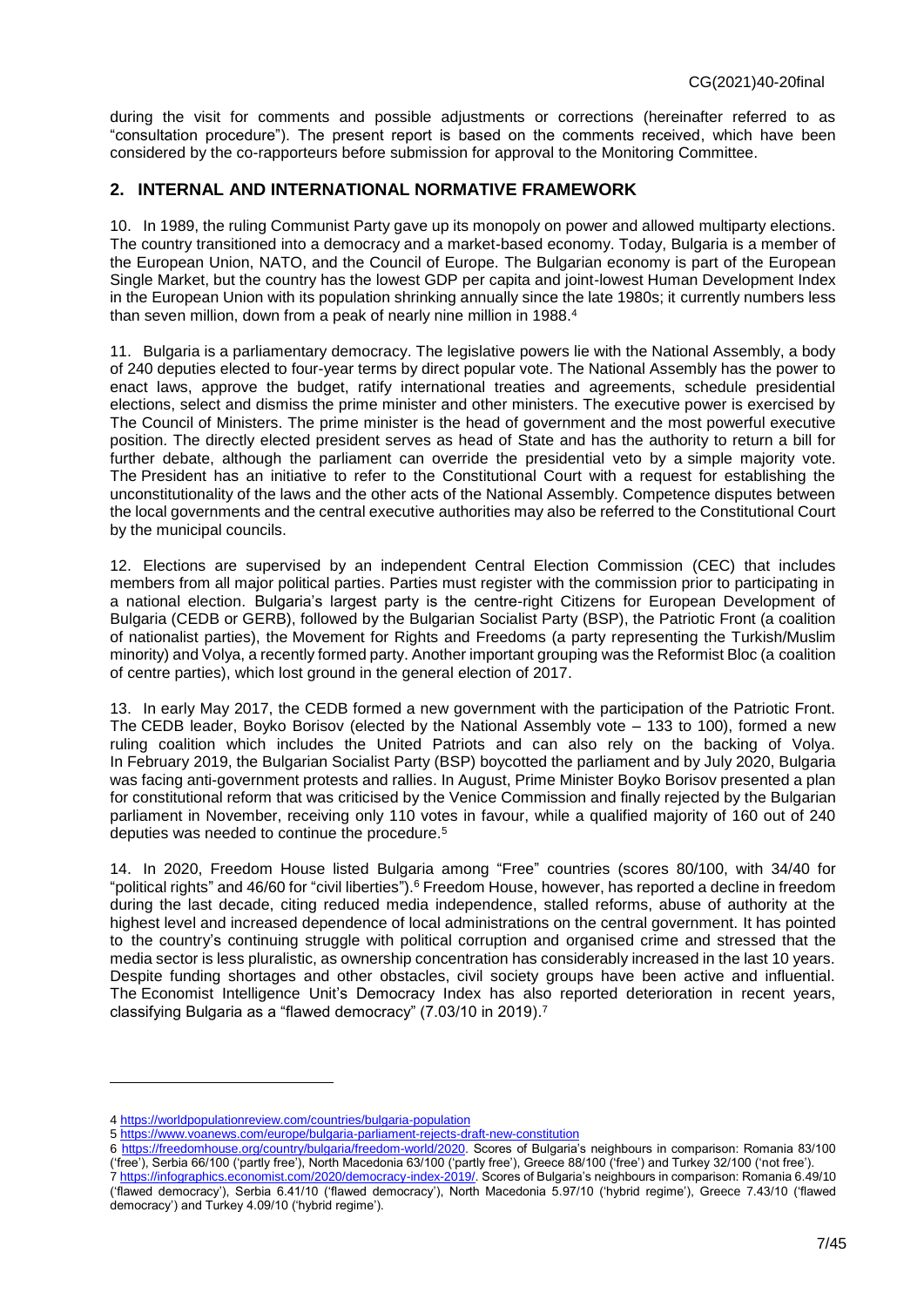during the visit for comments and possible adjustments or corrections (hereinafter referred to as "consultation procedure"). The present report is based on the comments received, which have been considered by the co-rapporteurs before submission for approval to the Monitoring Committee.

## 2. INTERNAL AND INTERNATIONAL NORMATIVE FRAMEWORK

10. In 1989, the ruling Communist Party gave up its monopoly on power and allowed multiparty elections. The country transitioned into a democracy and a market-based economy. Today, Bulgaria is a member of the European Union, NATO, and the Council of Europe. The Bulgarian economy is part of the European Single Market, but the country has the lowest GDP per capita and joint-lowest Human Development Index in the European Union with its population shrinking annually since the late 1980s; it currently numbers less than seven million, down from a peak of nearly nine million in 1988.[4]

11. Bulgaria is a parliamentary democracy. The legislative powers lie with the National Assembly, a body of 240 deputies elected to four-year terms by direct popular vote. The National Assembly has the power to enact laws, approve the budget, ratify international treaties and agreements, schedule presidential elections, select and dismiss the prime minister and other ministers. The executive power is exercised by The Council of Ministers. The prime minister is the head of government and the most powerful executive position. The directly elected president serves as head of State and has the authority to return a bill for further debate, although the parliament can override the presidential veto by a simple majority vote. The President has an initiative to refer to the Constitutional Court with a request for establishing the unconstitutionality of the laws and the other acts of the National Assembly. Competence disputes between the local governments and the central executive authorities may also be referred to the Constitutional Court by the municipal councils.

12. Elections are supervised by an independent Central Election Commission (CEC) that includes members from all major political parties. Parties must register with the commission prior to participating in a national election. Bulgaria's largest party is the centre-right Citizens for European Development of Bulgaria (CEDB or GERB), followed by the Bulgarian Socialist Party (BSP), the Patriotic Front (a coalition of nationalist parties), the Movement for Rights and Freedoms (a party representing the Turkish/Muslim minority) and Volya, a recently formed party. Another important grouping was the Reformist Bloc (a coalition of centre parties), which lost ground in the general election of 2017.

13. In early May 2017, the CEDB formed a new government with the participation of the Patriotic Front. The CEDB leader, Boyko Borisov (elected by the National Assembly vote – 133 to 100), formed a new ruling coalition which includes the United Patriots and can also rely on the backing of Volya. In February 2019, the Bulgarian Socialist Party (BSP) boycotted the parliament and by July 2020, Bulgaria was facing anti-government protests and rallies. In August, Prime Minister Boyko Borisov presented a plan for constitutional reform that was criticised by the Venice Commission and finally rejected by the Bulgarian parliament in November, receiving only 110 votes in favour, while a qualified majority of 160 out of 240 deputies was needed to continue the procedure.[5]

14. In 2020, Freedom House listed Bulgaria among "Free" countries (scores 80/100, with 34/40 for "political rights" and 46/60 for "civil liberties").[6] Freedom House, however, has reported a decline in freedom during the last decade, citing reduced media independence, stalled reforms, abuse of authority at the highest level and increased dependence of local administrations on the central government. It has pointed to the country's continuing struggle with political corruption and organised crime and stressed that the media sector is less pluralistic, as ownership concentration has considerably increased in the last 10 years. Despite funding shortages and other obstacles, civil society groups have been active and influential. The Economist Intelligence Unit's Democracy Index has also reported deterioration in recent years, classifying Bulgaria as a "flawed democracy" (7.03/10 in 2019).[7]

---

4 https://worldpopulationreview.com/countries/bulgaria-population

5 https://www.voanews.com/europe/bulgaria-parliament-rejects-draft-new-constitution

6 https://freedomhouse.org/country/bulgaria/freedom-world/2020. Scores of Bulgaria's neighbours in comparison: Romania 83/100 ('free'), Serbia 66/100 ('partly free'), North Macedonia 63/100 ('partly free'), Greece 88/100 ('free') and Turkey 32/100 ('not free').

7 https://infographics.economist.com/2020/democracy-index-2019/. Scores of Bulgaria's neighbours in comparison: Romania 6.49/10 ('flawed democracy'), Serbia 6.41/10 ('flawed democracy'), North Macedonia 5.97/10 ('hybrid regime'), Greece 7.43/10 ('flawed democracy') and Turkey 4.09/10 ('hybrid regime').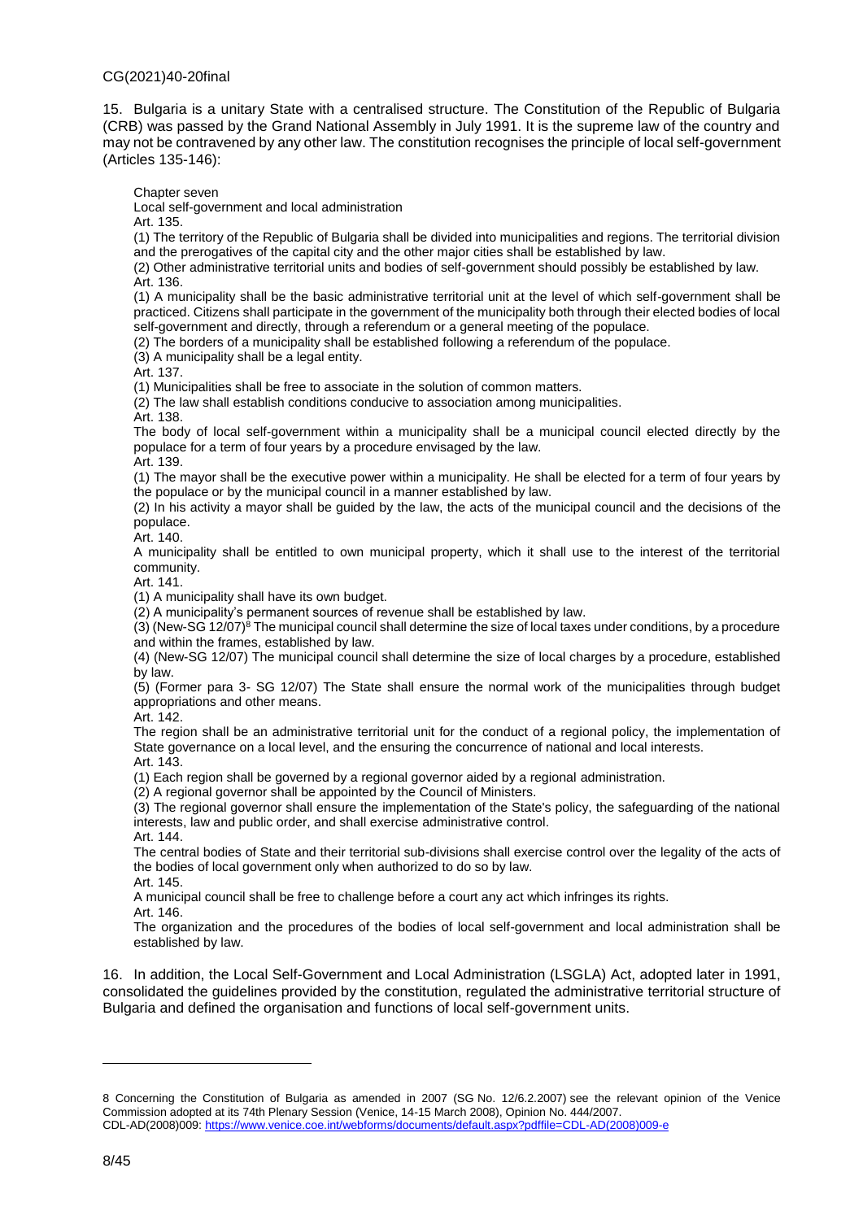15. Bulgaria is a unitary State with a centralised structure. The Constitution of the Republic of Bulgaria (CRB) was passed by the Grand National Assembly in July 1991. It is the supreme law of the country and may not be contravened by any other law. The constitution recognises the principle of local self-government (Articles 135-146):

> Chapter seven
>
> Local self-government and local administration
>
> Art. 135.
>
> (1) The territory of the Republic of Bulgaria shall be divided into municipalities and regions. The territorial division and the prerogatives of the capital city and the other major cities shall be established by law.
>
> (2) Other administrative territorial units and bodies of self-government should possibly be established by law.
>
> Art. 136.
>
> (1) A municipality shall be the basic administrative territorial unit at the level of which self-government shall be practiced. Citizens shall participate in the government of the municipality both through their elected bodies of local self-government and directly, through a referendum or a general meeting of the populace.
>
> (2) The borders of a municipality shall be established following a referendum of the populace.
>
> (3) A municipality shall be a legal entity.
>
> Art. 137.
>
> (1) Municipalities shall be free to associate in the solution of common matters.
>
> (2) The law shall establish conditions conducive to association among municipalities.
>
> Art. 138.
>
> The body of local self-government within a municipality shall be a municipal council elected directly by the populace for a term of four years by a procedure envisaged by the law.
>
> Art. 139.
>
> (1) The mayor shall be the executive power within a municipality. He shall be elected for a term of four years by the populace or by the municipal council in a manner established by law.
>
> (2) In his activity a mayor shall be guided by the law, the acts of the municipal council and the decisions of the populace.
>
> Art. 140.
>
> A municipality shall be entitled to own municipal property, which it shall use to the interest of the territorial community.
>
> Art. 141.
>
> (1) A municipality shall have its own budget.
>
> (2) A municipality's permanent sources of revenue shall be established by law.
>
> (3) (New-SG 12/07)[8] The municipal council shall determine the size of local taxes under conditions, by a procedure and within the frames, established by law.
>
> (4) (New-SG 12/07) The municipal council shall determine the size of local charges by a procedure, established by law.
>
> (5) (Former para 3- SG 12/07) The State shall ensure the normal work of the municipalities through budget appropriations and other means.
>
> Art. 142.
>
> The region shall be an administrative territorial unit for the conduct of a regional policy, the implementation of State governance on a local level, and the ensuring the concurrence of national and local interests.
>
> Art. 143.
>
> (1) Each region shall be governed by a regional governor aided by a regional administration.
>
> (2) A regional governor shall be appointed by the Council of Ministers.
>
> (3) The regional governor shall ensure the implementation of the State's policy, the safeguarding of the national interests, law and public order, and shall exercise administrative control.
>
> Art. 144.
>
> The central bodies of State and their territorial sub-divisions shall exercise control over the legality of the acts of the bodies of local government only when authorized to do so by law.
>
> Art. 145.
>
> A municipal council shall be free to challenge before a court any act which infringes its rights.
>
> Art. 146.
>
> The organization and the procedures of the bodies of local self-government and local administration shall be established by law.

16. In addition, the Local Self-Government and Local Administration (LSGLA) Act, adopted later in 1991, consolidated the guidelines provided by the constitution, regulated the administrative territorial structure of Bulgaria and defined the organisation and functions of local self-government units.

---

8 Concerning the Constitution of Bulgaria as amended in 2007 (SG No. 12/6.2.2007) see the relevant opinion of the Venice Commission adopted at its 74th Plenary Session (Venice, 14-15 March 2008), Opinion No. 444/2007. CDL-AD(2008)009: https://www.venice.coe.int/webforms/documents/default.aspx?pdffile=CDL-AD(2008)009-e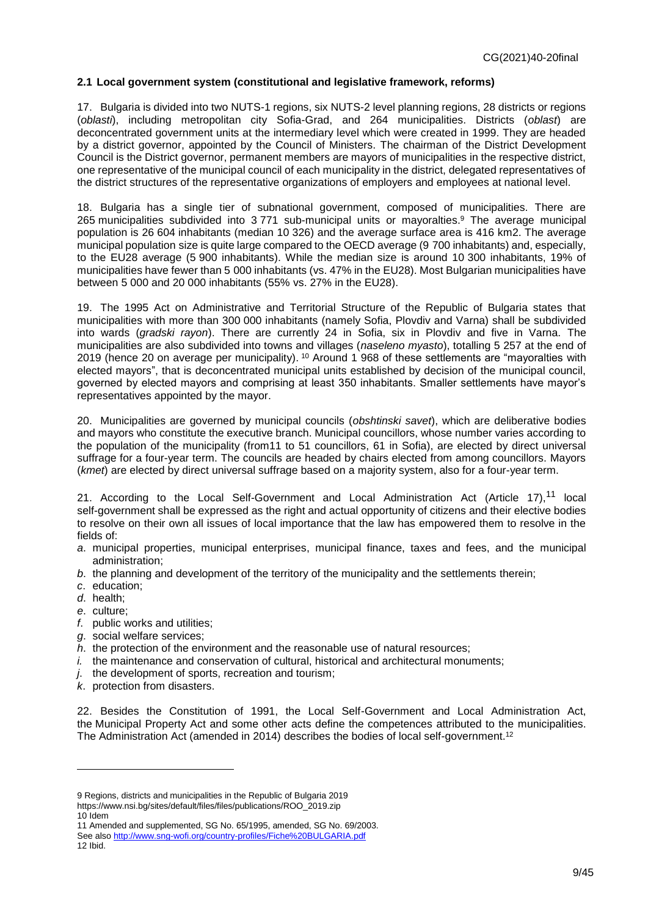### 2.1 Local government system (constitutional and legislative framework, reforms)

17. Bulgaria is divided into two NUTS-1 regions, six NUTS-2 level planning regions, 28 districts or regions (*oblasti*), including metropolitan city Sofia-Grad, and 264 municipalities. Districts (*oblast*) are deconcentrated government units at the intermediary level which were created in 1999. They are headed by a district governor, appointed by the Council of Ministers. The chairman of the District Development Council is the District governor, permanent members are mayors of municipalities in the respective district, one representative of the municipal council of each municipality in the district, delegated representatives of the district structures of the representative organizations of employers and employees at national level.

18. Bulgaria has a single tier of subnational government, composed of municipalities. There are 265 municipalities subdivided into 3 771 sub-municipal units or mayoralties.[9] The average municipal population is 26 604 inhabitants (median 10 326) and the average surface area is 416 km2. The average municipal population size is quite large compared to the OECD average (9 700 inhabitants) and, especially, to the EU28 average (5 900 inhabitants). While the median size is around 10 300 inhabitants, 19% of municipalities have fewer than 5 000 inhabitants (vs. 47% in the EU28). Most Bulgarian municipalities have between 5 000 and 20 000 inhabitants (55% vs. 27% in the EU28).

19. The 1995 Act on Administrative and Territorial Structure of the Republic of Bulgaria states that municipalities with more than 300 000 inhabitants (namely Sofia, Plovdiv and Varna) shall be subdivided into wards (*gradski rayon*). There are currently 24 in Sofia, six in Plovdiv and five in Varna. The municipalities are also subdivided into towns and villages (*naseleno myasto*), totalling 5 257 at the end of 2019 (hence 20 on average per municipality). [10] Around 1 968 of these settlements are "mayoralties with elected mayors", that is deconcentrated municipal units established by decision of the municipal council, governed by elected mayors and comprising at least 350 inhabitants. Smaller settlements have mayor's representatives appointed by the mayor.

20. Municipalities are governed by municipal councils (*obshtinski savet*), which are deliberative bodies and mayors who constitute the executive branch. Municipal councillors, whose number varies according to the population of the municipality (from11 to 51 councillors, 61 in Sofia), are elected by direct universal suffrage for a four-year term. The councils are headed by chairs elected from among councillors. Mayors (*kmet*) are elected by direct universal suffrage based on a majority system, also for a four-year term.

21. According to the Local Self-Government and Local Administration Act (Article 17),[11] local self-government shall be expressed as the right and actual opportunity of citizens and their elective bodies to resolve on their own all issues of local importance that the law has empowered them to resolve in the fields of:

*a*. municipal properties, municipal enterprises, municipal finance, taxes and fees, and the municipal administration;
*b*. the planning and development of the territory of the municipality and the settlements therein;
*c*. education;
*d*. health;
*e*. culture;
*f*. public works and utilities;
*g*. social welfare services;
*h*. the protection of the environment and the reasonable use of natural resources;
*i*. the maintenance and conservation of cultural, historical and architectural monuments;
*j*. the development of sports, recreation and tourism;
*k*. protection from disasters.

22. Besides the Constitution of 1991, the Local Self-Government and Local Administration Act, the Municipal Property Act and some other acts define the competences attributed to the municipalities. The Administration Act (amended in 2014) describes the bodies of local self-government.[12]

---

9 Regions, districts and municipalities in the Republic of Bulgaria 2019
https://www.nsi.bg/sites/default/files/files/publications/ROO_2019.zip
10 Idem
11 Amended and supplemented, SG No. 65/1995, amended, SG No. 69/2003.
See also http://www.sng-wofi.org/country-profiles/Fiche%20BULGARIA.pdf
12 Ibid.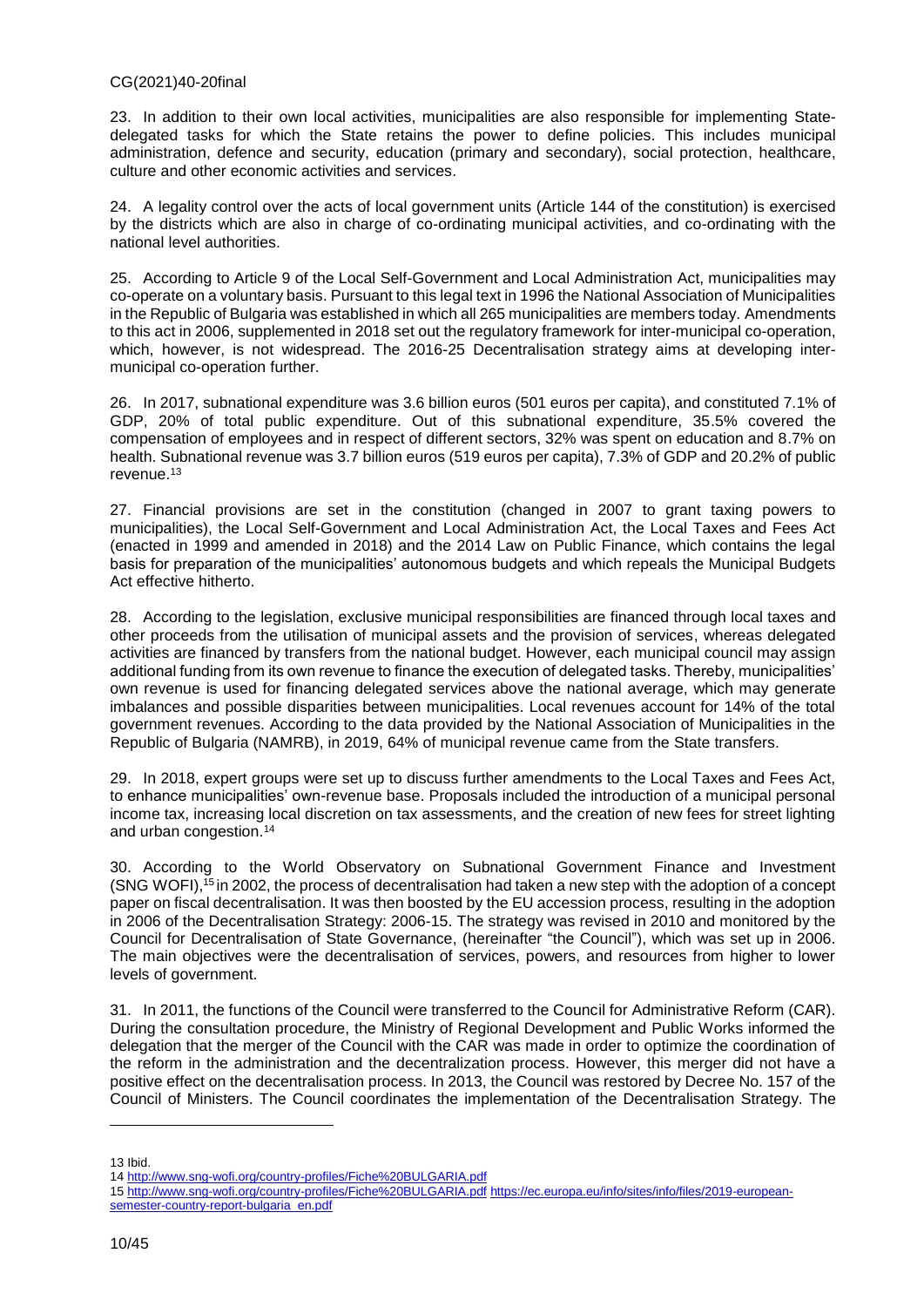23. In addition to their own local activities, municipalities are also responsible for implementing State-delegated tasks for which the State retains the power to define policies. This includes municipal administration, defence and security, education (primary and secondary), social protection, healthcare, culture and other economic activities and services.

24. A legality control over the acts of local government units (Article 144 of the constitution) is exercised by the districts which are also in charge of co-ordinating municipal activities, and co-ordinating with the national level authorities.

25. According to Article 9 of the Local Self-Government and Local Administration Act, municipalities may co-operate on a voluntary basis. Pursuant to this legal text in 1996 the National Association of Municipalities in the Republic of Bulgaria was established in which all 265 municipalities are members today. Amendments to this act in 2006, supplemented in 2018 set out the regulatory framework for inter-municipal co-operation, which, however, is not widespread. The 2016-25 Decentralisation strategy aims at developing inter-municipal co-operation further.

26. In 2017, subnational expenditure was 3.6 billion euros (501 euros per capita), and constituted 7.1% of GDP, 20% of total public expenditure. Out of this subnational expenditure, 35.5% covered the compensation of employees and in respect of different sectors, 32% was spent on education and 8.7% on health. Subnational revenue was 3.7 billion euros (519 euros per capita), 7.3% of GDP and 20.2% of public revenue.[13]

27. Financial provisions are set in the constitution (changed in 2007 to grant taxing powers to municipalities), the Local Self-Government and Local Administration Act, the Local Taxes and Fees Act (enacted in 1999 and amended in 2018) and the 2014 Law on Public Finance, which contains the legal basis for preparation of the municipalities' autonomous budgets and which repeals the Municipal Budgets Act effective hitherto.

28. According to the legislation, exclusive municipal responsibilities are financed through local taxes and other proceeds from the utilisation of municipal assets and the provision of services, whereas delegated activities are financed by transfers from the national budget. However, each municipal council may assign additional funding from its own revenue to finance the execution of delegated tasks. Thereby, municipalities' own revenue is used for financing delegated services above the national average, which may generate imbalances and possible disparities between municipalities. Local revenues account for 14% of the total government revenues. According to the data provided by the National Association of Municipalities in the Republic of Bulgaria (NAMRB), in 2019, 64% of municipal revenue came from the State transfers.

29. In 2018, expert groups were set up to discuss further amendments to the Local Taxes and Fees Act, to enhance municipalities' own-revenue base. Proposals included the introduction of a municipal personal income tax, increasing local discretion on tax assessments, and the creation of new fees for street lighting and urban congestion.[14]

30. According to the World Observatory on Subnational Government Finance and Investment (SNG WOFI),[15] in 2002, the process of decentralisation had taken a new step with the adoption of a concept paper on fiscal decentralisation. It was then boosted by the EU accession process, resulting in the adoption in 2006 of the Decentralisation Strategy: 2006-15. The strategy was revised in 2010 and monitored by the Council for Decentralisation of State Governance, (hereinafter "the Council"), which was set up in 2006. The main objectives were the decentralisation of services, powers, and resources from higher to lower levels of government.

31. In 2011, the functions of the Council were transferred to the Council for Administrative Reform (CAR). During the consultation procedure, the Ministry of Regional Development and Public Works informed the delegation that the merger of the Council with the CAR was made in order to optimize the coordination of the reform in the administration and the decentralization process. However, this merger did not have a positive effect on the decentralisation process. In 2013, the Council was restored by Decree No. 157 of the Council of Ministers. The Council coordinates the implementation of the Decentralisation Strategy. The

---

13 Ibid.

14 http://www.sng-wofi.org/country-profiles/Fiche%20BULGARIA.pdf

15 http://www.sng-wofi.org/country-profiles/Fiche%20BULGARIA.pdf https://ec.europa.eu/info/sites/info/files/2019-european-semester-country-report-bulgaria_en.pdf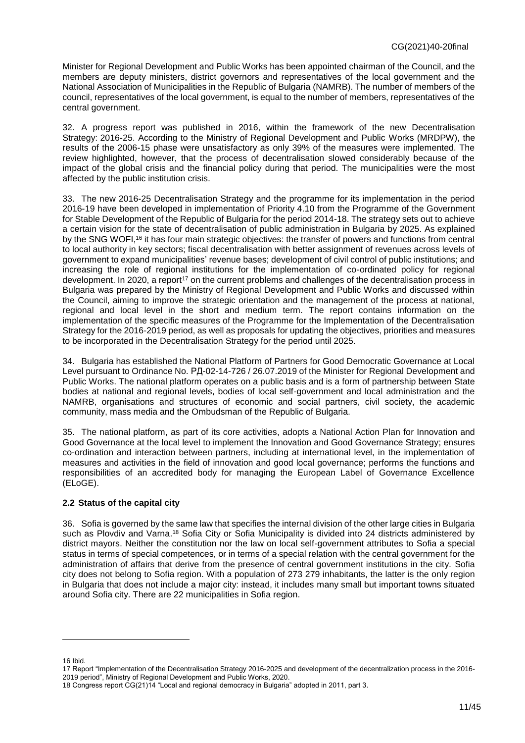Minister for Regional Development and Public Works has been appointed chairman of the Council, and the members are deputy ministers, district governors and representatives of the local government and the National Association of Municipalities in the Republic of Bulgaria (NAMRB). The number of members of the council, representatives of the local government, is equal to the number of members, representatives of the central government.

32. A progress report was published in 2016, within the framework of the new Decentralisation Strategy: 2016-25. According to the Ministry of Regional Development and Public Works (MRDPW), the results of the 2006-15 phase were unsatisfactory as only 39% of the measures were implemented. The review highlighted, however, that the process of decentralisation slowed considerably because of the impact of the global crisis and the financial policy during that period. The municipalities were the most affected by the public institution crisis.

33. The new 2016-25 Decentralisation Strategy and the programme for its implementation in the period 2016-19 have been developed in implementation of Priority 4.10 from the Programme of the Government for Stable Development of the Republic of Bulgaria for the period 2014-18. The strategy sets out to achieve a certain vision for the state of decentralisation of public administration in Bulgaria by 2025. As explained by the SNG WOFI,[16] it has four main strategic objectives: the transfer of powers and functions from central to local authority in key sectors; fiscal decentralisation with better assignment of revenues across levels of government to expand municipalities' revenue bases; development of civil control of public institutions; and increasing the role of regional institutions for the implementation of co-ordinated policy for regional development. In 2020, a report[17] on the current problems and challenges of the decentralisation process in Bulgaria was prepared by the Ministry of Regional Development and Public Works and discussed within the Council, aiming to improve the strategic orientation and the management of the process at national, regional and local level in the short and medium term. The report contains information on the implementation of the specific measures of the Programme for the Implementation of the Decentralisation Strategy for the 2016-2019 period, as well as proposals for updating the objectives, priorities and measures to be incorporated in the Decentralisation Strategy for the period until 2025.

34. Bulgaria has established the National Platform of Partners for Good Democratic Governance at Local Level pursuant to Ordinance No. РД-02-14-726 / 26.07.2019 of the Minister for Regional Development and Public Works. The national platform operates on a public basis and is a form of partnership between State bodies at national and regional levels, bodies of local self-government and local administration and the NAMRB, organisations and structures of economic and social partners, civil society, the academic community, mass media and the Ombudsman of the Republic of Bulgaria.

35. The national platform, as part of its core activities, adopts a National Action Plan for Innovation and Good Governance at the local level to implement the Innovation and Good Governance Strategy; ensures co-ordination and interaction between partners, including at international level, in the implementation of measures and activities in the field of innovation and good local governance; performs the functions and responsibilities of an accredited body for managing the European Label of Governance Excellence (ELoGE).

### 2.2 Status of the capital city

36. Sofia is governed by the same law that specifies the internal division of the other large cities in Bulgaria such as Plovdiv and Varna.[18] Sofia City or Sofia Municipality is divided into 24 districts administered by district mayors. Neither the constitution nor the law on local self-government attributes to Sofia a special status in terms of special competences, or in terms of a special relation with the central government for the administration of affairs that derive from the presence of central government institutions in the city. Sofia city does not belong to Sofia region. With a population of 273 279 inhabitants, the latter is the only region in Bulgaria that does not include a major city: instead, it includes many small but important towns situated around Sofia city. There are 22 municipalities in Sofia region.

---

16 Ibid.

17 Report "Implementation of the Decentralisation Strategy 2016-2025 and development of the decentralization process in the 2016-2019 period", Ministry of Regional Development and Public Works, 2020.

18 Congress report CG(21)14 "Local and regional democracy in Bulgaria" adopted in 2011, part 3.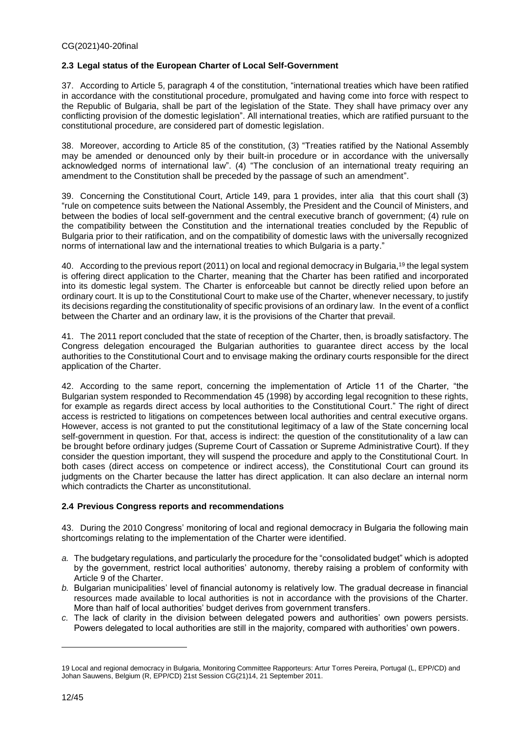### 2.3 Legal status of the European Charter of Local Self-Government

37. According to Article 5, paragraph 4 of the constitution, "international treaties which have been ratified in accordance with the constitutional procedure, promulgated and having come into force with respect to the Republic of Bulgaria, shall be part of the legislation of the State. They shall have primacy over any conflicting provision of the domestic legislation". All international treaties, which are ratified pursuant to the constitutional procedure, are considered part of domestic legislation.

38. Moreover, according to Article 85 of the constitution, (3) "Treaties ratified by the National Assembly may be amended or denounced only by their built-in procedure or in accordance with the universally acknowledged norms of international law". (4) "The conclusion of an international treaty requiring an amendment to the Constitution shall be preceded by the passage of such an amendment".

39. Concerning the Constitutional Court, Article 149, para 1 provides, inter alia that this court shall (3) "rule on competence suits between the National Assembly, the President and the Council of Ministers, and between the bodies of local self-government and the central executive branch of government; (4) rule on the compatibility between the Constitution and the international treaties concluded by the Republic of Bulgaria prior to their ratification, and on the compatibility of domestic laws with the universally recognized norms of international law and the international treaties to which Bulgaria is a party."

40. According to the previous report (2011) on local and regional democracy in Bulgaria,[19] the legal system is offering direct application to the Charter, meaning that the Charter has been ratified and incorporated into its domestic legal system. The Charter is enforceable but cannot be directly relied upon before an ordinary court. It is up to the Constitutional Court to make use of the Charter, whenever necessary, to justify its decisions regarding the constitutionality of specific provisions of an ordinary law. In the event of a conflict between the Charter and an ordinary law, it is the provisions of the Charter that prevail.

41. The 2011 report concluded that the state of reception of the Charter, then, is broadly satisfactory. The Congress delegation encouraged the Bulgarian authorities to guarantee direct access by the local authorities to the Constitutional Court and to envisage making the ordinary courts responsible for the direct application of the Charter.

42. According to the same report, concerning the implementation of Article 11 of the Charter, "the Bulgarian system responded to Recommendation 45 (1998) by according legal recognition to these rights, for example as regards direct access by local authorities to the Constitutional Court." The right of direct access is restricted to litigations on competences between local authorities and central executive organs. However, access is not granted to put the constitutional legitimacy of a law of the State concerning local self-government in question. For that, access is indirect: the question of the constitutionality of a law can be brought before ordinary judges (Supreme Court of Cassation or Supreme Administrative Court). If they consider the question important, they will suspend the procedure and apply to the Constitutional Court. In both cases (direct access on competence or indirect access), the Constitutional Court can ground its judgments on the Charter because the latter has direct application. It can also declare an internal norm which contradicts the Charter as unconstitutional.

### 2.4 Previous Congress reports and recommendations

43. During the 2010 Congress' monitoring of local and regional democracy in Bulgaria the following main shortcomings relating to the implementation of the Charter were identified.

*a.* The budgetary regulations, and particularly the procedure for the "consolidated budget" which is adopted by the government, restrict local authorities' autonomy, thereby raising a problem of conformity with Article 9 of the Charter.

*b.* Bulgarian municipalities' level of financial autonomy is relatively low. The gradual decrease in financial resources made available to local authorities is not in accordance with the provisions of the Charter. More than half of local authorities' budget derives from government transfers.

*c.* The lack of clarity in the division between delegated powers and authorities' own powers persists. Powers delegated to local authorities are still in the majority, compared with authorities' own powers.

---

19 Local and regional democracy in Bulgaria, Monitoring Committee Rapporteurs: Artur Torres Pereira, Portugal (L, EPP/CD) and Johan Sauwens, Belgium (R, EPP/CD) 21st Session CG(21)14, 21 September 2011.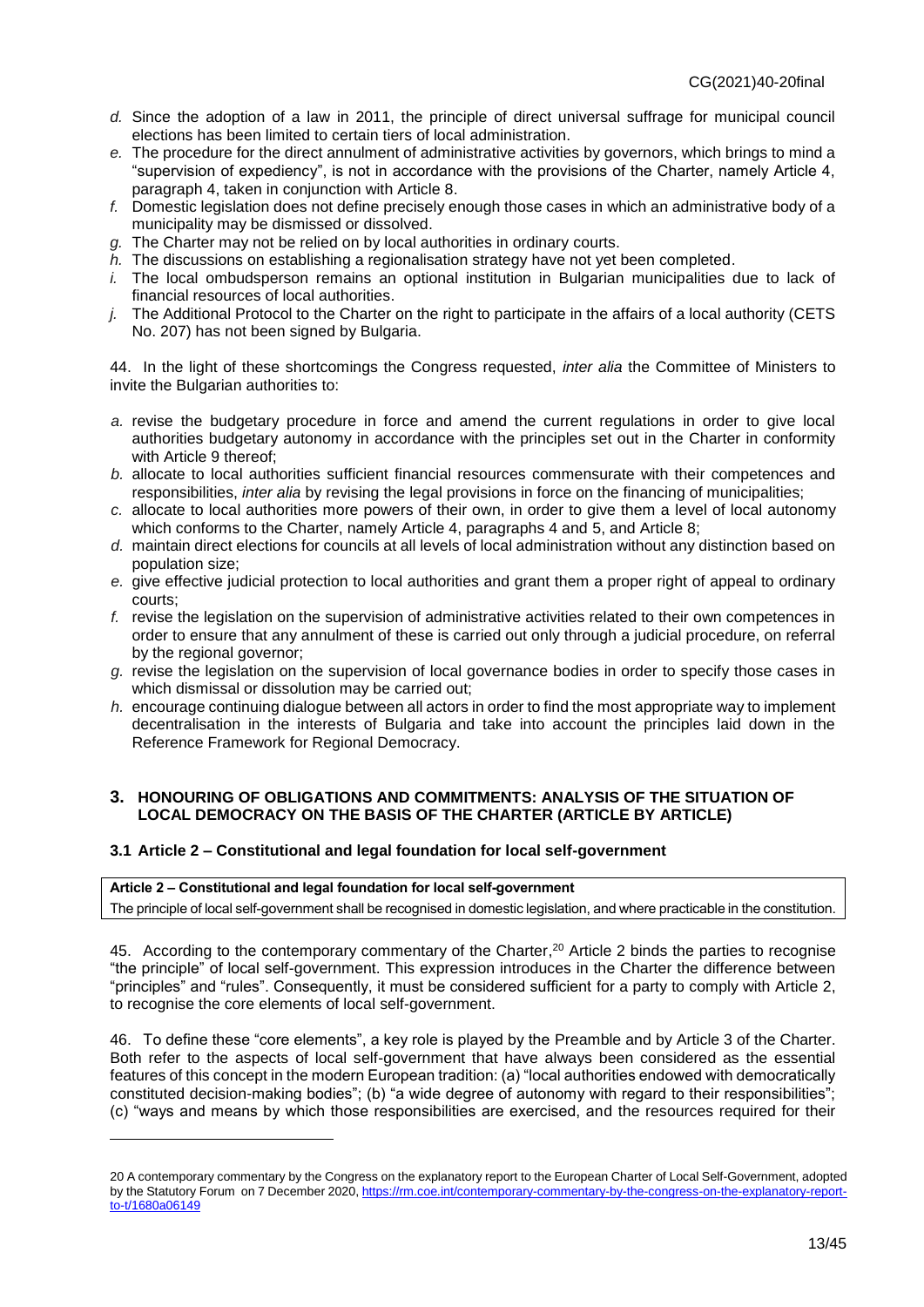*d.* Since the adoption of a law in 2011, the principle of direct universal suffrage for municipal council elections has been limited to certain tiers of local administration.
*e.* The procedure for the direct annulment of administrative activities by governors, which brings to mind a "supervision of expediency", is not in accordance with the provisions of the Charter, namely Article 4, paragraph 4, taken in conjunction with Article 8.
*f.* Domestic legislation does not define precisely enough those cases in which an administrative body of a municipality may be dismissed or dissolved.
*g.* The Charter may not be relied on by local authorities in ordinary courts.
*h.* The discussions on establishing a regionalisation strategy have not yet been completed.
*i.* The local ombudsperson remains an optional institution in Bulgarian municipalities due to lack of financial resources of local authorities.
*j.* The Additional Protocol to the Charter on the right to participate in the affairs of a local authority (CETS No. 207) has not been signed by Bulgaria.

44. In the light of these shortcomings the Congress requested, *inter alia* the Committee of Ministers to invite the Bulgarian authorities to:

*a.* revise the budgetary procedure in force and amend the current regulations in order to give local authorities budgetary autonomy in accordance with the principles set out in the Charter in conformity with Article 9 thereof;
*b.* allocate to local authorities sufficient financial resources commensurate with their competences and responsibilities, *inter alia* by revising the legal provisions in force on the financing of municipalities;
*c.* allocate to local authorities more powers of their own, in order to give them a level of local autonomy which conforms to the Charter, namely Article 4, paragraphs 4 and 5, and Article 8;
*d.* maintain direct elections for councils at all levels of local administration without any distinction based on population size;
*e.* give effective judicial protection to local authorities and grant them a proper right of appeal to ordinary courts;
*f.* revise the legislation on the supervision of administrative activities related to their own competences in order to ensure that any annulment of these is carried out only through a judicial procedure, on referral by the regional governor;
*g.* revise the legislation on the supervision of local governance bodies in order to specify those cases in which dismissal or dissolution may be carried out;
*h.* encourage continuing dialogue between all actors in order to find the most appropriate way to implement decentralisation in the interests of Bulgaria and take into account the principles laid down in the Reference Framework for Regional Democracy.

## 3. HONOURING OF OBLIGATIONS AND COMMITMENTS: ANALYSIS OF THE SITUATION OF LOCAL DEMOCRACY ON THE BASIS OF THE CHARTER (ARTICLE BY ARTICLE)

### 3.1 Article 2 – Constitutional and legal foundation for local self-government

| **Article 2 – Constitutional and legal foundation for local self-government** |
| --- |
| The principle of local self-government shall be recognised in domestic legislation, and where practicable in the constitution. |

45. According to the contemporary commentary of the Charter,[20] Article 2 binds the parties to recognise "the principle" of local self-government. This expression introduces in the Charter the difference between "principles" and "rules". Consequently, it must be considered sufficient for a party to comply with Article 2, to recognise the core elements of local self-government.

46. To define these "core elements", a key role is played by the Preamble and by Article 3 of the Charter. Both refer to the aspects of local self-government that have always been considered as the essential features of this concept in the modern European tradition: (a) "local authorities endowed with democratically constituted decision-making bodies"; (b) "a wide degree of autonomy with regard to their responsibilities"; (c) "ways and means by which those responsibilities are exercised, and the resources required for their

---

20 A contemporary commentary by the Congress on the explanatory report to the European Charter of Local Self-Government, adopted by the Statutory Forum on 7 December 2020, https://rm.coe.int/contemporary-commentary-by-the-congress-on-the-explanatory-report-to-t/1680a06149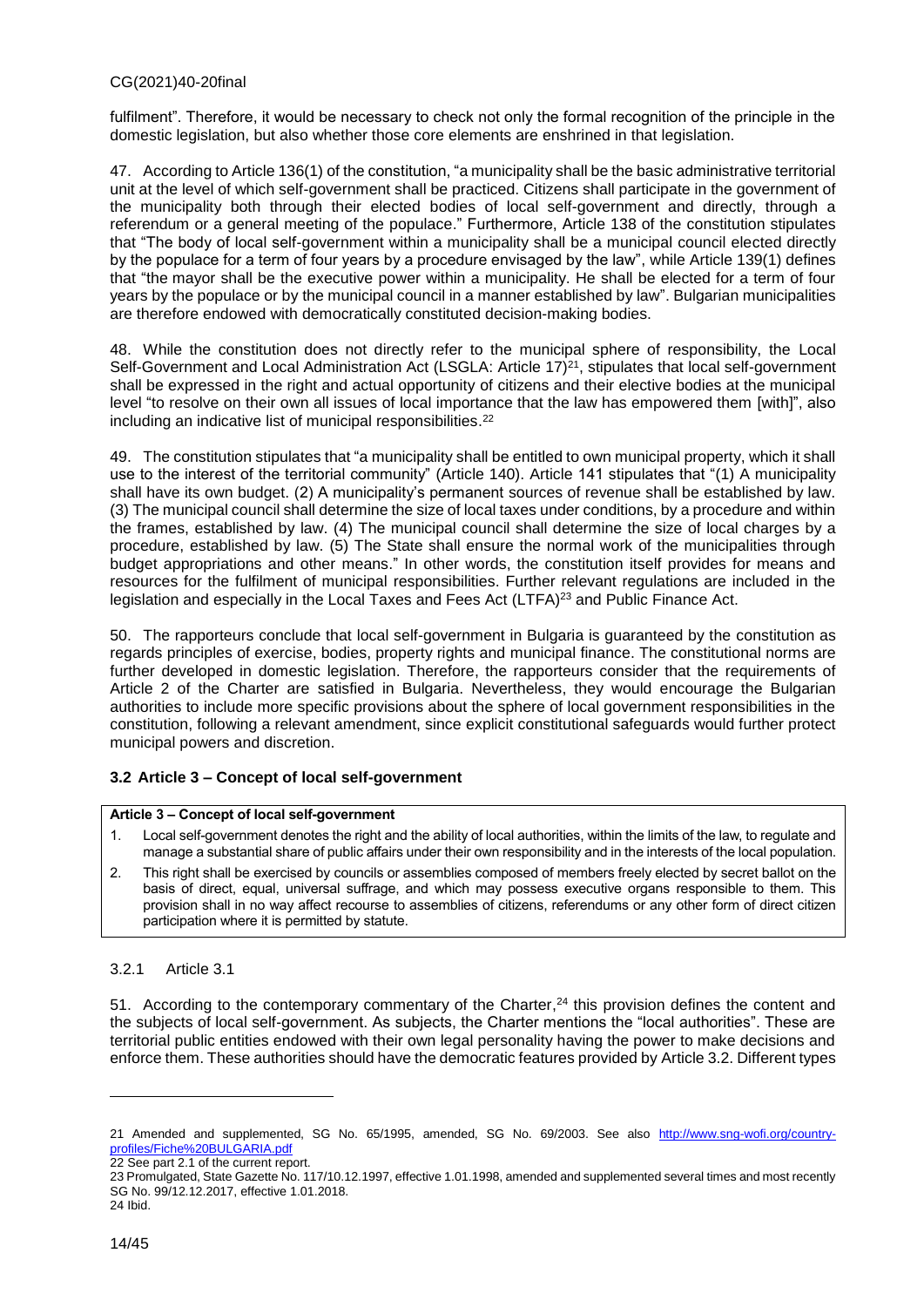fulfilment". Therefore, it would be necessary to check not only the formal recognition of the principle in the domestic legislation, but also whether those core elements are enshrined in that legislation.

47. According to Article 136(1) of the constitution, "a municipality shall be the basic administrative territorial unit at the level of which self-government shall be practiced. Citizens shall participate in the government of the municipality both through their elected bodies of local self-government and directly, through a referendum or a general meeting of the populace." Furthermore, Article 138 of the constitution stipulates that "The body of local self-government within a municipality shall be a municipal council elected directly by the populace for a term of four years by a procedure envisaged by the law", while Article 139(1) defines that "the mayor shall be the executive power within a municipality. He shall be elected for a term of four years by the populace or by the municipal council in a manner established by law". Bulgarian municipalities are therefore endowed with democratically constituted decision-making bodies.

48. While the constitution does not directly refer to the municipal sphere of responsibility, the Local Self-Government and Local Administration Act (LSGLA: Article 17)[21], stipulates that local self-government shall be expressed in the right and actual opportunity of citizens and their elective bodies at the municipal level "to resolve on their own all issues of local importance that the law has empowered them [with]", also including an indicative list of municipal responsibilities.[22]

49. The constitution stipulates that "a municipality shall be entitled to own municipal property, which it shall use to the interest of the territorial community" (Article 140). Article 141 stipulates that "(1) A municipality shall have its own budget. (2) A municipality's permanent sources of revenue shall be established by law. (3) The municipal council shall determine the size of local taxes under conditions, by a procedure and within the frames, established by law. (4) The municipal council shall determine the size of local charges by a procedure, established by law. (5) The State shall ensure the normal work of the municipalities through budget appropriations and other means." In other words, the constitution itself provides for means and resources for the fulfilment of municipal responsibilities. Further relevant regulations are included in the legislation and especially in the Local Taxes and Fees Act (LTFA)[23] and Public Finance Act.

50. The rapporteurs conclude that local self-government in Bulgaria is guaranteed by the constitution as regards principles of exercise, bodies, property rights and municipal finance. The constitutional norms are further developed in domestic legislation. Therefore, the rapporteurs consider that the requirements of Article 2 of the Charter are satisfied in Bulgaria. Nevertheless, they would encourage the Bulgarian authorities to include more specific provisions about the sphere of local government responsibilities in the constitution, following a relevant amendment, since explicit constitutional safeguards would further protect municipal powers and discretion.

### 3.2 Article 3 – Concept of local self-government

**Article 3 – Concept of local self-government**

1. Local self-government denotes the right and the ability of local authorities, within the limits of the law, to regulate and manage a substantial share of public affairs under their own responsibility and in the interests of the local population.
2. This right shall be exercised by councils or assemblies composed of members freely elected by secret ballot on the basis of direct, equal, universal suffrage, and which may possess executive organs responsible to them. This provision shall in no way affect recourse to assemblies of citizens, referendums or any other form of direct citizen participation where it is permitted by statute.

#### 3.2.1 Article 3.1

51. According to the contemporary commentary of the Charter,[24] this provision defines the content and the subjects of local self-government. As subjects, the Charter mentions the "local authorities". These are territorial public entities endowed with their own legal personality having the power to make decisions and enforce them. These authorities should have the democratic features provided by Article 3.2. Different types

---

21 Amended and supplemented, SG No. 65/1995, amended, SG No. 69/2003. See also http://www.sng-wofi.org/country-profiles/Fiche%20BULGARIA.pdf

22 See part 2.1 of the current report.

23 Promulgated, State Gazette No. 117/10.12.1997, effective 1.01.1998, amended and supplemented several times and most recently SG No. 99/12.12.2017, effective 1.01.2018.

24 Ibid.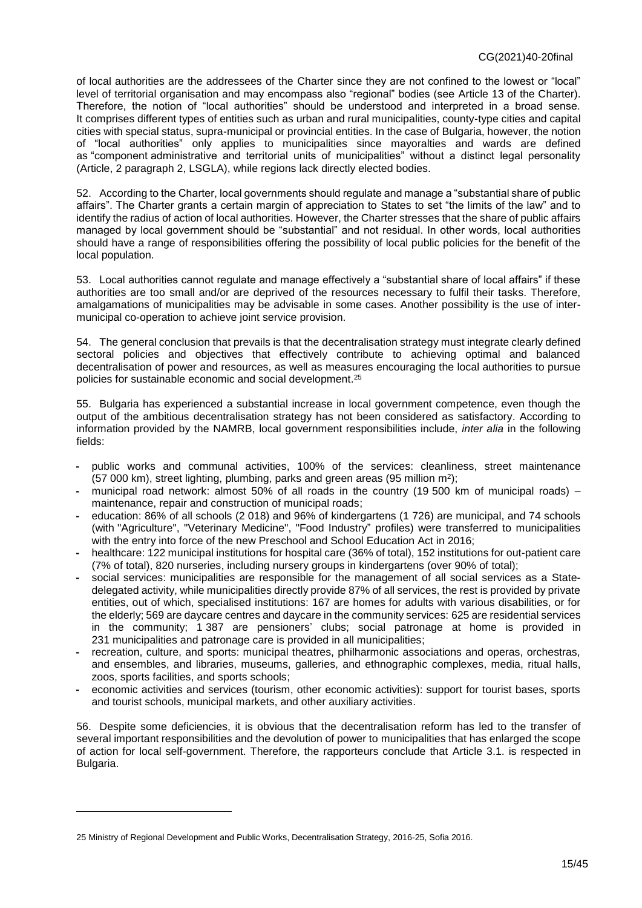of local authorities are the addressees of the Charter since they are not confined to the lowest or "local" level of territorial organisation and may encompass also "regional" bodies (see Article 13 of the Charter). Therefore, the notion of "local authorities" should be understood and interpreted in a broad sense. It comprises different types of entities such as urban and rural municipalities, county-type cities and capital cities with special status, supra-municipal or provincial entities. In the case of Bulgaria, however, the notion of "local authorities" only applies to municipalities since mayoralties and wards are defined as "component administrative and territorial units of municipalities" without a distinct legal personality (Article, 2 paragraph 2, LSGLA), while regions lack directly elected bodies.

52. According to the Charter, local governments should regulate and manage a "substantial share of public affairs". The Charter grants a certain margin of appreciation to States to set "the limits of the law" and to identify the radius of action of local authorities. However, the Charter stresses that the share of public affairs managed by local government should be "substantial" and not residual. In other words, local authorities should have a range of responsibilities offering the possibility of local public policies for the benefit of the local population.

53. Local authorities cannot regulate and manage effectively a "substantial share of local affairs" if these authorities are too small and/or are deprived of the resources necessary to fulfil their tasks. Therefore, amalgamations of municipalities may be advisable in some cases. Another possibility is the use of inter-municipal co-operation to achieve joint service provision.

54. The general conclusion that prevails is that the decentralisation strategy must integrate clearly defined sectoral policies and objectives that effectively contribute to achieving optimal and balanced decentralisation of power and resources, as well as measures encouraging the local authorities to pursue policies for sustainable economic and social development.[25]

55. Bulgaria has experienced a substantial increase in local government competence, even though the output of the ambitious decentralisation strategy has not been considered as satisfactory. According to information provided by the NAMRB, local government responsibilities include, *inter alia* in the following fields:

- public works and communal activities, 100% of the services: cleanliness, street maintenance (57 000 km), street lighting, plumbing, parks and green areas (95 million m$^2$);
- municipal road network: almost 50% of all roads in the country (19 500 km of municipal roads) – maintenance, repair and construction of municipal roads;
- education: 86% of all schools (2 018) and 96% of kindergartens (1 726) are municipal, and 74 schools (with "Agriculture", "Veterinary Medicine", "Food Industry" profiles) were transferred to municipalities with the entry into force of the new Preschool and School Education Act in 2016;
- healthcare: 122 municipal institutions for hospital care (36% of total), 152 institutions for out-patient care (7% of total), 820 nurseries, including nursery groups in kindergartens (over 90% of total);
- social services: municipalities are responsible for the management of all social services as a State-delegated activity, while municipalities directly provide 87% of all services, the rest is provided by private entities, out of which, specialised institutions: 167 are homes for adults with various disabilities, or for the elderly; 569 are daycare centres and daycare in the community services: 625 are residential services in the community; 1 387 are pensioners' clubs; social patronage at home is provided in 231 municipalities and patronage care is provided in all municipalities;
- recreation, culture, and sports: municipal theatres, philharmonic associations and operas, orchestras, and ensembles, and libraries, museums, galleries, and ethnographic complexes, media, ritual halls, zoos, sports facilities, and sports schools;
- economic activities and services (tourism, other economic activities): support for tourist bases, sports and tourist schools, municipal markets, and other auxiliary activities.

56. Despite some deficiencies, it is obvious that the decentralisation reform has led to the transfer of several important responsibilities and the devolution of power to municipalities that has enlarged the scope of action for local self-government. Therefore, the rapporteurs conclude that Article 3.1. is respected in Bulgaria.

---

25 Ministry of Regional Development and Public Works, Decentralisation Strategy, 2016-25, Sofia 2016.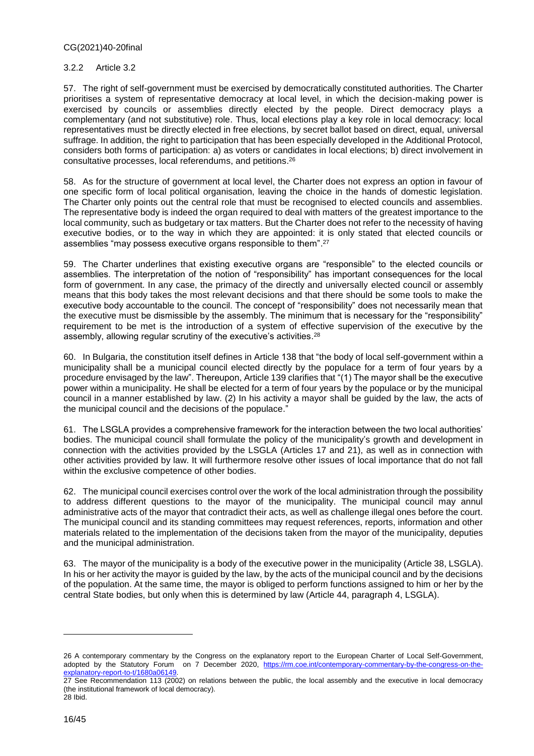#### 3.2.2 Article 3.2

57. The right of self-government must be exercised by democratically constituted authorities. The Charter prioritises a system of representative democracy at local level, in which the decision-making power is exercised by councils or assemblies directly elected by the people. Direct democracy plays a complementary (and not substitutive) role. Thus, local elections play a key role in local democracy: local representatives must be directly elected in free elections, by secret ballot based on direct, equal, universal suffrage. In addition, the right to participation that has been especially developed in the Additional Protocol, considers both forms of participation: a) as voters or candidates in local elections; b) direct involvement in consultative processes, local referendums, and petitions.[26]

58. As for the structure of government at local level, the Charter does not express an option in favour of one specific form of local political organisation, leaving the choice in the hands of domestic legislation. The Charter only points out the central role that must be recognised to elected councils and assemblies. The representative body is indeed the organ required to deal with matters of the greatest importance to the local community, such as budgetary or tax matters. But the Charter does not refer to the necessity of having executive bodies, or to the way in which they are appointed: it is only stated that elected councils or assemblies "may possess executive organs responsible to them".[27]

59. The Charter underlines that existing executive organs are "responsible" to the elected councils or assemblies. The interpretation of the notion of "responsibility" has important consequences for the local form of government. In any case, the primacy of the directly and universally elected council or assembly means that this body takes the most relevant decisions and that there should be some tools to make the executive body accountable to the council. The concept of "responsibility" does not necessarily mean that the executive must be dismissible by the assembly. The minimum that is necessary for the "responsibility" requirement to be met is the introduction of a system of effective supervision of the executive by the assembly, allowing regular scrutiny of the executive's activities.[28]

60. In Bulgaria, the constitution itself defines in Article 138 that "the body of local self-government within a municipality shall be a municipal council elected directly by the populace for a term of four years by a procedure envisaged by the law". Thereupon, Article 139 clarifies that "(1) The mayor shall be the executive power within a municipality. He shall be elected for a term of four years by the populace or by the municipal council in a manner established by law. (2) In his activity a mayor shall be guided by the law, the acts of the municipal council and the decisions of the populace."

61. The LSGLA provides a comprehensive framework for the interaction between the two local authorities' bodies. The municipal council shall formulate the policy of the municipality's growth and development in connection with the activities provided by the LSGLA (Articles 17 and 21), as well as in connection with other activities provided by law. It will furthermore resolve other issues of local importance that do not fall within the exclusive competence of other bodies.

62. The municipal council exercises control over the work of the local administration through the possibility to address different questions to the mayor of the municipality. The municipal council may annul administrative acts of the mayor that contradict their acts, as well as challenge illegal ones before the court. The municipal council and its standing committees may request references, reports, information and other materials related to the implementation of the decisions taken from the mayor of the municipality, deputies and the municipal administration.

63. The mayor of the municipality is a body of the executive power in the municipality (Article 38, LSGLA). In his or her activity the mayor is guided by the law, by the acts of the municipal council and by the decisions of the population. At the same time, the mayor is obliged to perform functions assigned to him or her by the central State bodies, but only when this is determined by law (Article 44, paragraph 4, LSGLA).

---

26 A contemporary commentary by the Congress on the explanatory report to the European Charter of Local Self-Government, adopted by the Statutory Forum on 7 December 2020, https://rm.coe.int/contemporary-commentary-by-the-congress-on-the-explanatory-report-to-t/1680a06149.

27 See Recommendation 113 (2002) on relations between the public, the local assembly and the executive in local democracy (the institutional framework of local democracy).

28 Ibid.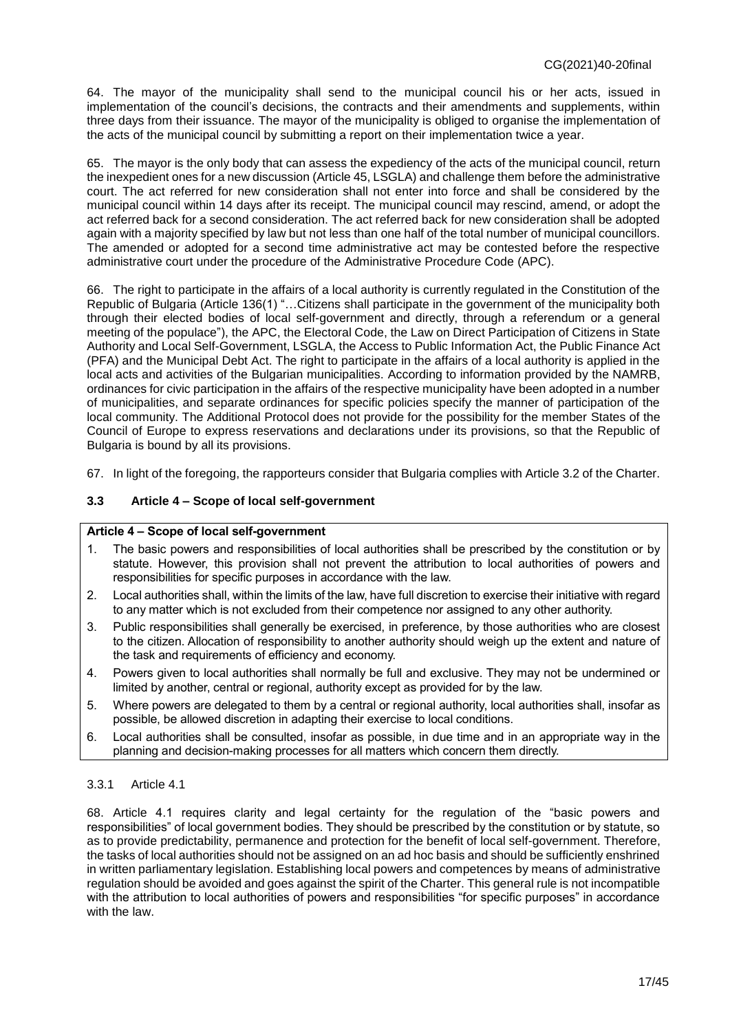64. The mayor of the municipality shall send to the municipal council his or her acts, issued in implementation of the council's decisions, the contracts and their amendments and supplements, within three days from their issuance. The mayor of the municipality is obliged to organise the implementation of the acts of the municipal council by submitting a report on their implementation twice a year.

65. The mayor is the only body that can assess the expediency of the acts of the municipal council, return the inexpedient ones for a new discussion (Article 45, LSGLA) and challenge them before the administrative court. The act referred for new consideration shall not enter into force and shall be considered by the municipal council within 14 days after its receipt. The municipal council may rescind, amend, or adopt the act referred back for a second consideration. The act referred back for new consideration shall be adopted again with a majority specified by law but not less than one half of the total number of municipal councillors. The amended or adopted for a second time administrative act may be contested before the respective administrative court under the procedure of the Administrative Procedure Code (APC).

66. The right to participate in the affairs of a local authority is currently regulated in the Constitution of the Republic of Bulgaria (Article 136(1) "…Citizens shall participate in the government of the municipality both through their elected bodies of local self-government and directly, through a referendum or a general meeting of the populace"), the APC, the Electoral Code, the Law on Direct Participation of Citizens in State Authority and Local Self-Government, LSGLA, the Access to Public Information Act, the Public Finance Act (PFA) and the Municipal Debt Act. The right to participate in the affairs of a local authority is applied in the local acts and activities of the Bulgarian municipalities. According to information provided by the NAMRB, ordinances for civic participation in the affairs of the respective municipality have been adopted in a number of municipalities, and separate ordinances for specific policies specify the manner of participation of the local community. The Additional Protocol does not provide for the possibility for the member States of the Council of Europe to express reservations and declarations under its provisions, so that the Republic of Bulgaria is bound by all its provisions.

67. In light of the foregoing, the rapporteurs consider that Bulgaria complies with Article 3.2 of the Charter.

### 3.3 Article 4 – Scope of local self-government

**Article 4 – Scope of local self-government**

1. The basic powers and responsibilities of local authorities shall be prescribed by the constitution or by statute. However, this provision shall not prevent the attribution to local authorities of powers and responsibilities for specific purposes in accordance with the law.
2. Local authorities shall, within the limits of the law, have full discretion to exercise their initiative with regard to any matter which is not excluded from their competence nor assigned to any other authority.
3. Public responsibilities shall generally be exercised, in preference, by those authorities who are closest to the citizen. Allocation of responsibility to another authority should weigh up the extent and nature of the task and requirements of efficiency and economy.
4. Powers given to local authorities shall normally be full and exclusive. They may not be undermined or limited by another, central or regional, authority except as provided for by the law.
5. Where powers are delegated to them by a central or regional authority, local authorities shall, insofar as possible, be allowed discretion in adapting their exercise to local conditions.
6. Local authorities shall be consulted, insofar as possible, in due time and in an appropriate way in the planning and decision-making processes for all matters which concern them directly.

#### 3.3.1 Article 4.1

68. Article 4.1 requires clarity and legal certainty for the regulation of the "basic powers and responsibilities" of local government bodies. They should be prescribed by the constitution or by statute, so as to provide predictability, permanence and protection for the benefit of local self-government. Therefore, the tasks of local authorities should not be assigned on an ad hoc basis and should be sufficiently enshrined in written parliamentary legislation. Establishing local powers and competences by means of administrative regulation should be avoided and goes against the spirit of the Charter. This general rule is not incompatible with the attribution to local authorities of powers and responsibilities "for specific purposes" in accordance with the law.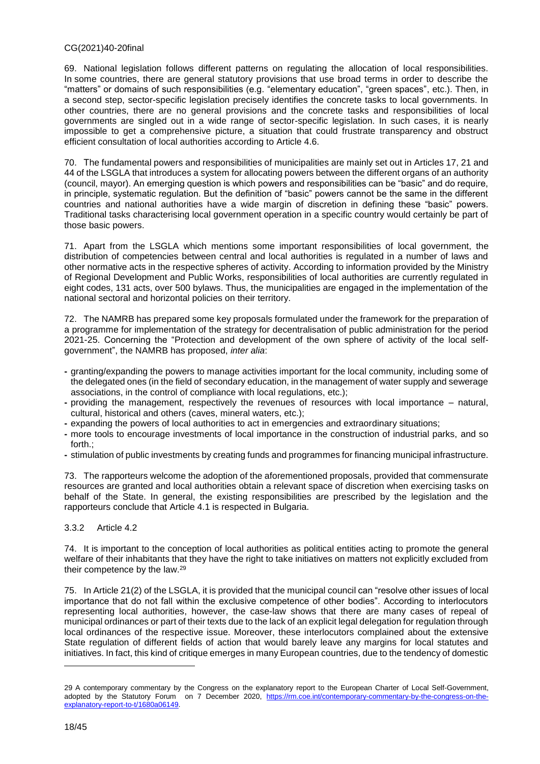69. National legislation follows different patterns on regulating the allocation of local responsibilities. In some countries, there are general statutory provisions that use broad terms in order to describe the "matters" or domains of such responsibilities (e.g. "elementary education", "green spaces", etc.). Then, in a second step, sector-specific legislation precisely identifies the concrete tasks to local governments. In other countries, there are no general provisions and the concrete tasks and responsibilities of local governments are singled out in a wide range of sector-specific legislation. In such cases, it is nearly impossible to get a comprehensive picture, a situation that could frustrate transparency and obstruct efficient consultation of local authorities according to Article 4.6.

70. The fundamental powers and responsibilities of municipalities are mainly set out in Articles 17, 21 and 44 of the LSGLA that introduces a system for allocating powers between the different organs of an authority (council, mayor). An emerging question is which powers and responsibilities can be "basic" and do require, in principle, systematic regulation. But the definition of "basic" powers cannot be the same in the different countries and national authorities have a wide margin of discretion in defining these "basic" powers. Traditional tasks characterising local government operation in a specific country would certainly be part of those basic powers.

71. Apart from the LSGLA which mentions some important responsibilities of local government, the distribution of competencies between central and local authorities is regulated in a number of laws and other normative acts in the respective spheres of activity. According to information provided by the Ministry of Regional Development and Public Works, responsibilities of local authorities are currently regulated in eight codes, 131 acts, over 500 bylaws. Thus, the municipalities are engaged in the implementation of the national sectoral and horizontal policies on their territory.

72. The NAMRB has prepared some key proposals formulated under the framework for the preparation of a programme for implementation of the strategy for decentralisation of public administration for the period 2021-25. Concerning the "Protection and development of the own sphere of activity of the local self-government", the NAMRB has proposed, *inter alia*:

- granting/expanding the powers to manage activities important for the local community, including some of the delegated ones (in the field of secondary education, in the management of water supply and sewerage associations, in the control of compliance with local regulations, etc.);
- providing the management, respectively the revenues of resources with local importance – natural, cultural, historical and others (caves, mineral waters, etc.);
- expanding the powers of local authorities to act in emergencies and extraordinary situations;
- more tools to encourage investments of local importance in the construction of industrial parks, and so forth.;
- stimulation of public investments by creating funds and programmes for financing municipal infrastructure.

73. The rapporteurs welcome the adoption of the aforementioned proposals, provided that commensurate resources are granted and local authorities obtain a relevant space of discretion when exercising tasks on behalf of the State. In general, the existing responsibilities are prescribed by the legislation and the rapporteurs conclude that Article 4.1 is respected in Bulgaria.

### 3.3.2 Article 4.2

74. It is important to the conception of local authorities as political entities acting to promote the general welfare of their inhabitants that they have the right to take initiatives on matters not explicitly excluded from their competence by the law.[29]

75. In Article 21(2) of the LSGLA, it is provided that the municipal council can "resolve other issues of local importance that do not fall within the exclusive competence of other bodies". According to interlocutors representing local authorities, however, the case-law shows that there are many cases of repeal of municipal ordinances or part of their texts due to the lack of an explicit legal delegation for regulation through local ordinances of the respective issue. Moreover, these interlocutors complained about the extensive State regulation of different fields of action that would barely leave any margins for local statutes and initiatives. In fact, this kind of critique emerges in many European countries, due to the tendency of domestic

---

[29] A contemporary commentary by the Congress on the explanatory report to the European Charter of Local Self-Government, adopted by the Statutory Forum on 7 December 2020, https://rm.coe.int/contemporary-commentary-by-the-congress-on-the-explanatory-report-to-t/1680a06149.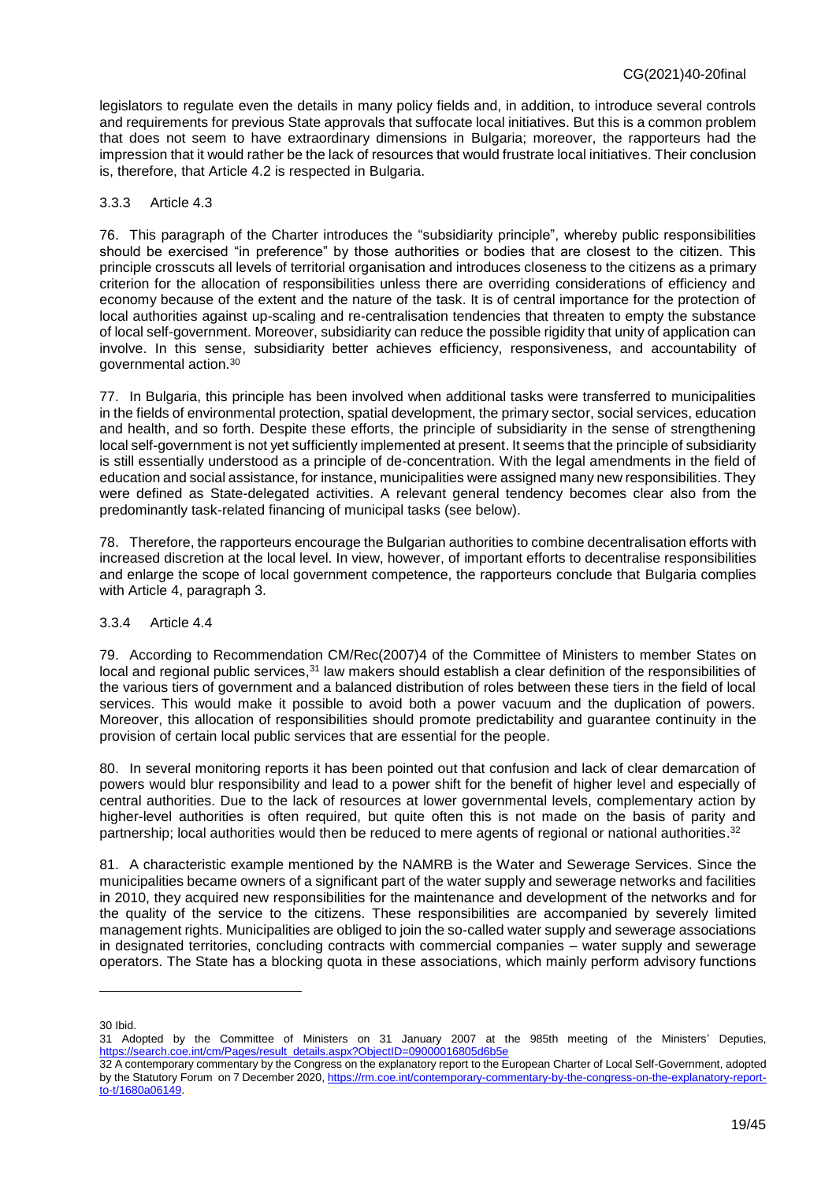legislators to regulate even the details in many policy fields and, in addition, to introduce several controls and requirements for previous State approvals that suffocate local initiatives. But this is a common problem that does not seem to have extraordinary dimensions in Bulgaria; moreover, the rapporteurs had the impression that it would rather be the lack of resources that would frustrate local initiatives. Their conclusion is, therefore, that Article 4.2 is respected in Bulgaria.

### 3.3.3 Article 4.3

76. This paragraph of the Charter introduces the "subsidiarity principle", whereby public responsibilities should be exercised "in preference" by those authorities or bodies that are closest to the citizen. This principle crosscuts all levels of territorial organisation and introduces closeness to the citizens as a primary criterion for the allocation of responsibilities unless there are overriding considerations of efficiency and economy because of the extent and the nature of the task. It is of central importance for the protection of local authorities against up-scaling and re-centralisation tendencies that threaten to empty the substance of local self-government. Moreover, subsidiarity can reduce the possible rigidity that unity of application can involve. In this sense, subsidiarity better achieves efficiency, responsiveness, and accountability of governmental action.[30]

77. In Bulgaria, this principle has been involved when additional tasks were transferred to municipalities in the fields of environmental protection, spatial development, the primary sector, social services, education and health, and so forth. Despite these efforts, the principle of subsidiarity in the sense of strengthening local self-government is not yet sufficiently implemented at present. It seems that the principle of subsidiarity is still essentially understood as a principle of de-concentration. With the legal amendments in the field of education and social assistance, for instance, municipalities were assigned many new responsibilities. They were defined as State-delegated activities. A relevant general tendency becomes clear also from the predominantly task-related financing of municipal tasks (see below).

78. Therefore, the rapporteurs encourage the Bulgarian authorities to combine decentralisation efforts with increased discretion at the local level. In view, however, of important efforts to decentralise responsibilities and enlarge the scope of local government competence, the rapporteurs conclude that Bulgaria complies with Article 4, paragraph 3.

### 3.3.4 Article 4.4

79. According to Recommendation CM/Rec(2007)4 of the Committee of Ministers to member States on local and regional public services,[31] law makers should establish a clear definition of the responsibilities of the various tiers of government and a balanced distribution of roles between these tiers in the field of local services. This would make it possible to avoid both a power vacuum and the duplication of powers. Moreover, this allocation of responsibilities should promote predictability and guarantee continuity in the provision of certain local public services that are essential for the people.

80. In several monitoring reports it has been pointed out that confusion and lack of clear demarcation of powers would blur responsibility and lead to a power shift for the benefit of higher level and especially of central authorities. Due to the lack of resources at lower governmental levels, complementary action by higher-level authorities is often required, but quite often this is not made on the basis of parity and partnership; local authorities would then be reduced to mere agents of regional or national authorities.[32]

81. A characteristic example mentioned by the NAMRB is the Water and Sewerage Services. Since the municipalities became owners of a significant part of the water supply and sewerage networks and facilities in 2010, they acquired new responsibilities for the maintenance and development of the networks and for the quality of the service to the citizens. These responsibilities are accompanied by severely limited management rights. Municipalities are obliged to join the so-called water supply and sewerage associations in designated territories, concluding contracts with commercial companies – water supply and sewerage operators. The State has a blocking quota in these associations, which mainly perform advisory functions

---

30 Ibid.

31 Adopted by the Committee of Ministers on 31 January 2007 at the 985th meeting of the Ministers' Deputies, https://search.coe.int/cm/Pages/result_details.aspx?ObjectID=09000016805d6b5e

32 A contemporary commentary by the Congress on the explanatory report to the European Charter of Local Self-Government, adopted by the Statutory Forum on 7 December 2020, https://rm.coe.int/contemporary-commentary-by-the-congress-on-the-explanatory-report-to-t/1680a06149.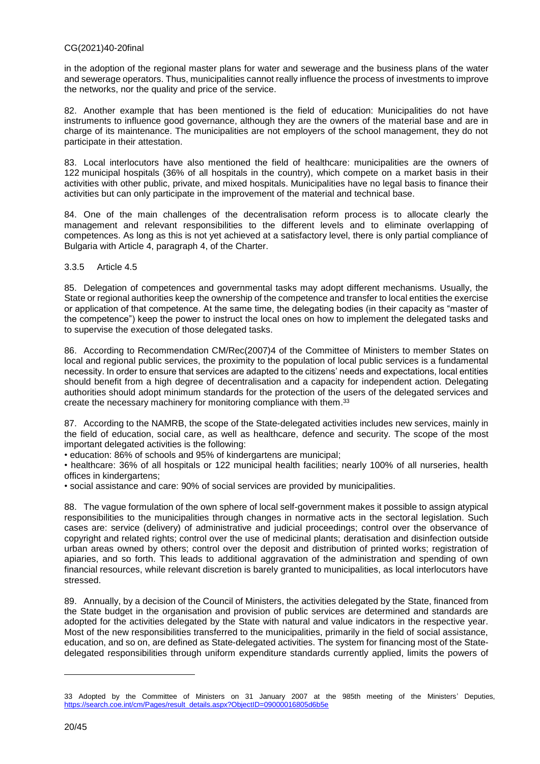in the adoption of the regional master plans for water and sewerage and the business plans of the water and sewerage operators. Thus, municipalities cannot really influence the process of investments to improve the networks, nor the quality and price of the service.

82. Another example that has been mentioned is the field of education: Municipalities do not have instruments to influence good governance, although they are the owners of the material base and are in charge of its maintenance. The municipalities are not employers of the school management, they do not participate in their attestation.

83. Local interlocutors have also mentioned the field of healthcare: municipalities are the owners of 122 municipal hospitals (36% of all hospitals in the country), which compete on a market basis in their activities with other public, private, and mixed hospitals. Municipalities have no legal basis to finance their activities but can only participate in the improvement of the material and technical base.

84. One of the main challenges of the decentralisation reform process is to allocate clearly the management and relevant responsibilities to the different levels and to eliminate overlapping of competences. As long as this is not yet achieved at a satisfactory level, there is only partial compliance of Bulgaria with Article 4, paragraph 4, of the Charter.

### 3.3.5 Article 4.5

85. Delegation of competences and governmental tasks may adopt different mechanisms. Usually, the State or regional authorities keep the ownership of the competence and transfer to local entities the exercise or application of that competence. At the same time, the delegating bodies (in their capacity as "master of the competence") keep the power to instruct the local ones on how to implement the delegated tasks and to supervise the execution of those delegated tasks.

86. According to Recommendation CM/Rec(2007)4 of the Committee of Ministers to member States on local and regional public services, the proximity to the population of local public services is a fundamental necessity. In order to ensure that services are adapted to the citizens' needs and expectations, local entities should benefit from a high degree of decentralisation and a capacity for independent action. Delegating authorities should adopt minimum standards for the protection of the users of the delegated services and create the necessary machinery for monitoring compliance with them.[33]

87. According to the NAMRB, the scope of the State-delegated activities includes new services, mainly in the field of education, social care, as well as healthcare, defence and security. The scope of the most important delegated activities is the following:

- education: 86% of schools and 95% of kindergartens are municipal;
- healthcare: 36% of all hospitals or 122 municipal health facilities; nearly 100% of all nurseries, health offices in kindergartens;
- social assistance and care: 90% of social services are provided by municipalities.

88. The vague formulation of the own sphere of local self-government makes it possible to assign atypical responsibilities to the municipalities through changes in normative acts in the sectoral legislation. Such cases are: service (delivery) of administrative and judicial proceedings; control over the observance of copyright and related rights; control over the use of medicinal plants; deratisation and disinfection outside urban areas owned by others; control over the deposit and distribution of printed works; registration of apiaries, and so forth. This leads to additional aggravation of the administration and spending of own financial resources, while relevant discretion is barely granted to municipalities, as local interlocutors have stressed.

89. Annually, by a decision of the Council of Ministers, the activities delegated by the State, financed from the State budget in the organisation and provision of public services are determined and standards are adopted for the activities delegated by the State with natural and value indicators in the respective year. Most of the new responsibilities transferred to the municipalities, primarily in the field of social assistance, education, and so on, are defined as State-delegated activities. The system for financing most of the State-delegated responsibilities through uniform expenditure standards currently applied, limits the powers of

---

33 Adopted by the Committee of Ministers on 31 January 2007 at the 985th meeting of the Ministers' Deputies, https://search.coe.int/cm/Pages/result_details.aspx?ObjectID=09000016805d6b5e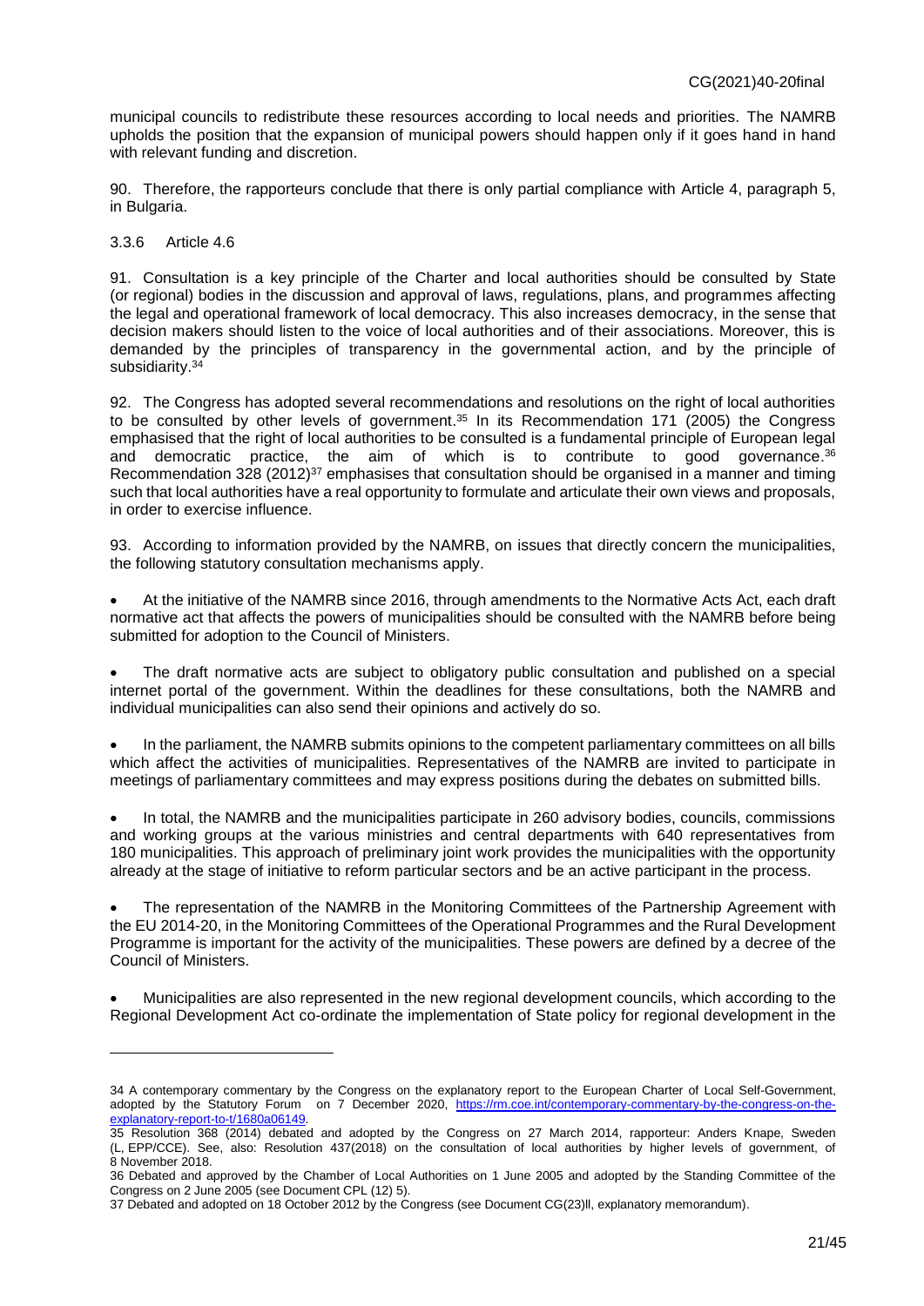municipal councils to redistribute these resources according to local needs and priorities. The NAMRB upholds the position that the expansion of municipal powers should happen only if it goes hand in hand with relevant funding and discretion.

90. Therefore, the rapporteurs conclude that there is only partial compliance with Article 4, paragraph 5, in Bulgaria.

### 3.3.6 Article 4.6

91. Consultation is a key principle of the Charter and local authorities should be consulted by State (or regional) bodies in the discussion and approval of laws, regulations, plans, and programmes affecting the legal and operational framework of local democracy. This also increases democracy, in the sense that decision makers should listen to the voice of local authorities and of their associations. Moreover, this is demanded by the principles of transparency in the governmental action, and by the principle of subsidiarity.[34]

92. The Congress has adopted several recommendations and resolutions on the right of local authorities to be consulted by other levels of government.[35] In its Recommendation 171 (2005) the Congress emphasised that the right of local authorities to be consulted is a fundamental principle of European legal and democratic practice, the aim of which is to contribute to good governance.[36] Recommendation 328 (2012)[37] emphasises that consultation should be organised in a manner and timing such that local authorities have a real opportunity to formulate and articulate their own views and proposals, in order to exercise influence.

93. According to information provided by the NAMRB, on issues that directly concern the municipalities, the following statutory consultation mechanisms apply.

- At the initiative of the NAMRB since 2016, through amendments to the Normative Acts Act, each draft normative act that affects the powers of municipalities should be consulted with the NAMRB before being submitted for adoption to the Council of Ministers.

- The draft normative acts are subject to obligatory public consultation and published on a special internet portal of the government. Within the deadlines for these consultations, both the NAMRB and individual municipalities can also send their opinions and actively do so.

- In the parliament, the NAMRB submits opinions to the competent parliamentary committees on all bills which affect the activities of municipalities. Representatives of the NAMRB are invited to participate in meetings of parliamentary committees and may express positions during the debates on submitted bills.

- In total, the NAMRB and the municipalities participate in 260 advisory bodies, councils, commissions and working groups at the various ministries and central departments with 640 representatives from 180 municipalities. This approach of preliminary joint work provides the municipalities with the opportunity already at the stage of initiative to reform particular sectors and be an active participant in the process.

- The representation of the NAMRB in the Monitoring Committees of the Partnership Agreement with the EU 2014-20, in the Monitoring Committees of the Operational Programmes and the Rural Development Programme is important for the activity of the municipalities. These powers are defined by a decree of the Council of Ministers.

- Municipalities are also represented in the new regional development councils, which according to the Regional Development Act co-ordinate the implementation of State policy for regional development in the

---

34 A contemporary commentary by the Congress on the explanatory report to the European Charter of Local Self-Government, adopted by the Statutory Forum on 7 December 2020, https://rm.coe.int/contemporary-commentary-by-the-congress-on-the-explanatory-report-to-t/1680a06149.

35 Resolution 368 (2014) debated and adopted by the Congress on 27 March 2014, rapporteur: Anders Knape, Sweden (L, EPP/CCE). See, also: Resolution 437(2018) on the consultation of local authorities by higher levels of government, of 8 November 2018.

36 Debated and approved by the Chamber of Local Authorities on 1 June 2005 and adopted by the Standing Committee of the Congress on 2 June 2005 (see Document CPL (12) 5).

37 Debated and adopted on 18 October 2012 by the Congress (see Document CG(23)ll, explanatory memorandum).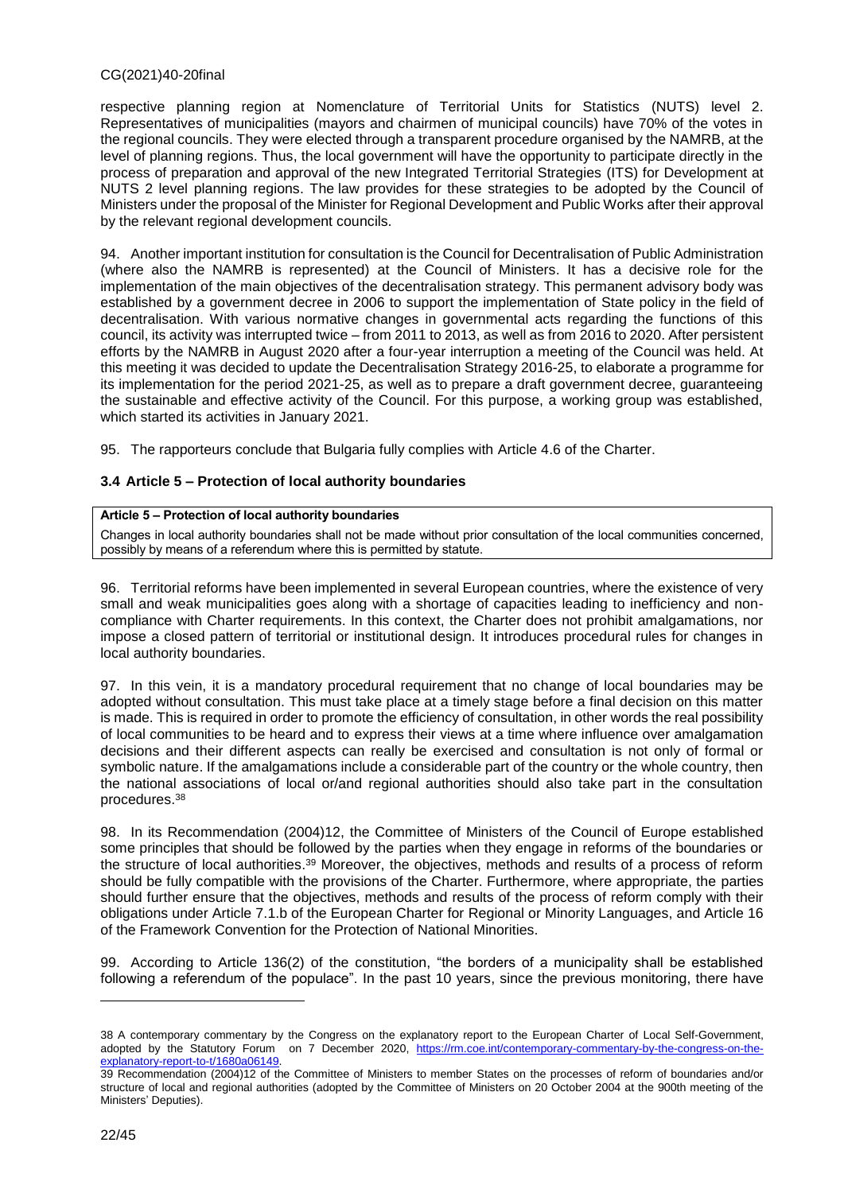respective planning region at Nomenclature of Territorial Units for Statistics (NUTS) level 2. Representatives of municipalities (mayors and chairmen of municipal councils) have 70% of the votes in the regional councils. They were elected through a transparent procedure organised by the NAMRB, at the level of planning regions. Thus, the local government will have the opportunity to participate directly in the process of preparation and approval of the new Integrated Territorial Strategies (ITS) for Development at NUTS 2 level planning regions. The law provides for these strategies to be adopted by the Council of Ministers under the proposal of the Minister for Regional Development and Public Works after their approval by the relevant regional development councils.

94. Another important institution for consultation is the Council for Decentralisation of Public Administration (where also the NAMRB is represented) at the Council of Ministers. It has a decisive role for the implementation of the main objectives of the decentralisation strategy. This permanent advisory body was established by a government decree in 2006 to support the implementation of State policy in the field of decentralisation. With various normative changes in governmental acts regarding the functions of this council, its activity was interrupted twice – from 2011 to 2013, as well as from 2016 to 2020. After persistent efforts by the NAMRB in August 2020 after a four-year interruption a meeting of the Council was held. At this meeting it was decided to update the Decentralisation Strategy 2016-25, to elaborate a programme for its implementation for the period 2021-25, as well as to prepare a draft government decree, guaranteeing the sustainable and effective activity of the Council. For this purpose, a working group was established, which started its activities in January 2021.

95. The rapporteurs conclude that Bulgaria fully complies with Article 4.6 of the Charter.

### 3.4 Article 5 – Protection of local authority boundaries

| **Article 5 – Protection of local authority boundaries** |
| --- |
| Changes in local authority boundaries shall not be made without prior consultation of the local communities concerned, possibly by means of a referendum where this is permitted by statute. |

96. Territorial reforms have been implemented in several European countries, where the existence of very small and weak municipalities goes along with a shortage of capacities leading to inefficiency and non-compliance with Charter requirements. In this context, the Charter does not prohibit amalgamations, nor impose a closed pattern of territorial or institutional design. It introduces procedural rules for changes in local authority boundaries.

97. In this vein, it is a mandatory procedural requirement that no change of local boundaries may be adopted without consultation. This must take place at a timely stage before a final decision on this matter is made. This is required in order to promote the efficiency of consultation, in other words the real possibility of local communities to be heard and to express their views at a time where influence over amalgamation decisions and their different aspects can really be exercised and consultation is not only of formal or symbolic nature. If the amalgamations include a considerable part of the country or the whole country, then the national associations of local or/and regional authorities should also take part in the consultation procedures.[38]

98. In its Recommendation (2004)12, the Committee of Ministers of the Council of Europe established some principles that should be followed by the parties when they engage in reforms of the boundaries or the structure of local authorities.[39] Moreover, the objectives, methods and results of a process of reform should be fully compatible with the provisions of the Charter. Furthermore, where appropriate, the parties should further ensure that the objectives, methods and results of the process of reform comply with their obligations under Article 7.1.b of the European Charter for Regional or Minority Languages, and Article 16 of the Framework Convention for the Protection of National Minorities.

99. According to Article 136(2) of the constitution, "the borders of a municipality shall be established following a referendum of the populace". In the past 10 years, since the previous monitoring, there have

---

38 A contemporary commentary by the Congress on the explanatory report to the European Charter of Local Self-Government, adopted by the Statutory Forum on 7 December 2020, https://rm.coe.int/contemporary-commentary-by-the-congress-on-the-explanatory-report-to-t/1680a06149.

39 Recommendation (2004)12 of the Committee of Ministers to member States on the processes of reform of boundaries and/or structure of local and regional authorities (adopted by the Committee of Ministers on 20 October 2004 at the 900th meeting of the Ministers' Deputies).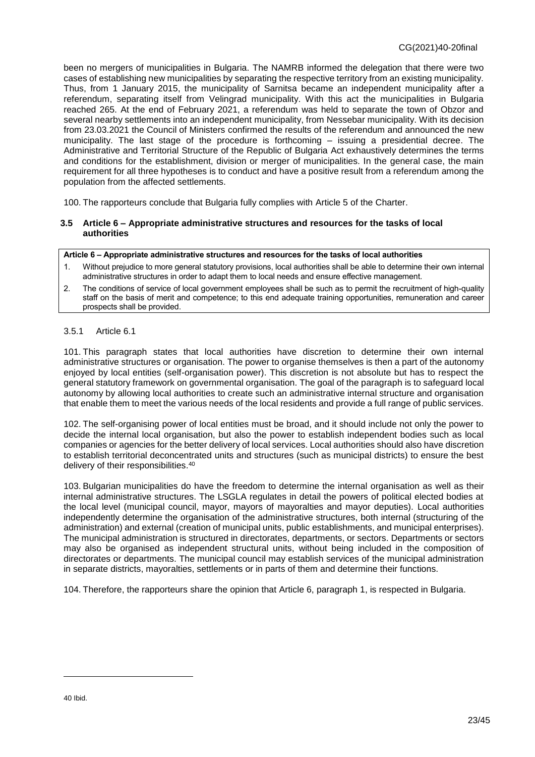been no mergers of municipalities in Bulgaria. The NAMRB informed the delegation that there were two cases of establishing new municipalities by separating the respective territory from an existing municipality. Thus, from 1 January 2015, the municipality of Sarnitsa became an independent municipality after a referendum, separating itself from Velingrad municipality. With this act the municipalities in Bulgaria reached 265. At the end of February 2021, a referendum was held to separate the town of Obzor and several nearby settlements into an independent municipality, from Nessebar municipality. With its decision from 23.03.2021 the Council of Ministers confirmed the results of the referendum and announced the new municipality. The last stage of the procedure is forthcoming – issuing a presidential decree. The Administrative and Territorial Structure of the Republic of Bulgaria Act exhaustively determines the terms and conditions for the establishment, division or merger of municipalities. In the general case, the main requirement for all three hypotheses is to conduct and have a positive result from a referendum among the population from the affected settlements.

100. The rapporteurs conclude that Bulgaria fully complies with Article 5 of the Charter.

### 3.5 Article 6 – Appropriate administrative structures and resources for the tasks of local authorities

**Article 6 – Appropriate administrative structures and resources for the tasks of local authorities**

1. Without prejudice to more general statutory provisions, local authorities shall be able to determine their own internal administrative structures in order to adapt them to local needs and ensure effective management.
2. The conditions of service of local government employees shall be such as to permit the recruitment of high-quality staff on the basis of merit and competence; to this end adequate training opportunities, remuneration and career prospects shall be provided.

#### 3.5.1 Article 6.1

101. This paragraph states that local authorities have discretion to determine their own internal administrative structures or organisation. The power to organise themselves is then a part of the autonomy enjoyed by local entities (self-organisation power). This discretion is not absolute but has to respect the general statutory framework on governmental organisation. The goal of the paragraph is to safeguard local autonomy by allowing local authorities to create such an administrative internal structure and organisation that enable them to meet the various needs of the local residents and provide a full range of public services.

102. The self-organising power of local entities must be broad, and it should include not only the power to decide the internal local organisation, but also the power to establish independent bodies such as local companies or agencies for the better delivery of local services. Local authorities should also have discretion to establish territorial deconcentrated units and structures (such as municipal districts) to ensure the best delivery of their responsibilities.[40]

103. Bulgarian municipalities do have the freedom to determine the internal organisation as well as their internal administrative structures. The LSGLA regulates in detail the powers of political elected bodies at the local level (municipal council, mayor, mayors of mayoralties and mayor deputies). Local authorities independently determine the organisation of the administrative structures, both internal (structuring of the administration) and external (creation of municipal units, public establishments, and municipal enterprises). The municipal administration is structured in directorates, departments, or sectors. Departments or sectors may also be organised as independent structural units, without being included in the composition of directorates or departments. The municipal council may establish services of the municipal administration in separate districts, mayoralties, settlements or in parts of them and determine their functions.

104. Therefore, the rapporteurs share the opinion that Article 6, paragraph 1, is respected in Bulgaria.

---

40 Ibid.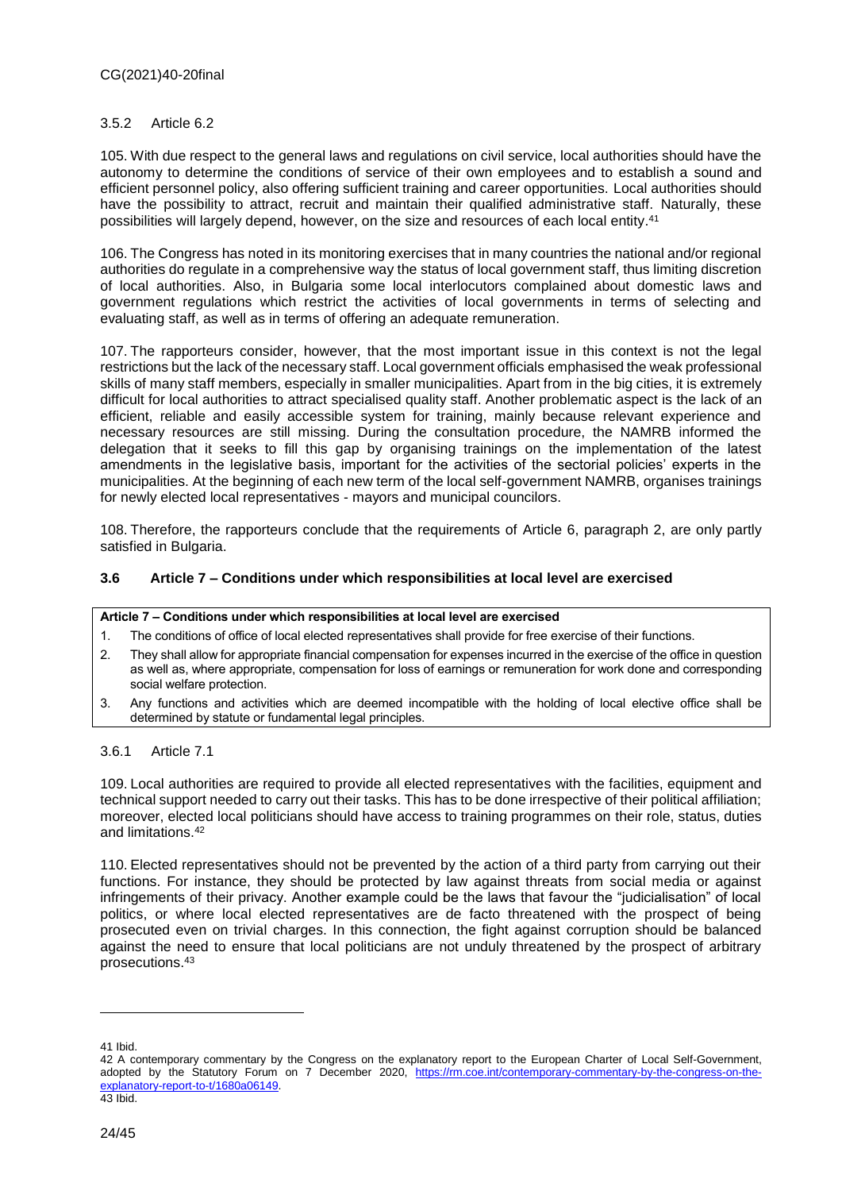#### 3.5.2 Article 6.2

105. With due respect to the general laws and regulations on civil service, local authorities should have the autonomy to determine the conditions of service of their own employees and to establish a sound and efficient personnel policy, also offering sufficient training and career opportunities. Local authorities should have the possibility to attract, recruit and maintain their qualified administrative staff. Naturally, these possibilities will largely depend, however, on the size and resources of each local entity.[41]

106. The Congress has noted in its monitoring exercises that in many countries the national and/or regional authorities do regulate in a comprehensive way the status of local government staff, thus limiting discretion of local authorities. Also, in Bulgaria some local interlocutors complained about domestic laws and government regulations which restrict the activities of local governments in terms of selecting and evaluating staff, as well as in terms of offering an adequate remuneration.

107. The rapporteurs consider, however, that the most important issue in this context is not the legal restrictions but the lack of the necessary staff. Local government officials emphasised the weak professional skills of many staff members, especially in smaller municipalities. Apart from in the big cities, it is extremely difficult for local authorities to attract specialised quality staff. Another problematic aspect is the lack of an efficient, reliable and easily accessible system for training, mainly because relevant experience and necessary resources are still missing. During the consultation procedure, the NAMRB informed the delegation that it seeks to fill this gap by organising trainings on the implementation of the latest amendments in the legislative basis, important for the activities of the sectorial policies' experts in the municipalities. At the beginning of each new term of the local self-government NAMRB, organises trainings for newly elected local representatives - mayors and municipal councilors.

108. Therefore, the rapporteurs conclude that the requirements of Article 6, paragraph 2, are only partly satisfied in Bulgaria.

### 3.6 Article 7 – Conditions under which responsibilities at local level are exercised

**Article 7 – Conditions under which responsibilities at local level are exercised**

1. The conditions of office of local elected representatives shall provide for free exercise of their functions.
2. They shall allow for appropriate financial compensation for expenses incurred in the exercise of the office in question as well as, where appropriate, compensation for loss of earnings or remuneration for work done and corresponding social welfare protection.
3. Any functions and activities which are deemed incompatible with the holding of local elective office shall be determined by statute or fundamental legal principles.

#### 3.6.1 Article 7.1

109. Local authorities are required to provide all elected representatives with the facilities, equipment and technical support needed to carry out their tasks. This has to be done irrespective of their political affiliation; moreover, elected local politicians should have access to training programmes on their role, status, duties and limitations.[42]

110. Elected representatives should not be prevented by the action of a third party from carrying out their functions. For instance, they should be protected by law against threats from social media or against infringements of their privacy. Another example could be the laws that favour the "judicialisation" of local politics, or where local elected representatives are de facto threatened with the prospect of being prosecuted even on trivial charges. In this connection, the fight against corruption should be balanced against the need to ensure that local politicians are not unduly threatened by the prospect of arbitrary prosecutions.[43]

---

41 Ibid.

42 A contemporary commentary by the Congress on the explanatory report to the European Charter of Local Self-Government, adopted by the Statutory Forum on 7 December 2020, https://rm.coe.int/contemporary-commentary-by-the-congress-on-the-explanatory-report-to-t/1680a06149.

43 Ibid.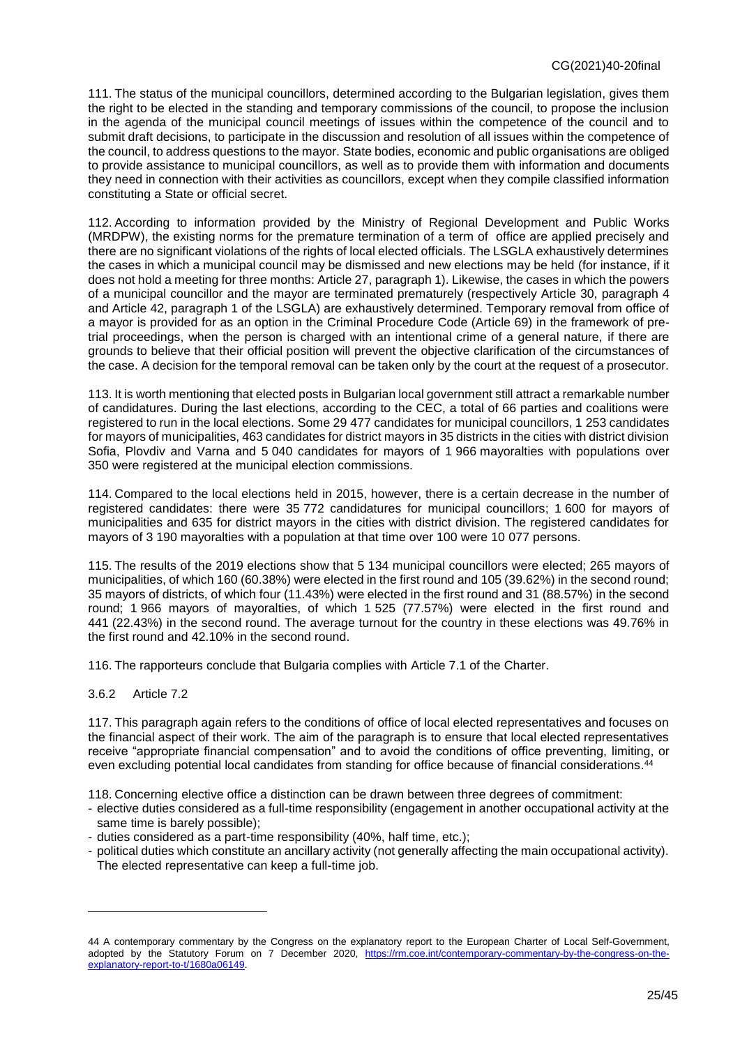111. The status of the municipal councillors, determined according to the Bulgarian legislation, gives them the right to be elected in the standing and temporary commissions of the council, to propose the inclusion in the agenda of the municipal council meetings of issues within the competence of the council and to submit draft decisions, to participate in the discussion and resolution of all issues within the competence of the council, to address questions to the mayor. State bodies, economic and public organisations are obliged to provide assistance to municipal councillors, as well as to provide them with information and documents they need in connection with their activities as councillors, except when they compile classified information constituting a State or official secret.

112. According to information provided by the Ministry of Regional Development and Public Works (MRDPW), the existing norms for the premature termination of a term of office are applied precisely and there are no significant violations of the rights of local elected officials. The LSGLA exhaustively determines the cases in which a municipal council may be dismissed and new elections may be held (for instance, if it does not hold a meeting for three months: Article 27, paragraph 1). Likewise, the cases in which the powers of a municipal councillor and the mayor are terminated prematurely (respectively Article 30, paragraph 4 and Article 42, paragraph 1 of the LSGLA) are exhaustively determined. Temporary removal from office of a mayor is provided for as an option in the Criminal Procedure Code (Article 69) in the framework of pre-trial proceedings, when the person is charged with an intentional crime of a general nature, if there are grounds to believe that their official position will prevent the objective clarification of the circumstances of the case. A decision for the temporal removal can be taken only by the court at the request of a prosecutor.

113. It is worth mentioning that elected posts in Bulgarian local government still attract a remarkable number of candidatures. During the last elections, according to the CEC, a total of 66 parties and coalitions were registered to run in the local elections. Some 29 477 candidates for municipal councillors, 1 253 candidates for mayors of municipalities, 463 candidates for district mayors in 35 districts in the cities with district division Sofia, Plovdiv and Varna and 5 040 candidates for mayors of 1 966 mayoralties with populations over 350 were registered at the municipal election commissions.

114. Compared to the local elections held in 2015, however, there is a certain decrease in the number of registered candidates: there were 35 772 candidatures for municipal councillors; 1 600 for mayors of municipalities and 635 for district mayors in the cities with district division. The registered candidates for mayors of 3 190 mayoralties with a population at that time over 100 were 10 077 persons.

115. The results of the 2019 elections show that 5 134 municipal councillors were elected; 265 mayors of municipalities, of which 160 (60.38%) were elected in the first round and 105 (39.62%) in the second round; 35 mayors of districts, of which four (11.43%) were elected in the first round and 31 (88.57%) in the second round; 1 966 mayors of mayoralties, of which 1 525 (77.57%) were elected in the first round and 441 (22.43%) in the second round. The average turnout for the country in these elections was 49.76% in the first round and 42.10% in the second round.

116. The rapporteurs conclude that Bulgaria complies with Article 7.1 of the Charter.

### 3.6.2 Article 7.2

117. This paragraph again refers to the conditions of office of local elected representatives and focuses on the financial aspect of their work. The aim of the paragraph is to ensure that local elected representatives receive "appropriate financial compensation" and to avoid the conditions of office preventing, limiting, or even excluding potential local candidates from standing for office because of financial considerations.[44]

118. Concerning elective office a distinction can be drawn between three degrees of commitment:

- elective duties considered as a full-time responsibility (engagement in another occupational activity at the same time is barely possible);
- duties considered as a part-time responsibility (40%, half time, etc.);
- political duties which constitute an ancillary activity (not generally affecting the main occupational activity). The elected representative can keep a full-time job.

---

44 A contemporary commentary by the Congress on the explanatory report to the European Charter of Local Self-Government, adopted by the Statutory Forum on 7 December 2020, https://rm.coe.int/contemporary-commentary-by-the-congress-on-the-explanatory-report-to-t/1680a06149.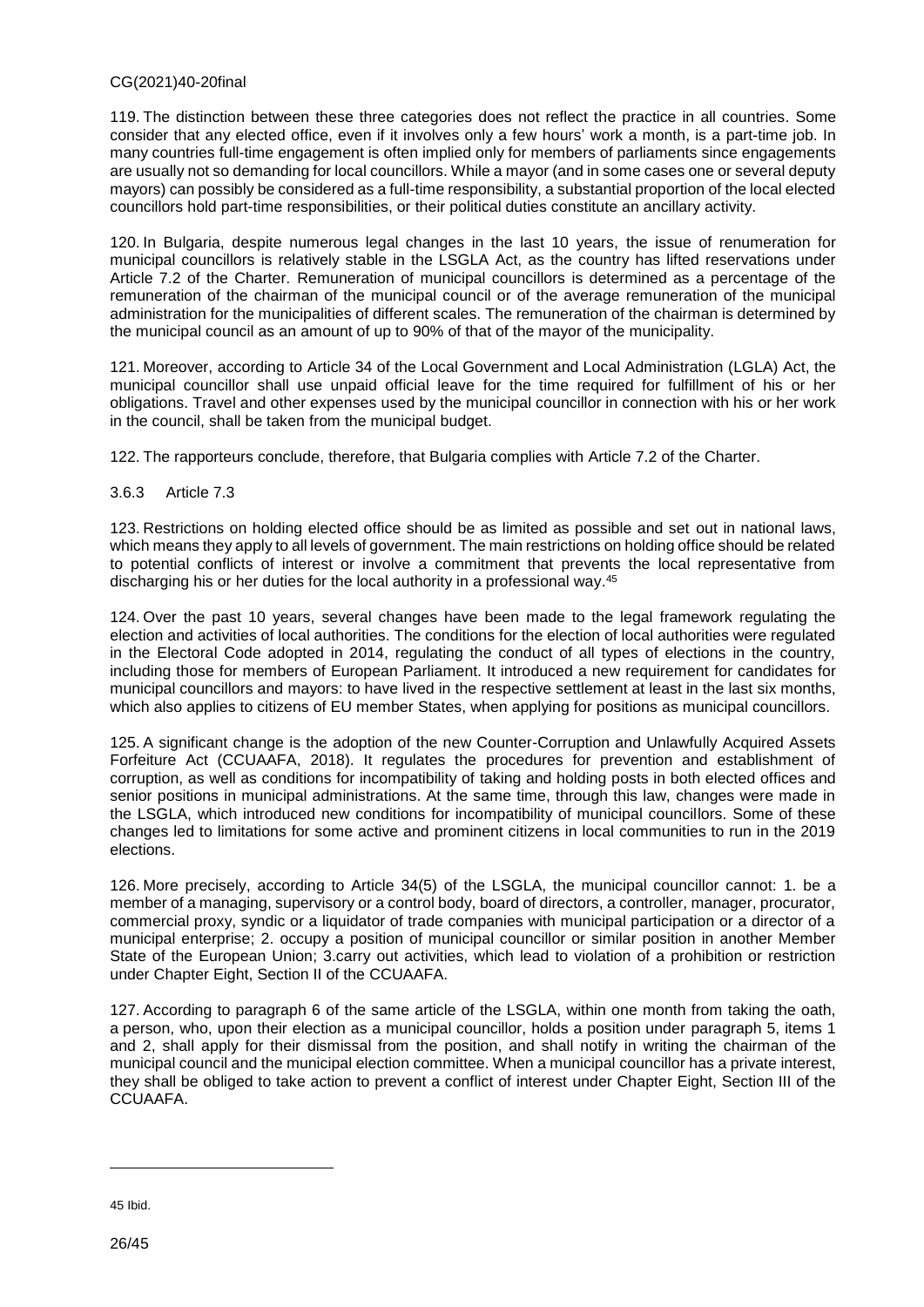119. The distinction between these three categories does not reflect the practice in all countries. Some consider that any elected office, even if it involves only a few hours' work a month, is a part-time job. In many countries full-time engagement is often implied only for members of parliaments since engagements are usually not so demanding for local councillors. While a mayor (and in some cases one or several deputy mayors) can possibly be considered as a full-time responsibility, a substantial proportion of the local elected councillors hold part-time responsibilities, or their political duties constitute an ancillary activity.

120. In Bulgaria, despite numerous legal changes in the last 10 years, the issue of renumeration for municipal councillors is relatively stable in the LSGLA Act, as the country has lifted reservations under Article 7.2 of the Charter. Remuneration of municipal councillors is determined as a percentage of the remuneration of the chairman of the municipal council or of the average remuneration of the municipal administration for the municipalities of different scales. The remuneration of the chairman is determined by the municipal council as an amount of up to 90% of that of the mayor of the municipality.

121. Moreover, according to Article 34 of the Local Government and Local Administration (LGLA) Act, the municipal councillor shall use unpaid official leave for the time required for fulfillment of his or her obligations. Travel and other expenses used by the municipal councillor in connection with his or her work in the council, shall be taken from the municipal budget.

122. The rapporteurs conclude, therefore, that Bulgaria complies with Article 7.2 of the Charter.

### 3.6.3 Article 7.3

123. Restrictions on holding elected office should be as limited as possible and set out in national laws, which means they apply to all levels of government. The main restrictions on holding office should be related to potential conflicts of interest or involve a commitment that prevents the local representative from discharging his or her duties for the local authority in a professional way.[45]

124. Over the past 10 years, several changes have been made to the legal framework regulating the election and activities of local authorities. The conditions for the election of local authorities were regulated in the Electoral Code adopted in 2014, regulating the conduct of all types of elections in the country, including those for members of European Parliament. It introduced a new requirement for candidates for municipal councillors and mayors: to have lived in the respective settlement at least in the last six months, which also applies to citizens of EU member States, when applying for positions as municipal councillors.

125. A significant change is the adoption of the new Counter-Corruption and Unlawfully Acquired Assets Forfeiture Act (CCUAAFA, 2018). It regulates the procedures for prevention and establishment of corruption, as well as conditions for incompatibility of taking and holding posts in both elected offices and senior positions in municipal administrations. At the same time, through this law, changes were made in the LSGLA, which introduced new conditions for incompatibility of municipal councillors. Some of these changes led to limitations for some active and prominent citizens in local communities to run in the 2019 elections.

126. More precisely, according to Article 34(5) of the LSGLA, the municipal councillor cannot: 1. be a member of a managing, supervisory or a control body, board of directors, a controller, manager, procurator, commercial proxy, syndic or a liquidator of trade companies with municipal participation or a director of a municipal enterprise; 2. occupy a position of municipal councillor or similar position in another Member State of the European Union; 3.carry out activities, which lead to violation of a prohibition or restriction under Chapter Eight, Section II of the CCUAAFA.

127. According to paragraph 6 of the same article of the LSGLA, within one month from taking the oath, a person, who, upon their election as a municipal councillor, holds a position under paragraph 5, items 1 and 2, shall apply for their dismissal from the position, and shall notify in writing the chairman of the municipal council and the municipal election committee. When a municipal councillor has a private interest, they shall be obliged to take action to prevent a conflict of interest under Chapter Eight, Section III of the CCUAAFA.

---

[45] Ibid.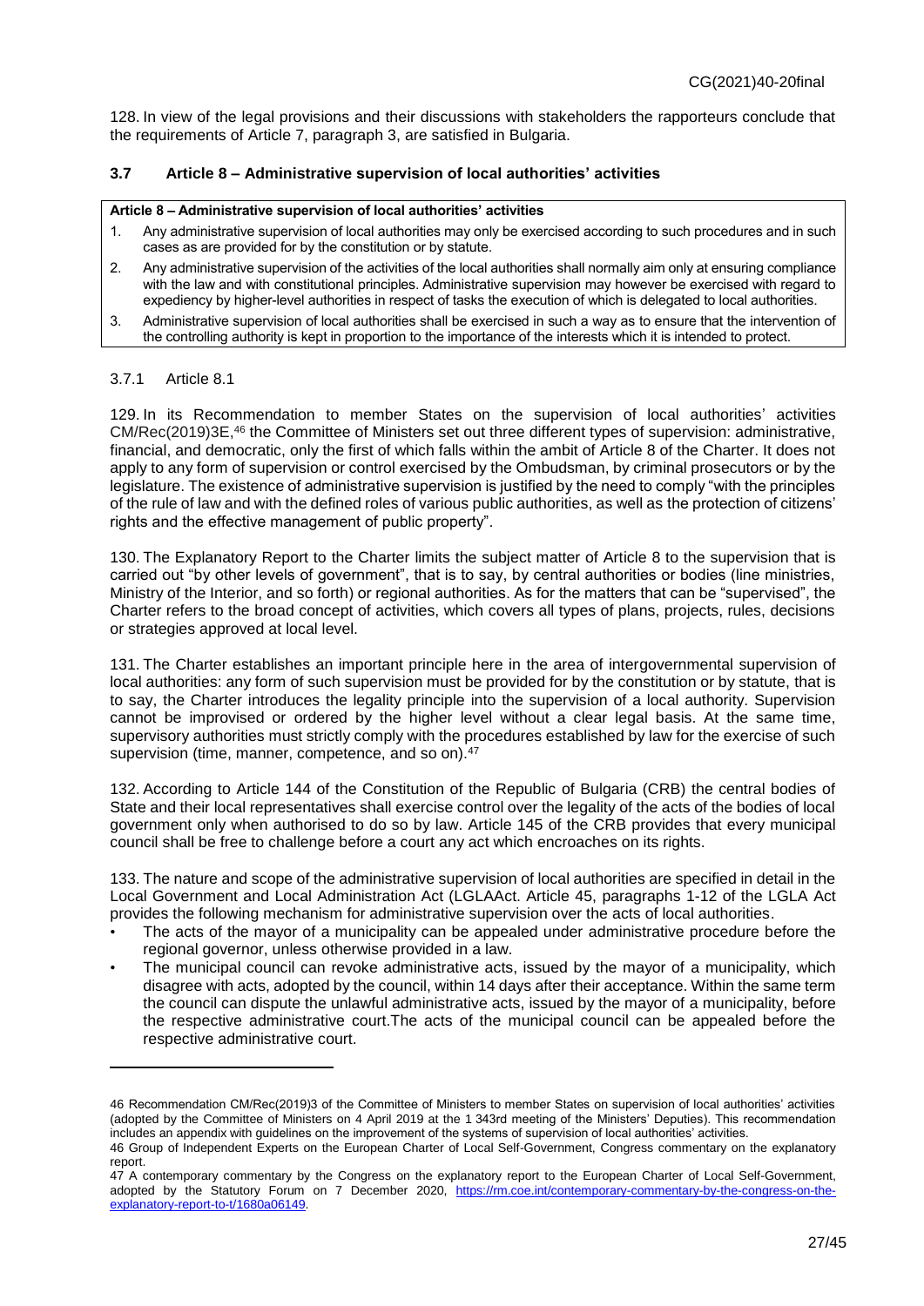128. In view of the legal provisions and their discussions with stakeholders the rapporteurs conclude that the requirements of Article 7, paragraph 3, are satisfied in Bulgaria.

### 3.7 Article 8 – Administrative supervision of local authorities' activities

**Article 8 – Administrative supervision of local authorities' activities**

1. Any administrative supervision of local authorities may only be exercised according to such procedures and in such cases as are provided for by the constitution or by statute.
2. Any administrative supervision of the activities of the local authorities shall normally aim only at ensuring compliance with the law and with constitutional principles. Administrative supervision may however be exercised with regard to expediency by higher-level authorities in respect of tasks the execution of which is delegated to local authorities.
3. Administrative supervision of local authorities shall be exercised in such a way as to ensure that the intervention of the controlling authority is kept in proportion to the importance of the interests which it is intended to protect.

#### 3.7.1 Article 8.1

129. In its Recommendation to member States on the supervision of local authorities' activities CM/Rec(2019)3E,[46] the Committee of Ministers set out three different types of supervision: administrative, financial, and democratic, only the first of which falls within the ambit of Article 8 of the Charter. It does not apply to any form of supervision or control exercised by the Ombudsman, by criminal prosecutors or by the legislature. The existence of administrative supervision is justified by the need to comply "with the principles of the rule of law and with the defined roles of various public authorities, as well as the protection of citizens' rights and the effective management of public property".

130. The Explanatory Report to the Charter limits the subject matter of Article 8 to the supervision that is carried out "by other levels of government", that is to say, by central authorities or bodies (line ministries, Ministry of the Interior, and so forth) or regional authorities. As for the matters that can be "supervised", the Charter refers to the broad concept of activities, which covers all types of plans, projects, rules, decisions or strategies approved at local level.

131. The Charter establishes an important principle here in the area of intergovernmental supervision of local authorities: any form of such supervision must be provided for by the constitution or by statute, that is to say, the Charter introduces the legality principle into the supervision of a local authority. Supervision cannot be improvised or ordered by the higher level without a clear legal basis. At the same time, supervisory authorities must strictly comply with the procedures established by law for the exercise of such supervision (time, manner, competence, and so on).[47]

132. According to Article 144 of the Constitution of the Republic of Bulgaria (CRB) the central bodies of State and their local representatives shall exercise control over the legality of the acts of the bodies of local government only when authorised to do so by law. Article 145 of the CRB provides that every municipal council shall be free to challenge before a court any act which encroaches on its rights.

133. The nature and scope of the administrative supervision of local authorities are specified in detail in the Local Government and Local Administration Act (LGLAAct. Article 45, paragraphs 1-12 of the LGLA Act provides the following mechanism for administrative supervision over the acts of local authorities.

- The acts of the mayor of a municipality can be appealed under administrative procedure before the regional governor, unless otherwise provided in a law.
- The municipal council can revoke administrative acts, issued by the mayor of a municipality, which disagree with acts, adopted by the council, within 14 days after their acceptance. Within the same term the council can dispute the unlawful administrative acts, issued by the mayor of a municipality, before the respective administrative court.The acts of the municipal council can be appealed before the respective administrative court.

---

46 Recommendation CM/Rec(2019)3 of the Committee of Ministers to member States on supervision of local authorities' activities (adopted by the Committee of Ministers on 4 April 2019 at the 1 343rd meeting of the Ministers' Deputies). This recommendation includes an appendix with guidelines on the improvement of the systems of supervision of local authorities' activities.

46 Group of Independent Experts on the European Charter of Local Self-Government, Congress commentary on the explanatory report.

47 A contemporary commentary by the Congress on the explanatory report to the European Charter of Local Self-Government, adopted by the Statutory Forum on 7 December 2020, https://rm.coe.int/contemporary-commentary-by-the-congress-on-the-explanatory-report-to-t/1680a06149.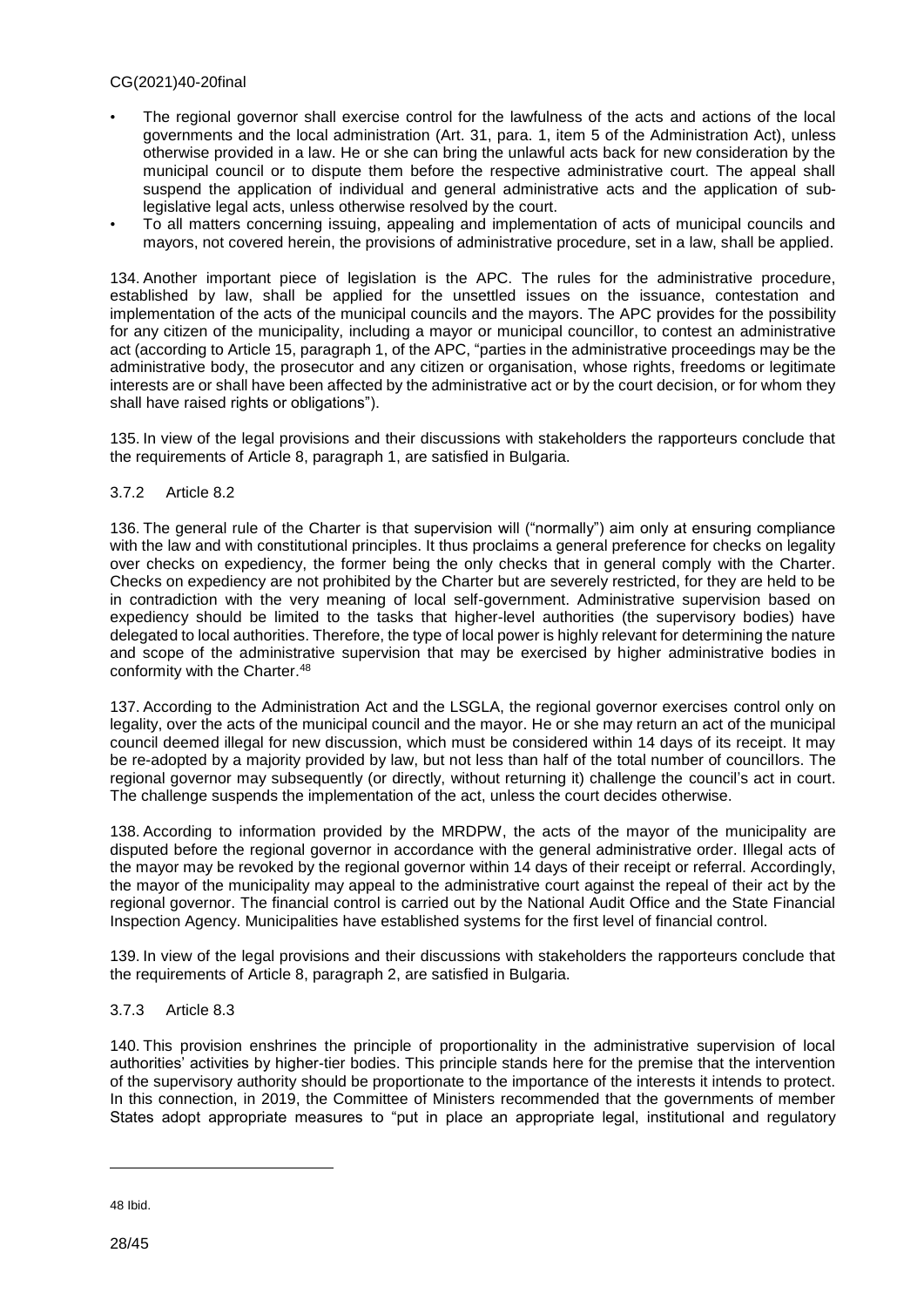- The regional governor shall exercise control for the lawfulness of the acts and actions of the local governments and the local administration (Art. 31, para. 1, item 5 of the Administration Act), unless otherwise provided in a law. He or she can bring the unlawful acts back for new consideration by the municipal council or to dispute them before the respective administrative court. The appeal shall suspend the application of individual and general administrative acts and the application of sub-legislative legal acts, unless otherwise resolved by the court.
- To all matters concerning issuing, appealing and implementation of acts of municipal councils and mayors, not covered herein, the provisions of administrative procedure, set in a law, shall be applied.

134. Another important piece of legislation is the APC. The rules for the administrative procedure, established by law, shall be applied for the unsettled issues on the issuance, contestation and implementation of the acts of the municipal councils and the mayors. The APC provides for the possibility for any citizen of the municipality, including a mayor or municipal councillor, to contest an administrative act (according to Article 15, paragraph 1, of the APC, "parties in the administrative proceedings may be the administrative body, the prosecutor and any citizen or organisation, whose rights, freedoms or legitimate interests are or shall have been affected by the administrative act or by the court decision, or for whom they shall have raised rights or obligations").

135. In view of the legal provisions and their discussions with stakeholders the rapporteurs conclude that the requirements of Article 8, paragraph 1, are satisfied in Bulgaria.

### 3.7.2 Article 8.2

136. The general rule of the Charter is that supervision will ("normally") aim only at ensuring compliance with the law and with constitutional principles. It thus proclaims a general preference for checks on legality over checks on expediency, the former being the only checks that in general comply with the Charter. Checks on expediency are not prohibited by the Charter but are severely restricted, for they are held to be in contradiction with the very meaning of local self-government. Administrative supervision based on expediency should be limited to the tasks that higher-level authorities (the supervisory bodies) have delegated to local authorities. Therefore, the type of local power is highly relevant for determining the nature and scope of the administrative supervision that may be exercised by higher administrative bodies in conformity with the Charter.[48]

137. According to the Administration Act and the LSGLA, the regional governor exercises control only on legality, over the acts of the municipal council and the mayor. He or she may return an act of the municipal council deemed illegal for new discussion, which must be considered within 14 days of its receipt. It may be re-adopted by a majority provided by law, but not less than half of the total number of councillors. The regional governor may subsequently (or directly, without returning it) challenge the council's act in court. The challenge suspends the implementation of the act, unless the court decides otherwise.

138. According to information provided by the MRDPW, the acts of the mayor of the municipality are disputed before the regional governor in accordance with the general administrative order. Illegal acts of the mayor may be revoked by the regional governor within 14 days of their receipt or referral. Accordingly, the mayor of the municipality may appeal to the administrative court against the repeal of their act by the regional governor. The financial control is carried out by the National Audit Office and the State Financial Inspection Agency. Municipalities have established systems for the first level of financial control.

139. In view of the legal provisions and their discussions with stakeholders the rapporteurs conclude that the requirements of Article 8, paragraph 2, are satisfied in Bulgaria.

### 3.7.3 Article 8.3

140. This provision enshrines the principle of proportionality in the administrative supervision of local authorities' activities by higher-tier bodies. This principle stands here for the premise that the intervention of the supervisory authority should be proportionate to the importance of the interests it intends to protect. In this connection, in 2019, the Committee of Ministers recommended that the governments of member States adopt appropriate measures to "put in place an appropriate legal, institutional and regulatory

---

48 Ibid.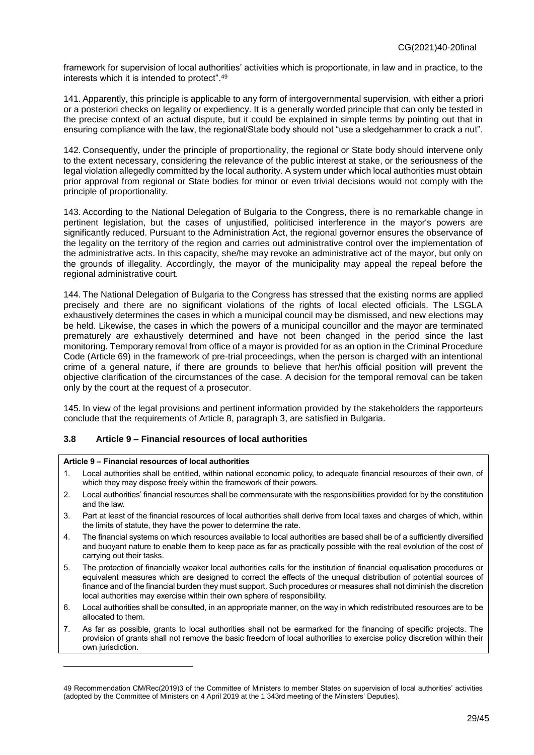framework for supervision of local authorities' activities which is proportionate, in law and in practice, to the interests which it is intended to protect".[49]

141. Apparently, this principle is applicable to any form of intergovernmental supervision, with either a priori or a posteriori checks on legality or expediency. It is a generally worded principle that can only be tested in the precise context of an actual dispute, but it could be explained in simple terms by pointing out that in ensuring compliance with the law, the regional/State body should not "use a sledgehammer to crack a nut".

142. Consequently, under the principle of proportionality, the regional or State body should intervene only to the extent necessary, considering the relevance of the public interest at stake, or the seriousness of the legal violation allegedly committed by the local authority. A system under which local authorities must obtain prior approval from regional or State bodies for minor or even trivial decisions would not comply with the principle of proportionality.

143. According to the National Delegation of Bulgaria to the Congress, there is no remarkable change in pertinent legislation, but the cases of unjustified, politicised interference in the mayor's powers are significantly reduced. Pursuant to the Administration Act, the regional governor ensures the observance of the legality on the territory of the region and carries out administrative control over the implementation of the administrative acts. In this capacity, she/he may revoke an administrative act of the mayor, but only on the grounds of illegality. Accordingly, the mayor of the municipality may appeal the repeal before the regional administrative court.

144. The National Delegation of Bulgaria to the Congress has stressed that the existing norms are applied precisely and there are no significant violations of the rights of local elected officials. The LSGLA exhaustively determines the cases in which a municipal council may be dismissed, and new elections may be held. Likewise, the cases in which the powers of a municipal councillor and the mayor are terminated prematurely are exhaustively determined and have not been changed in the period since the last monitoring. Temporary removal from office of a mayor is provided for as an option in the Criminal Procedure Code (Article 69) in the framework of pre-trial proceedings, when the person is charged with an intentional crime of a general nature, if there are grounds to believe that her/his official position will prevent the objective clarification of the circumstances of the case. A decision for the temporal removal can be taken only by the court at the request of a prosecutor.

145. In view of the legal provisions and pertinent information provided by the stakeholders the rapporteurs conclude that the requirements of Article 8, paragraph 3, are satisfied in Bulgaria.

### 3.8 Article 9 – Financial resources of local authorities

**Article 9 – Financial resources of local authorities**

1. Local authorities shall be entitled, within national economic policy, to adequate financial resources of their own, of which they may dispose freely within the framework of their powers.
2. Local authorities' financial resources shall be commensurate with the responsibilities provided for by the constitution and the law.
3. Part at least of the financial resources of local authorities shall derive from local taxes and charges of which, within the limits of statute, they have the power to determine the rate.
4. The financial systems on which resources available to local authorities are based shall be of a sufficiently diversified and buoyant nature to enable them to keep pace as far as practically possible with the real evolution of the cost of carrying out their tasks.
5. The protection of financially weaker local authorities calls for the institution of financial equalisation procedures or equivalent measures which are designed to correct the effects of the unequal distribution of potential sources of finance and of the financial burden they must support. Such procedures or measures shall not diminish the discretion local authorities may exercise within their own sphere of responsibility.
6. Local authorities shall be consulted, in an appropriate manner, on the way in which redistributed resources are to be allocated to them.
7. As far as possible, grants to local authorities shall not be earmarked for the financing of specific projects. The provision of grants shall not remove the basic freedom of local authorities to exercise policy discretion within their own jurisdiction.

---

49 Recommendation CM/Rec(2019)3 of the Committee of Ministers to member States on supervision of local authorities' activities (adopted by the Committee of Ministers on 4 April 2019 at the 1 343rd meeting of the Ministers' Deputies).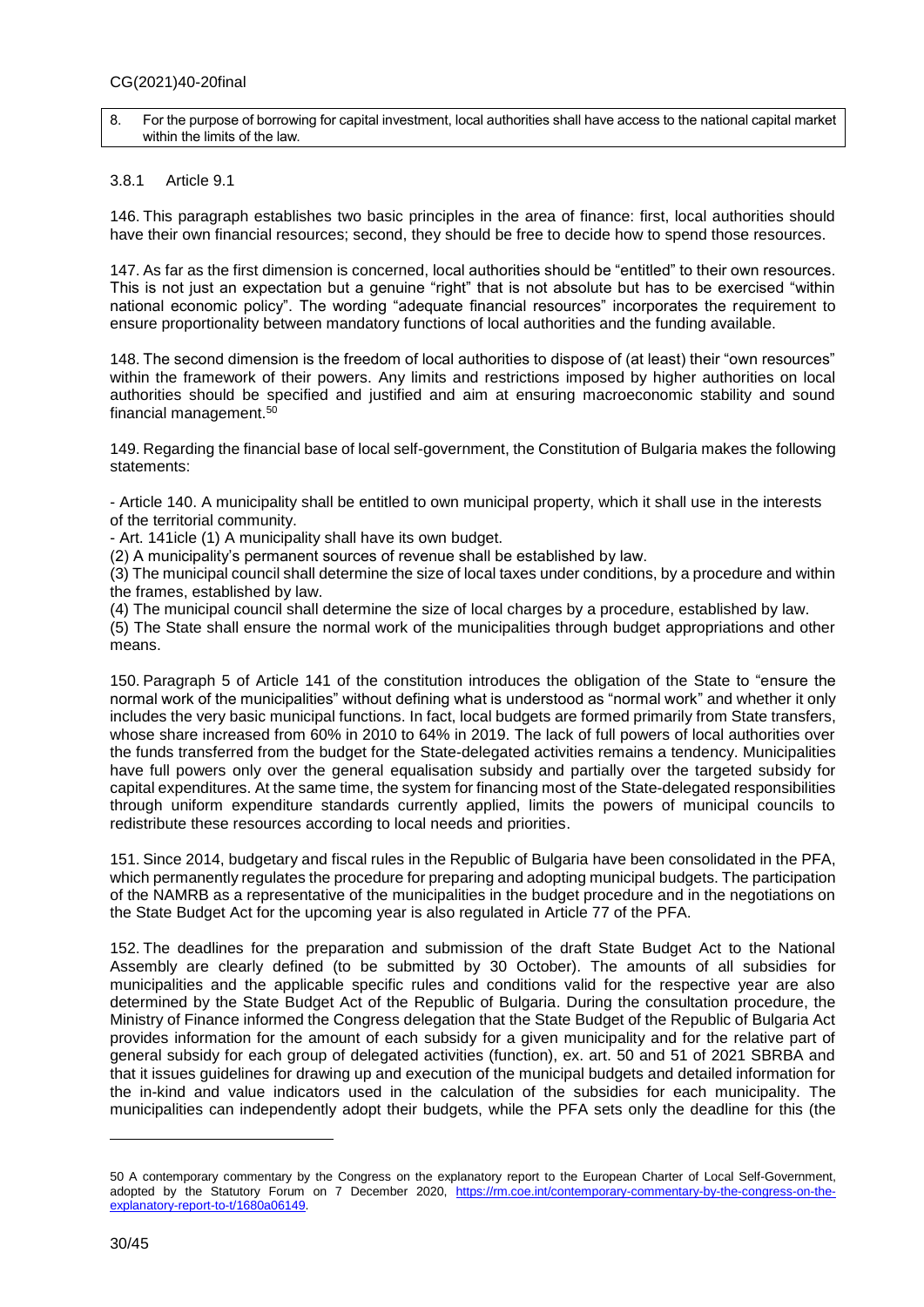8. For the purpose of borrowing for capital investment, local authorities shall have access to the national capital market within the limits of the law.

### 3.8.1 Article 9.1

146. This paragraph establishes two basic principles in the area of finance: first, local authorities should have their own financial resources; second, they should be free to decide how to spend those resources.

147. As far as the first dimension is concerned, local authorities should be "entitled" to their own resources. This is not just an expectation but a genuine "right" that is not absolute but has to be exercised "within national economic policy". The wording "adequate financial resources" incorporates the requirement to ensure proportionality between mandatory functions of local authorities and the funding available.

148. The second dimension is the freedom of local authorities to dispose of (at least) their "own resources" within the framework of their powers. Any limits and restrictions imposed by higher authorities on local authorities should be specified and justified and aim at ensuring macroeconomic stability and sound financial management.[50]

149. Regarding the financial base of local self-government, the Constitution of Bulgaria makes the following statements:

- Article 140. A municipality shall be entitled to own municipal property, which it shall use in the interests of the territorial community.
- Art. 141icle (1) A municipality shall have its own budget.

(2) A municipality's permanent sources of revenue shall be established by law.

(3) The municipal council shall determine the size of local taxes under conditions, by a procedure and within the frames, established by law.

(4) The municipal council shall determine the size of local charges by a procedure, established by law.

(5) The State shall ensure the normal work of the municipalities through budget appropriations and other means.

150. Paragraph 5 of Article 141 of the constitution introduces the obligation of the State to "ensure the normal work of the municipalities" without defining what is understood as "normal work" and whether it only includes the very basic municipal functions. In fact, local budgets are formed primarily from State transfers, whose share increased from 60% in 2010 to 64% in 2019. The lack of full powers of local authorities over the funds transferred from the budget for the State-delegated activities remains a tendency. Municipalities have full powers only over the general equalisation subsidy and partially over the targeted subsidy for capital expenditures. At the same time, the system for financing most of the State-delegated responsibilities through uniform expenditure standards currently applied, limits the powers of municipal councils to redistribute these resources according to local needs and priorities.

151. Since 2014, budgetary and fiscal rules in the Republic of Bulgaria have been consolidated in the PFA, which permanently regulates the procedure for preparing and adopting municipal budgets. The participation of the NAMRB as a representative of the municipalities in the budget procedure and in the negotiations on the State Budget Act for the upcoming year is also regulated in Article 77 of the PFA.

152. The deadlines for the preparation and submission of the draft State Budget Act to the National Assembly are clearly defined (to be submitted by 30 October). The amounts of all subsidies for municipalities and the applicable specific rules and conditions valid for the respective year are also determined by the State Budget Act of the Republic of Bulgaria. During the consultation procedure, the Ministry of Finance informed the Congress delegation that the State Budget of the Republic of Bulgaria Act provides information for the amount of each subsidy for a given municipality and for the relative part of general subsidy for each group of delegated activities (function), ex. art. 50 and 51 of 2021 SBRBA and that it issues guidelines for drawing up and execution of the municipal budgets and detailed information for the in-kind and value indicators used in the calculation of the subsidies for each municipality. The municipalities can independently adopt their budgets, while the PFA sets only the deadline for this (the

---

[50] A contemporary commentary by the Congress on the explanatory report to the European Charter of Local Self-Government, adopted by the Statutory Forum on 7 December 2020, https://rm.coe.int/contemporary-commentary-by-the-congress-on-the-explanatory-report-to-t/1680a06149.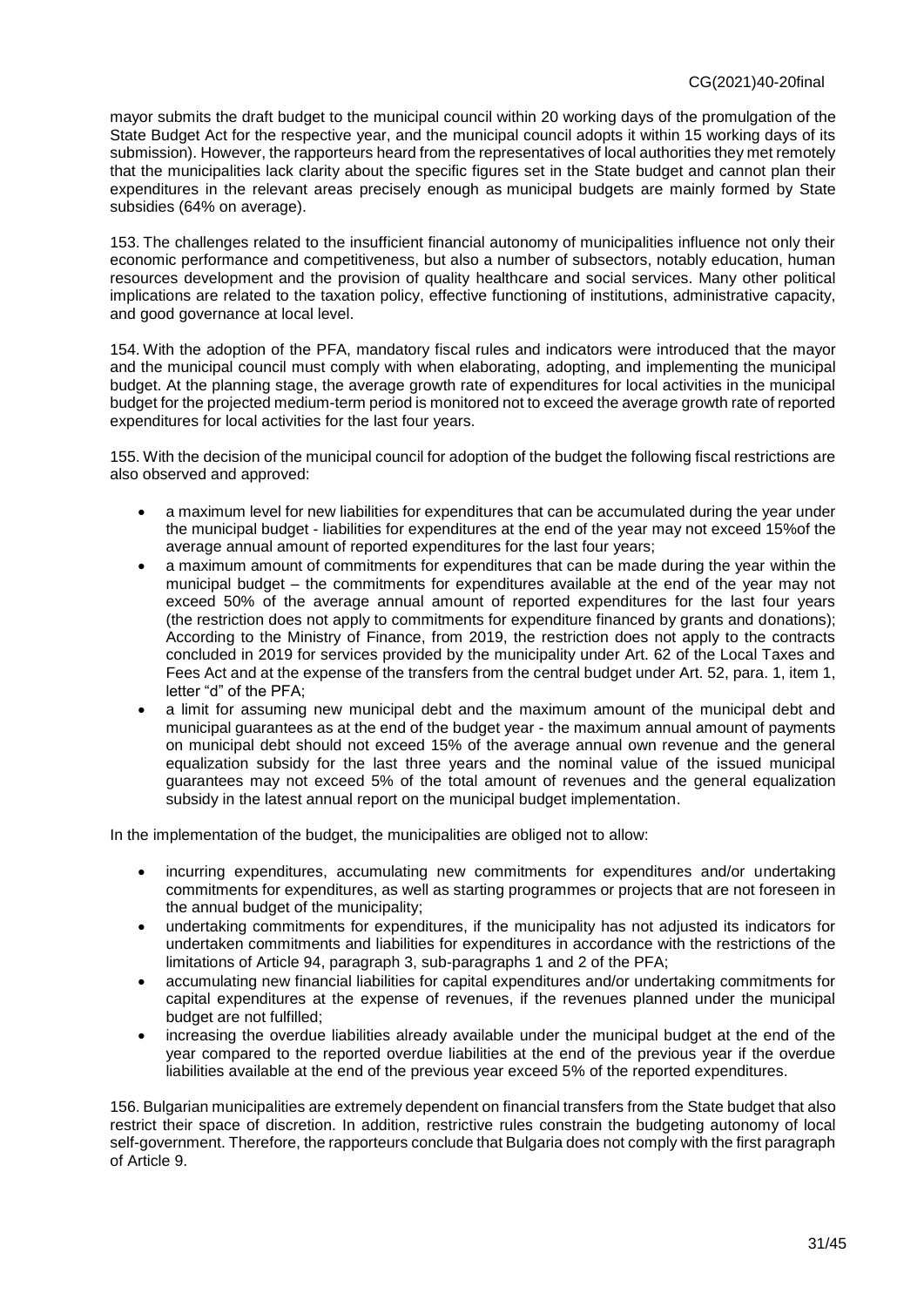mayor submits the draft budget to the municipal council within 20 working days of the promulgation of the State Budget Act for the respective year, and the municipal council adopts it within 15 working days of its submission). However, the rapporteurs heard from the representatives of local authorities they met remotely that the municipalities lack clarity about the specific figures set in the State budget and cannot plan their expenditures in the relevant areas precisely enough as municipal budgets are mainly formed by State subsidies (64% on average).

153. The challenges related to the insufficient financial autonomy of municipalities influence not only their economic performance and competitiveness, but also a number of subsectors, notably education, human resources development and the provision of quality healthcare and social services. Many other political implications are related to the taxation policy, effective functioning of institutions, administrative capacity, and good governance at local level.

154. With the adoption of the PFA, mandatory fiscal rules and indicators were introduced that the mayor and the municipal council must comply with when elaborating, adopting, and implementing the municipal budget. At the planning stage, the average growth rate of expenditures for local activities in the municipal budget for the projected medium-term period is monitored not to exceed the average growth rate of reported expenditures for local activities for the last four years.

155. With the decision of the municipal council for adoption of the budget the following fiscal restrictions are also observed and approved:

- a maximum level for new liabilities for expenditures that can be accumulated during the year under the municipal budget - liabilities for expenditures at the end of the year may not exceed 15%of the average annual amount of reported expenditures for the last four years;
- a maximum amount of commitments for expenditures that can be made during the year within the municipal budget – the commitments for expenditures available at the end of the year may not exceed 50% of the average annual amount of reported expenditures for the last four years (the restriction does not apply to commitments for expenditure financed by grants and donations); According to the Ministry of Finance, from 2019, the restriction does not apply to the contracts concluded in 2019 for services provided by the municipality under Art. 62 of the Local Taxes and Fees Act and at the expense of the transfers from the central budget under Art. 52, para. 1, item 1, letter "d" of the PFA;
- a limit for assuming new municipal debt and the maximum amount of the municipal debt and municipal guarantees as at the end of the budget year - the maximum annual amount of payments on municipal debt should not exceed 15% of the average annual own revenue and the general equalization subsidy for the last three years and the nominal value of the issued municipal guarantees may not exceed 5% of the total amount of revenues and the general equalization subsidy in the latest annual report on the municipal budget implementation.

In the implementation of the budget, the municipalities are obliged not to allow:

- incurring expenditures, accumulating new commitments for expenditures and/or undertaking commitments for expenditures, as well as starting programmes or projects that are not foreseen in the annual budget of the municipality;
- undertaking commitments for expenditures, if the municipality has not adjusted its indicators for undertaken commitments and liabilities for expenditures in accordance with the restrictions of the limitations of Article 94, paragraph 3, sub-paragraphs 1 and 2 of the PFA;
- accumulating new financial liabilities for capital expenditures and/or undertaking commitments for capital expenditures at the expense of revenues, if the revenues planned under the municipal budget are not fulfilled;
- increasing the overdue liabilities already available under the municipal budget at the end of the year compared to the reported overdue liabilities at the end of the previous year if the overdue liabilities available at the end of the previous year exceed 5% of the reported expenditures.

156. Bulgarian municipalities are extremely dependent on financial transfers from the State budget that also restrict their space of discretion. In addition, restrictive rules constrain the budgeting autonomy of local self-government. Therefore, the rapporteurs conclude that Bulgaria does not comply with the first paragraph of Article 9.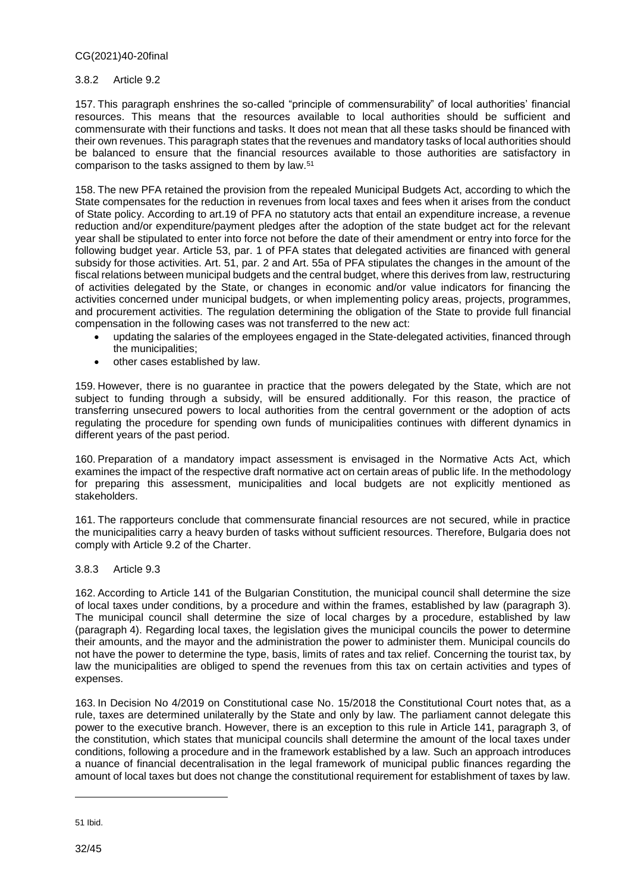### 3.8.2 Article 9.2

157. This paragraph enshrines the so-called "principle of commensurability" of local authorities' financial resources. This means that the resources available to local authorities should be sufficient and commensurate with their functions and tasks. It does not mean that all these tasks should be financed with their own revenues. This paragraph states that the revenues and mandatory tasks of local authorities should be balanced to ensure that the financial resources available to those authorities are satisfactory in comparison to the tasks assigned to them by law.[51]

158. The new PFA retained the provision from the repealed Municipal Budgets Act, according to which the State compensates for the reduction in revenues from local taxes and fees when it arises from the conduct of State policy. According to art.19 of PFA no statutory acts that entail an expenditure increase, a revenue reduction and/or expenditure/payment pledges after the adoption of the state budget act for the relevant year shall be stipulated to enter into force not before the date of their amendment or entry into force for the following budget year. Article 53, par. 1 of PFA states that delegated activities are financed with general subsidy for those activities. Art. 51, par. 2 and Art. 55a of PFA stipulates the changes in the amount of the fiscal relations between municipal budgets and the central budget, where this derives from law, restructuring of activities delegated by the State, or changes in economic and/or value indicators for financing the activities concerned under municipal budgets, or when implementing policy areas, projects, programmes, and procurement activities. The regulation determining the obligation of the State to provide full financial compensation in the following cases was not transferred to the new act:

- updating the salaries of the employees engaged in the State-delegated activities, financed through the municipalities;
- other cases established by law.

159. However, there is no guarantee in practice that the powers delegated by the State, which are not subject to funding through a subsidy, will be ensured additionally. For this reason, the practice of transferring unsecured powers to local authorities from the central government or the adoption of acts regulating the procedure for spending own funds of municipalities continues with different dynamics in different years of the past period.

160. Preparation of a mandatory impact assessment is envisaged in the Normative Acts Act, which examines the impact of the respective draft normative act on certain areas of public life. In the methodology for preparing this assessment, municipalities and local budgets are not explicitly mentioned as stakeholders.

161. The rapporteurs conclude that commensurate financial resources are not secured, while in practice the municipalities carry a heavy burden of tasks without sufficient resources. Therefore, Bulgaria does not comply with Article 9.2 of the Charter.

### 3.8.3 Article 9.3

162. According to Article 141 of the Bulgarian Constitution, the municipal council shall determine the size of local taxes under conditions, by a procedure and within the frames, established by law (paragraph 3). The municipal council shall determine the size of local charges by a procedure, established by law (paragraph 4). Regarding local taxes, the legislation gives the municipal councils the power to determine their amounts, and the mayor and the administration the power to administer them. Municipal councils do not have the power to determine the type, basis, limits of rates and tax relief. Concerning the tourist tax, by law the municipalities are obliged to spend the revenues from this tax on certain activities and types of expenses.

163. In Decision No 4/2019 on Constitutional case No. 15/2018 the Constitutional Court notes that, as a rule, taxes are determined unilaterally by the State and only by law. The parliament cannot delegate this power to the executive branch. However, there is an exception to this rule in Article 141, paragraph 3, of the constitution, which states that municipal councils shall determine the amount of the local taxes under conditions, following a procedure and in the framework established by a law. Such an approach introduces a nuance of financial decentralisation in the legal framework of municipal public finances regarding the amount of local taxes but does not change the constitutional requirement for establishment of taxes by law.

---

51 Ibid.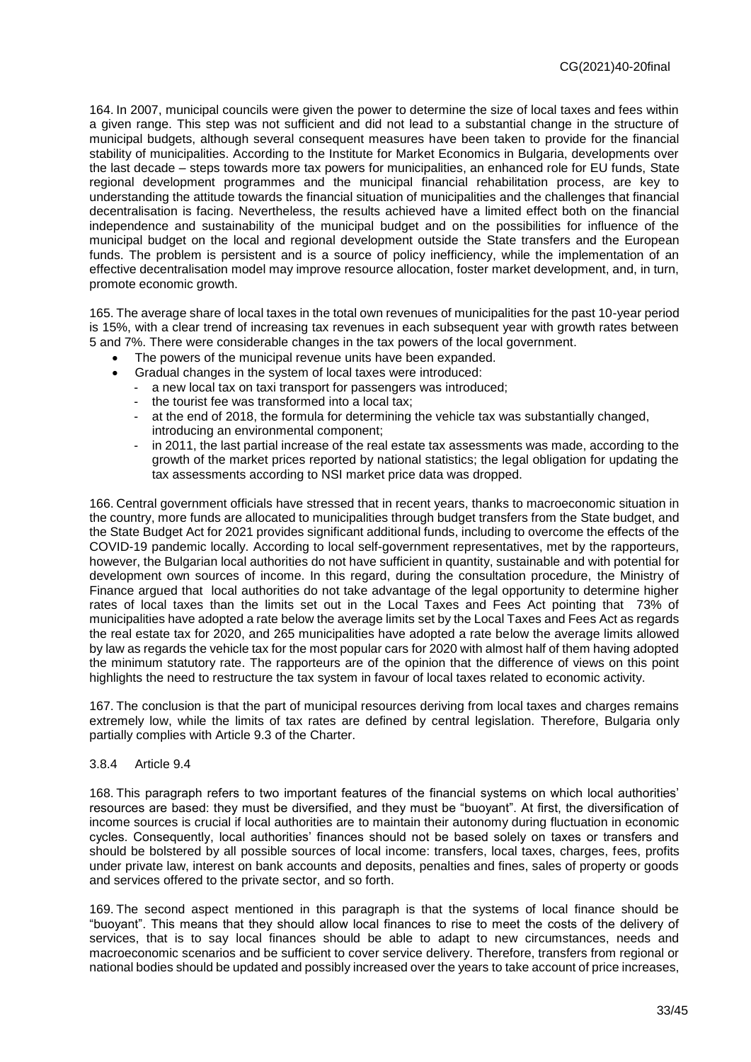164. In 2007, municipal councils were given the power to determine the size of local taxes and fees within a given range. This step was not sufficient and did not lead to a substantial change in the structure of municipal budgets, although several consequent measures have been taken to provide for the financial stability of municipalities. According to the Institute for Market Economics in Bulgaria, developments over the last decade – steps towards more tax powers for municipalities, an enhanced role for EU funds, State regional development programmes and the municipal financial rehabilitation process, are key to understanding the attitude towards the financial situation of municipalities and the challenges that financial decentralisation is facing. Nevertheless, the results achieved have a limited effect both on the financial independence and sustainability of the municipal budget and on the possibilities for influence of the municipal budget on the local and regional development outside the State transfers and the European funds. The problem is persistent and is a source of policy inefficiency, while the implementation of an effective decentralisation model may improve resource allocation, foster market development, and, in turn, promote economic growth.

165. The average share of local taxes in the total own revenues of municipalities for the past 10-year period is 15%, with a clear trend of increasing tax revenues in each subsequent year with growth rates between 5 and 7%. There were considerable changes in the tax powers of the local government.

- The powers of the municipal revenue units have been expanded.
- Gradual changes in the system of local taxes were introduced:
  - a new local tax on taxi transport for passengers was introduced;
  - the tourist fee was transformed into a local tax;
  - at the end of 2018, the formula for determining the vehicle tax was substantially changed, introducing an environmental component;
  - in 2011, the last partial increase of the real estate tax assessments was made, according to the growth of the market prices reported by national statistics; the legal obligation for updating the tax assessments according to NSI market price data was dropped.

166. Central government officials have stressed that in recent years, thanks to macroeconomic situation in the country, more funds are allocated to municipalities through budget transfers from the State budget, and the State Budget Act for 2021 provides significant additional funds, including to overcome the effects of the COVID-19 pandemic locally. According to local self-government representatives, met by the rapporteurs, however, the Bulgarian local authorities do not have sufficient in quantity, sustainable and with potential for development own sources of income. In this regard, during the consultation procedure, the Ministry of Finance argued that local authorities do not take advantage of the legal opportunity to determine higher rates of local taxes than the limits set out in the Local Taxes and Fees Act pointing that 73% of municipalities have adopted a rate below the average limits set by the Local Taxes and Fees Act as regards the real estate tax for 2020, and 265 municipalities have adopted a rate below the average limits allowed by law as regards the vehicle tax for the most popular cars for 2020 with almost half of them having adopted the minimum statutory rate. The rapporteurs are of the opinion that the difference of views on this point highlights the need to restructure the tax system in favour of local taxes related to economic activity.

167. The conclusion is that the part of municipal resources deriving from local taxes and charges remains extremely low, while the limits of tax rates are defined by central legislation. Therefore, Bulgaria only partially complies with Article 9.3 of the Charter.

### 3.8.4 Article 9.4

168. This paragraph refers to two important features of the financial systems on which local authorities' resources are based: they must be diversified, and they must be "buoyant". At first, the diversification of income sources is crucial if local authorities are to maintain their autonomy during fluctuation in economic cycles. Consequently, local authorities' finances should not be based solely on taxes or transfers and should be bolstered by all possible sources of local income: transfers, local taxes, charges, fees, profits under private law, interest on bank accounts and deposits, penalties and fines, sales of property or goods and services offered to the private sector, and so forth.

169. The second aspect mentioned in this paragraph is that the systems of local finance should be "buoyant". This means that they should allow local finances to rise to meet the costs of the delivery of services, that is to say local finances should be able to adapt to new circumstances, needs and macroeconomic scenarios and be sufficient to cover service delivery. Therefore, transfers from regional or national bodies should be updated and possibly increased over the years to take account of price increases,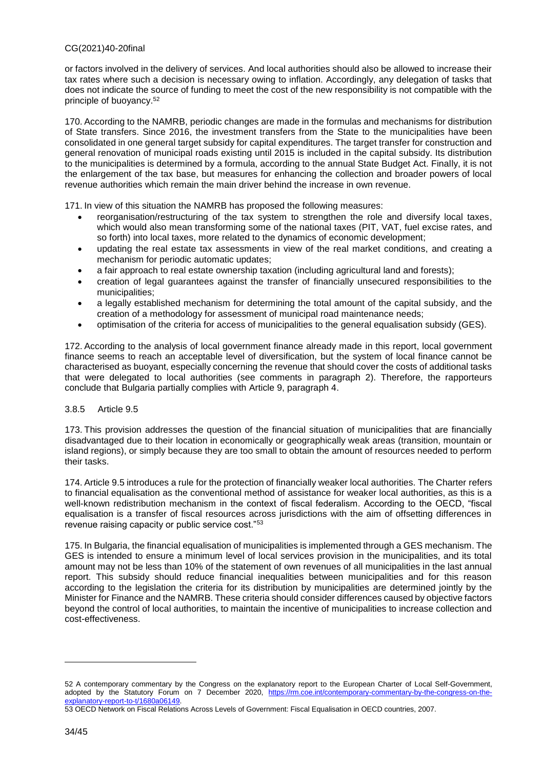or factors involved in the delivery of services. And local authorities should also be allowed to increase their tax rates where such a decision is necessary owing to inflation. Accordingly, any delegation of tasks that does not indicate the source of funding to meet the cost of the new responsibility is not compatible with the principle of buoyancy.[52]

170. According to the NAMRB, periodic changes are made in the formulas and mechanisms for distribution of State transfers. Since 2016, the investment transfers from the State to the municipalities have been consolidated in one general target subsidy for capital expenditures. The target transfer for construction and general renovation of municipal roads existing until 2015 is included in the capital subsidy. Its distribution to the municipalities is determined by a formula, according to the annual State Budget Act. Finally, it is not the enlargement of the tax base, but measures for enhancing the collection and broader powers of local revenue authorities which remain the main driver behind the increase in own revenue.

171. In view of this situation the NAMRB has proposed the following measures:

- reorganisation/restructuring of the tax system to strengthen the role and diversify local taxes, which would also mean transforming some of the national taxes (PIT, VAT, fuel excise rates, and so forth) into local taxes, more related to the dynamics of economic development;
- updating the real estate tax assessments in view of the real market conditions, and creating a mechanism for periodic automatic updates;
- a fair approach to real estate ownership taxation (including agricultural land and forests);
- creation of legal guarantees against the transfer of financially unsecured responsibilities to the municipalities;
- a legally established mechanism for determining the total amount of the capital subsidy, and the creation of a methodology for assessment of municipal road maintenance needs;
- optimisation of the criteria for access of municipalities to the general equalisation subsidy (GES).

172. According to the analysis of local government finance already made in this report, local government finance seems to reach an acceptable level of diversification, but the system of local finance cannot be characterised as buoyant, especially concerning the revenue that should cover the costs of additional tasks that were delegated to local authorities (see comments in paragraph 2). Therefore, the rapporteurs conclude that Bulgaria partially complies with Article 9, paragraph 4.

### 3.8.5 Article 9.5

173. This provision addresses the question of the financial situation of municipalities that are financially disadvantaged due to their location in economically or geographically weak areas (transition, mountain or island regions), or simply because they are too small to obtain the amount of resources needed to perform their tasks.

174. Article 9.5 introduces a rule for the protection of financially weaker local authorities. The Charter refers to financial equalisation as the conventional method of assistance for weaker local authorities, as this is a well-known redistribution mechanism in the context of fiscal federalism. According to the OECD, "fiscal equalisation is a transfer of fiscal resources across jurisdictions with the aim of offsetting differences in revenue raising capacity or public service cost."[53]

175. In Bulgaria, the financial equalisation of municipalities is implemented through a GES mechanism. The GES is intended to ensure a minimum level of local services provision in the municipalities, and its total amount may not be less than 10% of the statement of own revenues of all municipalities in the last annual report. This subsidy should reduce financial inequalities between municipalities and for this reason according to the legislation the criteria for its distribution by municipalities are determined jointly by the Minister for Finance and the NAMRB. These criteria should consider differences caused by objective factors beyond the control of local authorities, to maintain the incentive of municipalities to increase collection and cost-effectiveness.

---

52 A contemporary commentary by the Congress on the explanatory report to the European Charter of Local Self-Government, adopted by the Statutory Forum on 7 December 2020, https://rm.coe.int/contemporary-commentary-by-the-congress-on-the-explanatory-report-to-t/1680a06149.

53 OECD Network on Fiscal Relations Across Levels of Government: Fiscal Equalisation in OECD countries, 2007.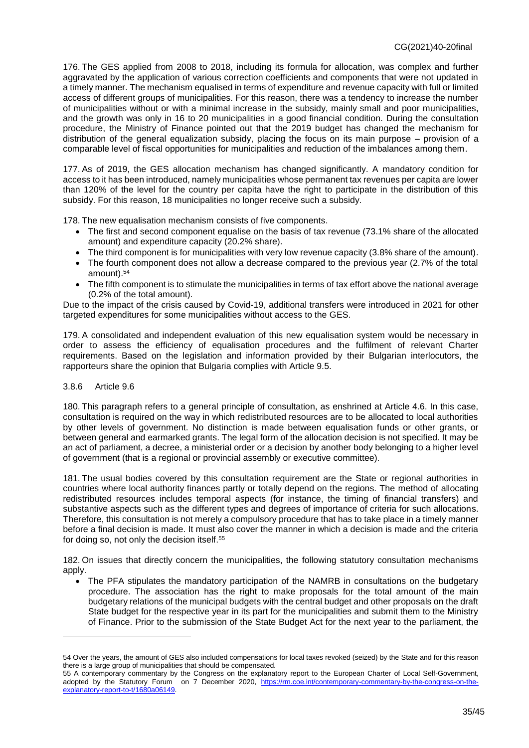176. The GES applied from 2008 to 2018, including its formula for allocation, was complex and further aggravated by the application of various correction coefficients and components that were not updated in a timely manner. The mechanism equalised in terms of expenditure and revenue capacity with full or limited access of different groups of municipalities. For this reason, there was a tendency to increase the number of municipalities without or with a minimal increase in the subsidy, mainly small and poor municipalities, and the growth was only in 16 to 20 municipalities in a good financial condition. During the consultation procedure, the Ministry of Finance pointed out that the 2019 budget has changed the mechanism for distribution of the general equalization subsidy, placing the focus on its main purpose – provision of a comparable level of fiscal opportunities for municipalities and reduction of the imbalances among them.

177. As of 2019, the GES allocation mechanism has changed significantly. A mandatory condition for access to it has been introduced, namely municipalities whose permanent tax revenues per capita are lower than 120% of the level for the country per capita have the right to participate in the distribution of this subsidy. For this reason, 18 municipalities no longer receive such a subsidy.

178. The new equalisation mechanism consists of five components.

- The first and second component equalise on the basis of tax revenue (73.1% share of the allocated amount) and expenditure capacity (20.2% share).
- The third component is for municipalities with very low revenue capacity (3.8% share of the amount).
- The fourth component does not allow a decrease compared to the previous year (2.7% of the total amount).[54]
- The fifth component is to stimulate the municipalities in terms of tax effort above the national average (0.2% of the total amount).

Due to the impact of the crisis caused by Covid-19, additional transfers were introduced in 2021 for other targeted expenditures for some municipalities without access to the GES.

179. A consolidated and independent evaluation of this new equalisation system would be necessary in order to assess the efficiency of equalisation procedures and the fulfilment of relevant Charter requirements. Based on the legislation and information provided by their Bulgarian interlocutors, the rapporteurs share the opinion that Bulgaria complies with Article 9.5.

### 3.8.6 Article 9.6

180. This paragraph refers to a general principle of consultation, as enshrined at Article 4.6. In this case, consultation is required on the way in which redistributed resources are to be allocated to local authorities by other levels of government. No distinction is made between equalisation funds or other grants, or between general and earmarked grants. The legal form of the allocation decision is not specified. It may be an act of parliament, a decree, a ministerial order or a decision by another body belonging to a higher level of government (that is a regional or provincial assembly or executive committee).

181. The usual bodies covered by this consultation requirement are the State or regional authorities in countries where local authority finances partly or totally depend on the regions. The method of allocating redistributed resources includes temporal aspects (for instance, the timing of financial transfers) and substantive aspects such as the different types and degrees of importance of criteria for such allocations. Therefore, this consultation is not merely a compulsory procedure that has to take place in a timely manner before a final decision is made. It must also cover the manner in which a decision is made and the criteria for doing so, not only the decision itself.[55]

182. On issues that directly concern the municipalities, the following statutory consultation mechanisms apply.

- The PFA stipulates the mandatory participation of the NAMRB in consultations on the budgetary procedure. The association has the right to make proposals for the total amount of the main budgetary relations of the municipal budgets with the central budget and other proposals on the draft State budget for the respective year in its part for the municipalities and submit them to the Ministry of Finance. Prior to the submission of the State Budget Act for the next year to the parliament, the

---

54 Over the years, the amount of GES also included compensations for local taxes revoked (seized) by the State and for this reason there is a large group of municipalities that should be compensated.

55 A contemporary commentary by the Congress on the explanatory report to the European Charter of Local Self-Government, adopted by the Statutory Forum on 7 December 2020, https://rm.coe.int/contemporary-commentary-by-the-congress-on-the-explanatory-report-to-t/1680a06149.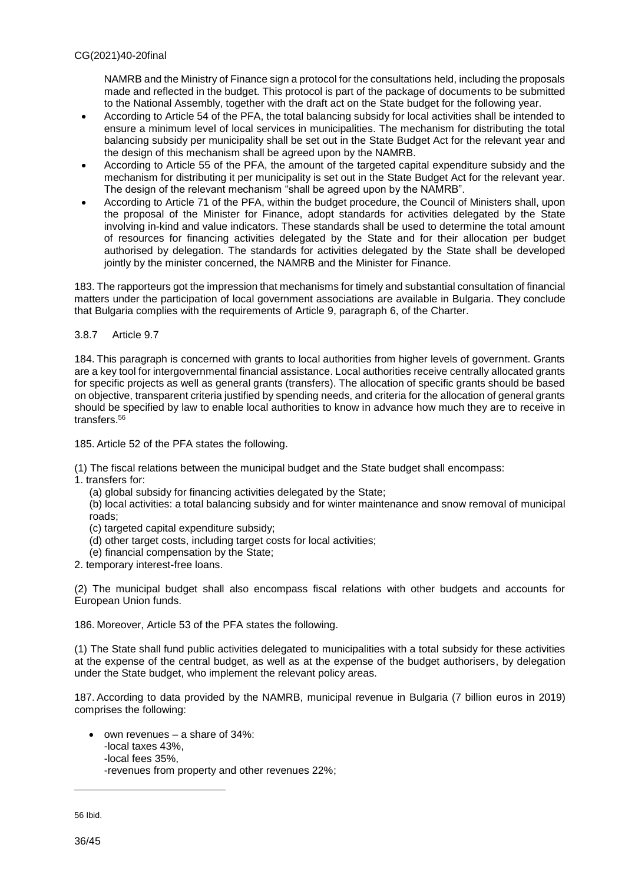NAMRB and the Ministry of Finance sign a protocol for the consultations held, including the proposals made and reflected in the budget. This protocol is part of the package of documents to be submitted to the National Assembly, together with the draft act on the State budget for the following year.

- According to Article 54 of the PFA, the total balancing subsidy for local activities shall be intended to ensure a minimum level of local services in municipalities. The mechanism for distributing the total balancing subsidy per municipality shall be set out in the State Budget Act for the relevant year and the design of this mechanism shall be agreed upon by the NAMRB.
- According to Article 55 of the PFA, the amount of the targeted capital expenditure subsidy and the mechanism for distributing it per municipality is set out in the State Budget Act for the relevant year. The design of the relevant mechanism "shall be agreed upon by the NAMRB".
- According to Article 71 of the PFA, within the budget procedure, the Council of Ministers shall, upon the proposal of the Minister for Finance, adopt standards for activities delegated by the State involving in-kind and value indicators. These standards shall be used to determine the total amount of resources for financing activities delegated by the State and for their allocation per budget authorised by delegation. The standards for activities delegated by the State shall be developed jointly by the minister concerned, the NAMRB and the Minister for Finance.

183. The rapporteurs got the impression that mechanisms for timely and substantial consultation of financial matters under the participation of local government associations are available in Bulgaria. They conclude that Bulgaria complies with the requirements of Article 9, paragraph 6, of the Charter.

### 3.8.7 Article 9.7

184. This paragraph is concerned with grants to local authorities from higher levels of government. Grants are a key tool for intergovernmental financial assistance. Local authorities receive centrally allocated grants for specific projects as well as general grants (transfers). The allocation of specific grants should be based on objective, transparent criteria justified by spending needs, and criteria for the allocation of general grants should be specified by law to enable local authorities to know in advance how much they are to receive in transfers.[56]

185. Article 52 of the PFA states the following.

(1) The fiscal relations between the municipal budget and the State budget shall encompass:

1. transfers for:
   (a) global subsidy for financing activities delegated by the State;
   (b) local activities: a total balancing subsidy and for winter maintenance and snow removal of municipal roads;
   (c) targeted capital expenditure subsidy;
   (d) other target costs, including target costs for local activities;
   (e) financial compensation by the State;
2. temporary interest-free loans.

(2) The municipal budget shall also encompass fiscal relations with other budgets and accounts for European Union funds.

186. Moreover, Article 53 of the PFA states the following.

(1) The State shall fund public activities delegated to municipalities with a total subsidy for these activities at the expense of the central budget, as well as at the expense of the budget authorisers, by delegation under the State budget, who implement the relevant policy areas.

187. According to data provided by the NAMRB, municipal revenue in Bulgaria (7 billion euros in 2019) comprises the following:

- own revenues – a share of 34%:
  -local taxes 43%,
  -local fees 35%,
  -revenues from property and other revenues 22%;

---

[56] Ibid.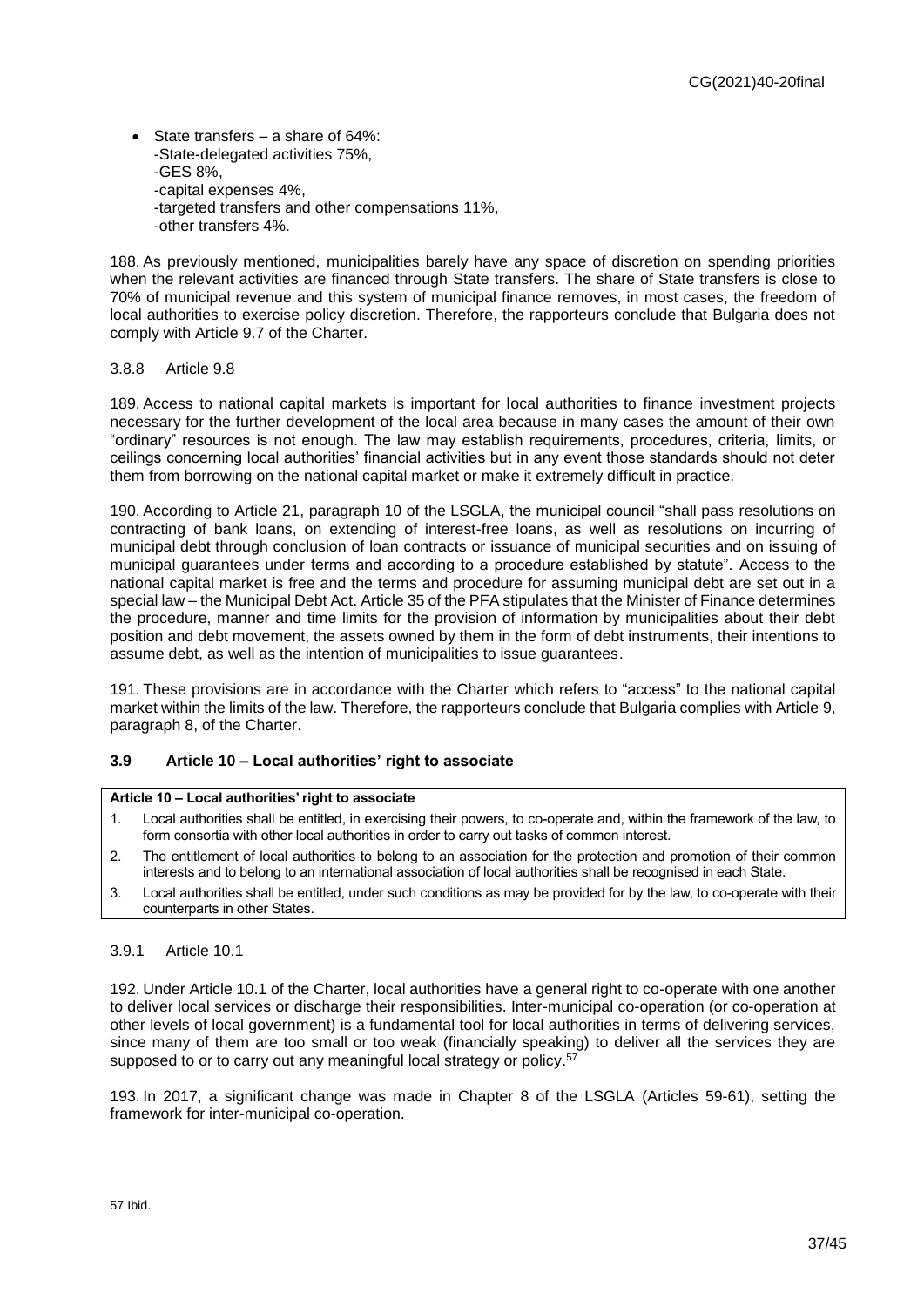- State transfers – a share of 64%:
  - -State-delegated activities 75%,
  - -GES 8%,
  - -capital expenses 4%,
  - -targeted transfers and other compensations 11%,
  - -other transfers 4%.

188. As previously mentioned, municipalities barely have any space of discretion on spending priorities when the relevant activities are financed through State transfers. The share of State transfers is close to 70% of municipal revenue and this system of municipal finance removes, in most cases, the freedom of local authorities to exercise policy discretion. Therefore, the rapporteurs conclude that Bulgaria does not comply with Article 9.7 of the Charter.

#### 3.8.8 Article 9.8

189. Access to national capital markets is important for local authorities to finance investment projects necessary for the further development of the local area because in many cases the amount of their own "ordinary" resources is not enough. The law may establish requirements, procedures, criteria, limits, or ceilings concerning local authorities' financial activities but in any event those standards should not deter them from borrowing on the national capital market or make it extremely difficult in practice.

190. According to Article 21, paragraph 10 of the LSGLA, the municipal council "shall pass resolutions on contracting of bank loans, on extending of interest-free loans, as well as resolutions on incurring of municipal debt through conclusion of loan contracts or issuance of municipal securities and on issuing of municipal guarantees under terms and according to a procedure established by statute". Access to the national capital market is free and the terms and procedure for assuming municipal debt are set out in a special law – the Municipal Debt Act. Article 35 of the PFA stipulates that the Minister of Finance determines the procedure, manner and time limits for the provision of information by municipalities about their debt position and debt movement, the assets owned by them in the form of debt instruments, their intentions to assume debt, as well as the intention of municipalities to issue guarantees.

191. These provisions are in accordance with the Charter which refers to "access" to the national capital market within the limits of the law. Therefore, the rapporteurs conclude that Bulgaria complies with Article 9, paragraph 8, of the Charter.

### 3.9 Article 10 – Local authorities' right to associate

| **Article 10 – Local authorities' right to associate** |
|---|
| 1. Local authorities shall be entitled, in exercising their powers, to co-operate and, within the framework of the law, to form consortia with other local authorities in order to carry out tasks of common interest. |
| 2. The entitlement of local authorities to belong to an association for the protection and promotion of their common interests and to belong to an international association of local authorities shall be recognised in each State. |
| 3. Local authorities shall be entitled, under such conditions as may be provided for by the law, to co-operate with their counterparts in other States. |

#### 3.9.1 Article 10.1

192. Under Article 10.1 of the Charter, local authorities have a general right to co-operate with one another to deliver local services or discharge their responsibilities. Inter-municipal co-operation (or co-operation at other levels of local government) is a fundamental tool for local authorities in terms of delivering services, since many of them are too small or too weak (financially speaking) to deliver all the services they are supposed to or to carry out any meaningful local strategy or policy.[57]

193. In 2017, a significant change was made in Chapter 8 of the LSGLA (Articles 59-61), setting the framework for inter-municipal co-operation.

---

57 Ibid.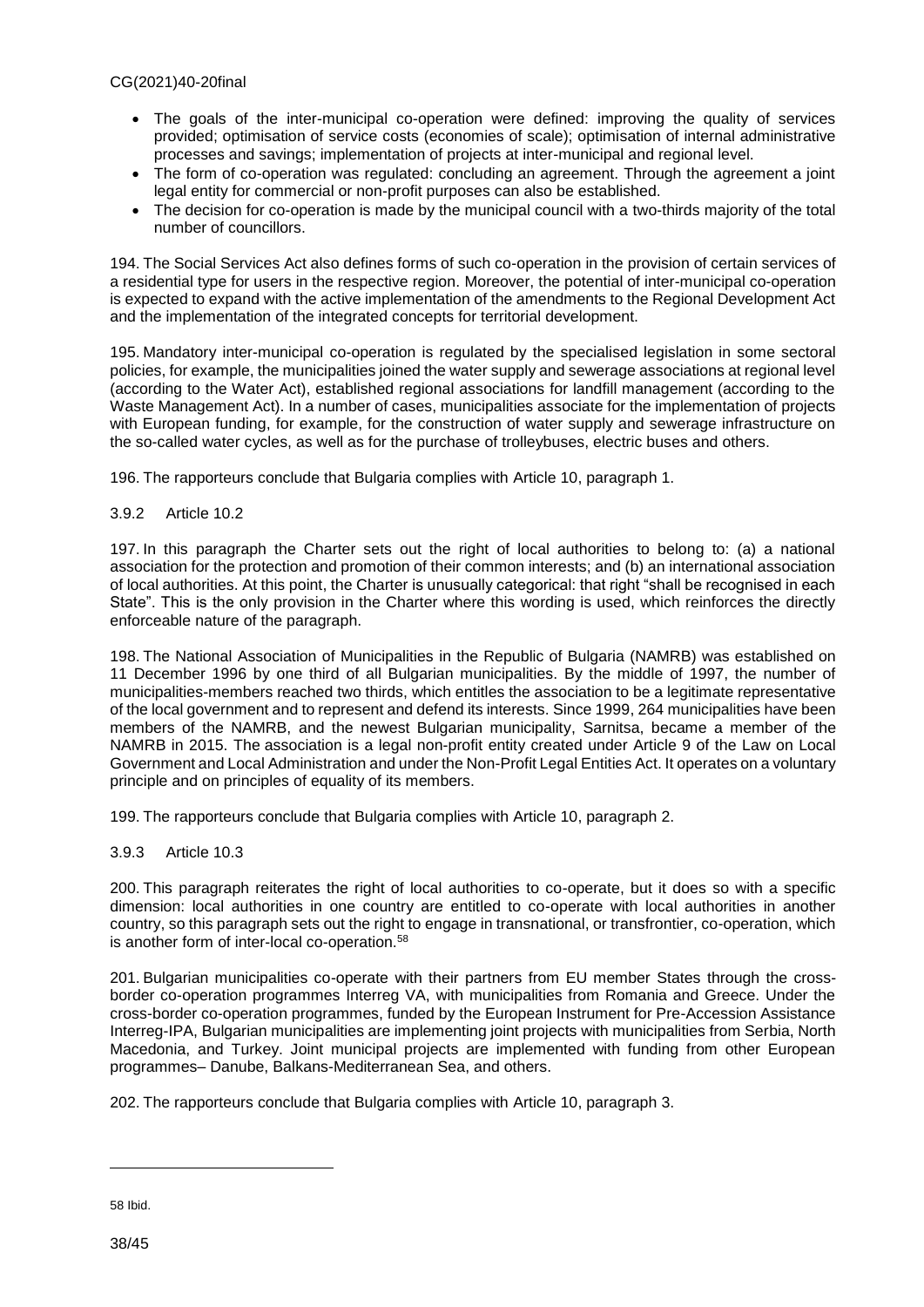- The goals of the inter-municipal co-operation were defined: improving the quality of services provided; optimisation of service costs (economies of scale); optimisation of internal administrative processes and savings; implementation of projects at inter-municipal and regional level.
- The form of co-operation was regulated: concluding an agreement. Through the agreement a joint legal entity for commercial or non-profit purposes can also be established.
- The decision for co-operation is made by the municipal council with a two-thirds majority of the total number of councillors.

194. The Social Services Act also defines forms of such co-operation in the provision of certain services of a residential type for users in the respective region. Moreover, the potential of inter-municipal co-operation is expected to expand with the active implementation of the amendments to the Regional Development Act and the implementation of the integrated concepts for territorial development.

195. Mandatory inter-municipal co-operation is regulated by the specialised legislation in some sectoral policies, for example, the municipalities joined the water supply and sewerage associations at regional level (according to the Water Act), established regional associations for landfill management (according to the Waste Management Act). In a number of cases, municipalities associate for the implementation of projects with European funding, for example, for the construction of water supply and sewerage infrastructure on the so-called water cycles, as well as for the purchase of trolleybuses, electric buses and others.

196. The rapporteurs conclude that Bulgaria complies with Article 10, paragraph 1.

### 3.9.2 Article 10.2

197. In this paragraph the Charter sets out the right of local authorities to belong to: (a) a national association for the protection and promotion of their common interests; and (b) an international association of local authorities. At this point, the Charter is unusually categorical: that right "shall be recognised in each State". This is the only provision in the Charter where this wording is used, which reinforces the directly enforceable nature of the paragraph.

198. The National Association of Municipalities in the Republic of Bulgaria (NAMRB) was established on 11 December 1996 by one third of all Bulgarian municipalities. By the middle of 1997, the number of municipalities-members reached two thirds, which entitles the association to be a legitimate representative of the local government and to represent and defend its interests. Since 1999, 264 municipalities have been members of the NAMRB, and the newest Bulgarian municipality, Sarnitsa, became a member of the NAMRB in 2015. The association is a legal non-profit entity created under Article 9 of the Law on Local Government and Local Administration and under the Non-Profit Legal Entities Act. It operates on a voluntary principle and on principles of equality of its members.

199. The rapporteurs conclude that Bulgaria complies with Article 10, paragraph 2.

### 3.9.3 Article 10.3

200. This paragraph reiterates the right of local authorities to co-operate, but it does so with a specific dimension: local authorities in one country are entitled to co-operate with local authorities in another country, so this paragraph sets out the right to engage in transnational, or transfrontier, co-operation, which is another form of inter-local co-operation.[58]

201. Bulgarian municipalities co-operate with their partners from EU member States through the cross-border co-operation programmes Interreg VA, with municipalities from Romania and Greece. Under the cross-border co-operation programmes, funded by the European Instrument for Pre-Accession Assistance Interreg-IPA, Bulgarian municipalities are implementing joint projects with municipalities from Serbia, North Macedonia, and Turkey. Joint municipal projects are implemented with funding from other European programmes– Danube, Balkans-Mediterranean Sea, and others.

202. The rapporteurs conclude that Bulgaria complies with Article 10, paragraph 3.

---

58 Ibid.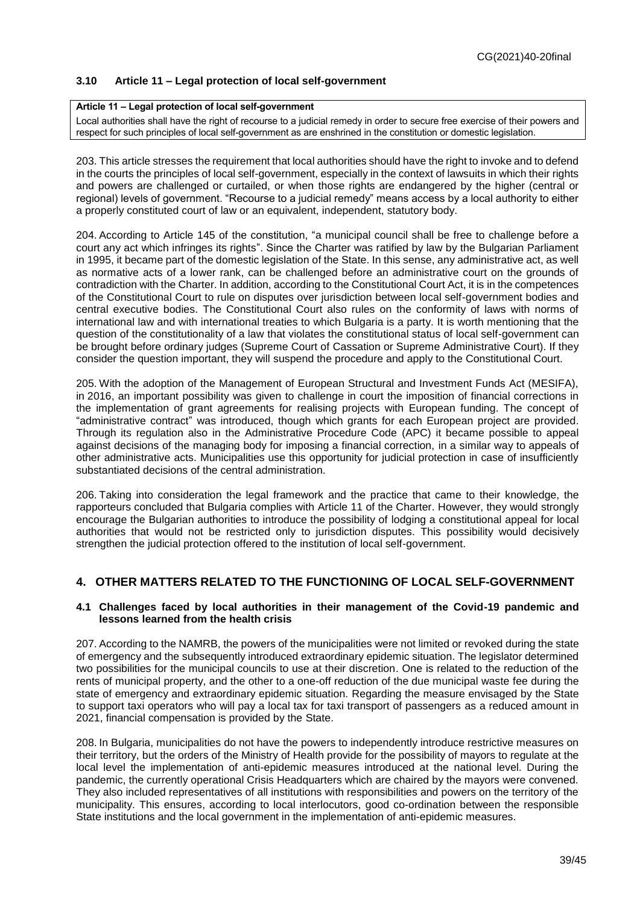### 3.10 Article 11 – Legal protection of local self-government

> **Article 11 – Legal protection of local self-government**
>
> Local authorities shall have the right of recourse to a judicial remedy in order to secure free exercise of their powers and respect for such principles of local self-government as are enshrined in the constitution or domestic legislation.

203. This article stresses the requirement that local authorities should have the right to invoke and to defend in the courts the principles of local self-government, especially in the context of lawsuits in which their rights and powers are challenged or curtailed, or when those rights are endangered by the higher (central or regional) levels of government. "Recourse to a judicial remedy" means access by a local authority to either a properly constituted court of law or an equivalent, independent, statutory body.

204. According to Article 145 of the constitution, "a municipal council shall be free to challenge before a court any act which infringes its rights". Since the Charter was ratified by law by the Bulgarian Parliament in 1995, it became part of the domestic legislation of the State. In this sense, any administrative act, as well as normative acts of a lower rank, can be challenged before an administrative court on the grounds of contradiction with the Charter. In addition, according to the Constitutional Court Act, it is in the competences of the Constitutional Court to rule on disputes over jurisdiction between local self-government bodies and central executive bodies. The Constitutional Court also rules on the conformity of laws with norms of international law and with international treaties to which Bulgaria is a party. It is worth mentioning that the question of the constitutionality of a law that violates the constitutional status of local self-government can be brought before ordinary judges (Supreme Court of Cassation or Supreme Administrative Court). If they consider the question important, they will suspend the procedure and apply to the Constitutional Court.

205. With the adoption of the Management of European Structural and Investment Funds Act (MESIFA), in 2016, an important possibility was given to challenge in court the imposition of financial corrections in the implementation of grant agreements for realising projects with European funding. The concept of "administrative contract" was introduced, though which grants for each European project are provided. Through its regulation also in the Administrative Procedure Code (APC) it became possible to appeal against decisions of the managing body for imposing a financial correction, in a similar way to appeals of other administrative acts. Municipalities use this opportunity for judicial protection in case of insufficiently substantiated decisions of the central administration.

206. Taking into consideration the legal framework and the practice that came to their knowledge, the rapporteurs concluded that Bulgaria complies with Article 11 of the Charter. However, they would strongly encourage the Bulgarian authorities to introduce the possibility of lodging a constitutional appeal for local authorities that would not be restricted only to jurisdiction disputes. This possibility would decisively strengthen the judicial protection offered to the institution of local self-government.

## 4. OTHER MATTERS RELATED TO THE FUNCTIONING OF LOCAL SELF-GOVERNMENT

### 4.1 Challenges faced by local authorities in their management of the Covid-19 pandemic and lessons learned from the health crisis

207. According to the NAMRB, the powers of the municipalities were not limited or revoked during the state of emergency and the subsequently introduced extraordinary epidemic situation. The legislator determined two possibilities for the municipal councils to use at their discretion. One is related to the reduction of the rents of municipal property, and the other to a one-off reduction of the due municipal waste fee during the state of emergency and extraordinary epidemic situation. Regarding the measure envisaged by the State to support taxi operators who will pay a local tax for taxi transport of passengers as a reduced amount in 2021, financial compensation is provided by the State.

208. In Bulgaria, municipalities do not have the powers to independently introduce restrictive measures on their territory, but the orders of the Ministry of Health provide for the possibility of mayors to regulate at the local level the implementation of anti-epidemic measures introduced at the national level. During the pandemic, the currently operational Crisis Headquarters which are chaired by the mayors were convened. They also included representatives of all institutions with responsibilities and powers on the territory of the municipality. This ensures, according to local interlocutors, good co-ordination between the responsible State institutions and the local government in the implementation of anti-epidemic measures.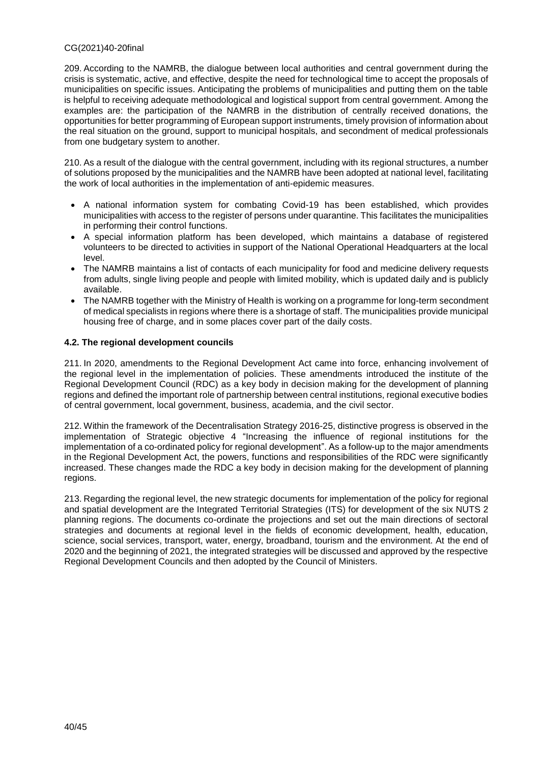209. According to the NAMRB, the dialogue between local authorities and central government during the crisis is systematic, active, and effective, despite the need for technological time to accept the proposals of municipalities on specific issues. Anticipating the problems of municipalities and putting them on the table is helpful to receiving adequate methodological and logistical support from central government. Among the examples are: the participation of the NAMRB in the distribution of centrally received donations, the opportunities for better programming of European support instruments, timely provision of information about the real situation on the ground, support to municipal hospitals, and secondment of medical professionals from one budgetary system to another.

210. As a result of the dialogue with the central government, including with its regional structures, a number of solutions proposed by the municipalities and the NAMRB have been adopted at national level, facilitating the work of local authorities in the implementation of anti-epidemic measures.

- A national information system for combating Covid-19 has been established, which provides municipalities with access to the register of persons under quarantine. This facilitates the municipalities in performing their control functions.
- A special information platform has been developed, which maintains a database of registered volunteers to be directed to activities in support of the National Operational Headquarters at the local level.
- The NAMRB maintains a list of contacts of each municipality for food and medicine delivery requests from adults, single living people and people with limited mobility, which is updated daily and is publicly available.
- The NAMRB together with the Ministry of Health is working on a programme for long-term secondment of medical specialists in regions where there is a shortage of staff. The municipalities provide municipal housing free of charge, and in some places cover part of the daily costs.

### 4.2. The regional development councils

211. In 2020, amendments to the Regional Development Act came into force, enhancing involvement of the regional level in the implementation of policies. These amendments introduced the institute of the Regional Development Council (RDC) as a key body in decision making for the development of planning regions and defined the important role of partnership between central institutions, regional executive bodies of central government, local government, business, academia, and the civil sector.

212. Within the framework of the Decentralisation Strategy 2016-25, distinctive progress is observed in the implementation of Strategic objective 4 "Increasing the influence of regional institutions for the implementation of a co-ordinated policy for regional development". As a follow-up to the major amendments in the Regional Development Act, the powers, functions and responsibilities of the RDC were significantly increased. These changes made the RDC a key body in decision making for the development of planning regions.

213. Regarding the regional level, the new strategic documents for implementation of the policy for regional and spatial development are the Integrated Territorial Strategies (ITS) for development of the six NUTS 2 planning regions. The documents co-ordinate the projections and set out the main directions of sectoral strategies and documents at regional level in the fields of economic development, health, education, science, social services, transport, water, energy, broadband, tourism and the environment. At the end of 2020 and the beginning of 2021, the integrated strategies will be discussed and approved by the respective Regional Development Councils and then adopted by the Council of Ministers.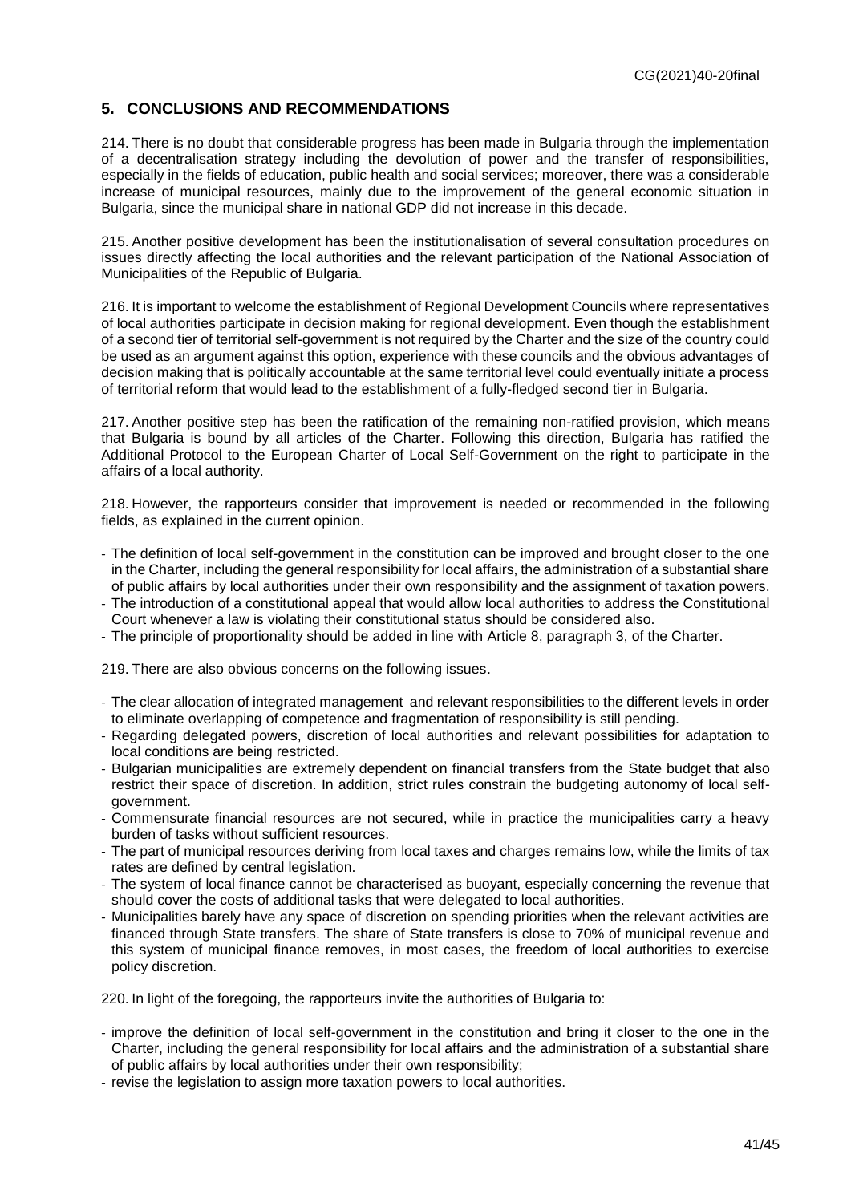## 5. CONCLUSIONS AND RECOMMENDATIONS

214. There is no doubt that considerable progress has been made in Bulgaria through the implementation of a decentralisation strategy including the devolution of power and the transfer of responsibilities, especially in the fields of education, public health and social services; moreover, there was a considerable increase of municipal resources, mainly due to the improvement of the general economic situation in Bulgaria, since the municipal share in national GDP did not increase in this decade.

215. Another positive development has been the institutionalisation of several consultation procedures on issues directly affecting the local authorities and the relevant participation of the National Association of Municipalities of the Republic of Bulgaria.

216. It is important to welcome the establishment of Regional Development Councils where representatives of local authorities participate in decision making for regional development. Even though the establishment of a second tier of territorial self-government is not required by the Charter and the size of the country could be used as an argument against this option, experience with these councils and the obvious advantages of decision making that is politically accountable at the same territorial level could eventually initiate a process of territorial reform that would lead to the establishment of a fully-fledged second tier in Bulgaria.

217. Another positive step has been the ratification of the remaining non-ratified provision, which means that Bulgaria is bound by all articles of the Charter. Following this direction, Bulgaria has ratified the Additional Protocol to the European Charter of Local Self-Government on the right to participate in the affairs of a local authority.

218. However, the rapporteurs consider that improvement is needed or recommended in the following fields, as explained in the current opinion.

- The definition of local self-government in the constitution can be improved and brought closer to the one in the Charter, including the general responsibility for local affairs, the administration of a substantial share of public affairs by local authorities under their own responsibility and the assignment of taxation powers.
- The introduction of a constitutional appeal that would allow local authorities to address the Constitutional Court whenever a law is violating their constitutional status should be considered also.
- The principle of proportionality should be added in line with Article 8, paragraph 3, of the Charter.

219. There are also obvious concerns on the following issues.

- The clear allocation of integrated management and relevant responsibilities to the different levels in order to eliminate overlapping of competence and fragmentation of responsibility is still pending.
- Regarding delegated powers, discretion of local authorities and relevant possibilities for adaptation to local conditions are being restricted.
- Bulgarian municipalities are extremely dependent on financial transfers from the State budget that also restrict their space of discretion. In addition, strict rules constrain the budgeting autonomy of local self-government.
- Commensurate financial resources are not secured, while in practice the municipalities carry a heavy burden of tasks without sufficient resources.
- The part of municipal resources deriving from local taxes and charges remains low, while the limits of tax rates are defined by central legislation.
- The system of local finance cannot be characterised as buoyant, especially concerning the revenue that should cover the costs of additional tasks that were delegated to local authorities.
- Municipalities barely have any space of discretion on spending priorities when the relevant activities are financed through State transfers. The share of State transfers is close to 70% of municipal revenue and this system of municipal finance removes, in most cases, the freedom of local authorities to exercise policy discretion.

220. In light of the foregoing, the rapporteurs invite the authorities of Bulgaria to:

- improve the definition of local self-government in the constitution and bring it closer to the one in the Charter, including the general responsibility for local affairs and the administration of a substantial share of public affairs by local authorities under their own responsibility;
- revise the legislation to assign more taxation powers to local authorities.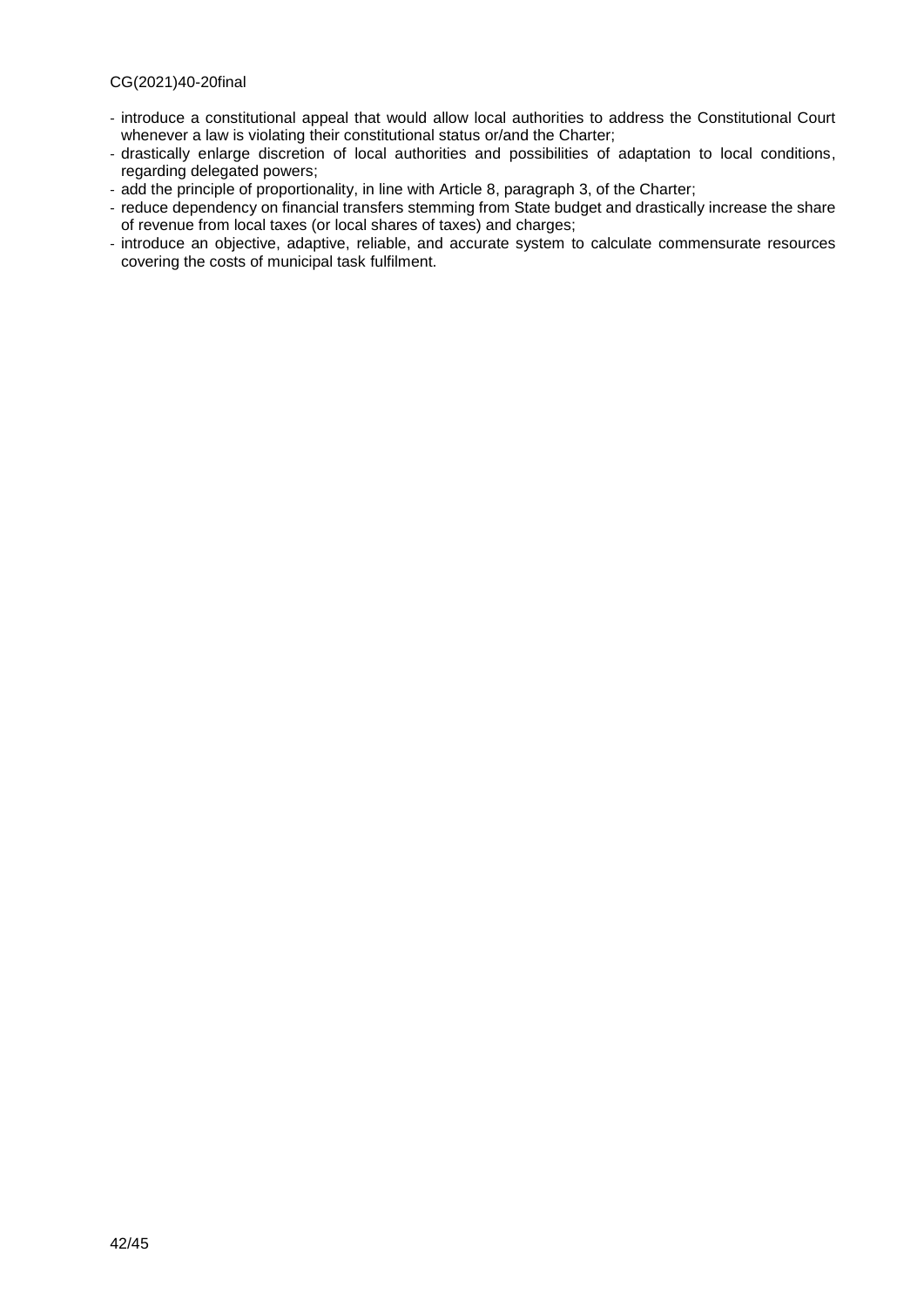- introduce a constitutional appeal that would allow local authorities to address the Constitutional Court whenever a law is violating their constitutional status or/and the Charter;
- drastically enlarge discretion of local authorities and possibilities of adaptation to local conditions, regarding delegated powers;
- add the principle of proportionality, in line with Article 8, paragraph 3, of the Charter;
- reduce dependency on financial transfers stemming from State budget and drastically increase the share of revenue from local taxes (or local shares of taxes) and charges;
- introduce an objective, adaptive, reliable, and accurate system to calculate commensurate resources covering the costs of municipal task fulfilment.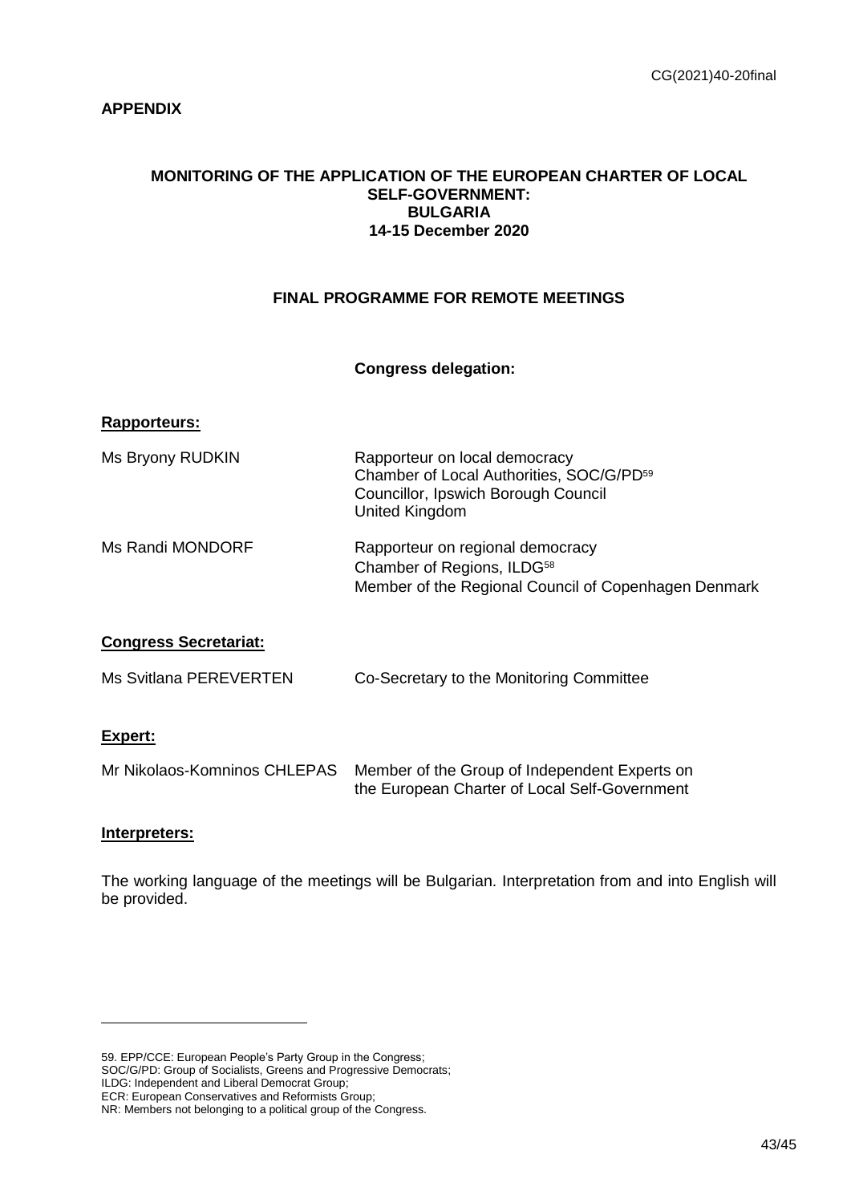**APPENDIX**

**MONITORING OF THE APPLICATION OF THE EUROPEAN CHARTER OF LOCAL SELF-GOVERNMENT: BULGARIA 14-15 December 2020**

**FINAL PROGRAMME FOR REMOTE MEETINGS**

**Congress delegation:**

**Rapporteurs:**

| | |
|---|---|
| Ms Bryony RUDKIN | Rapporteur on local democracy<br>Chamber of Local Authorities, SOC/G/PD[59]<br>Councillor, Ipswich Borough Council<br>United Kingdom |
| Ms Randi MONDORF | Rapporteur on regional democracy<br>Chamber of Regions, ILDG[58]<br>Member of the Regional Council of Copenhagen Denmark |

**Congress Secretariat:**

| | |
|---|---|
| Ms Svitlana PEREVERTEN | Co-Secretary to the Monitoring Committee |

**Expert:**

| | |
|---|---|
| Mr Nikolaos-Komninos CHLEPAS | Member of the Group of Independent Experts on the European Charter of Local Self-Government |

**Interpreters:**

The working language of the meetings will be Bulgarian. Interpretation from and into English will be provided.

---

59. EPP/CCE: European People's Party Group in the Congress;
SOC/G/PD: Group of Socialists, Greens and Progressive Democrats;
ILDG: Independent and Liberal Democrat Group;
ECR: European Conservatives and Reformists Group;
NR: Members not belonging to a political group of the Congress.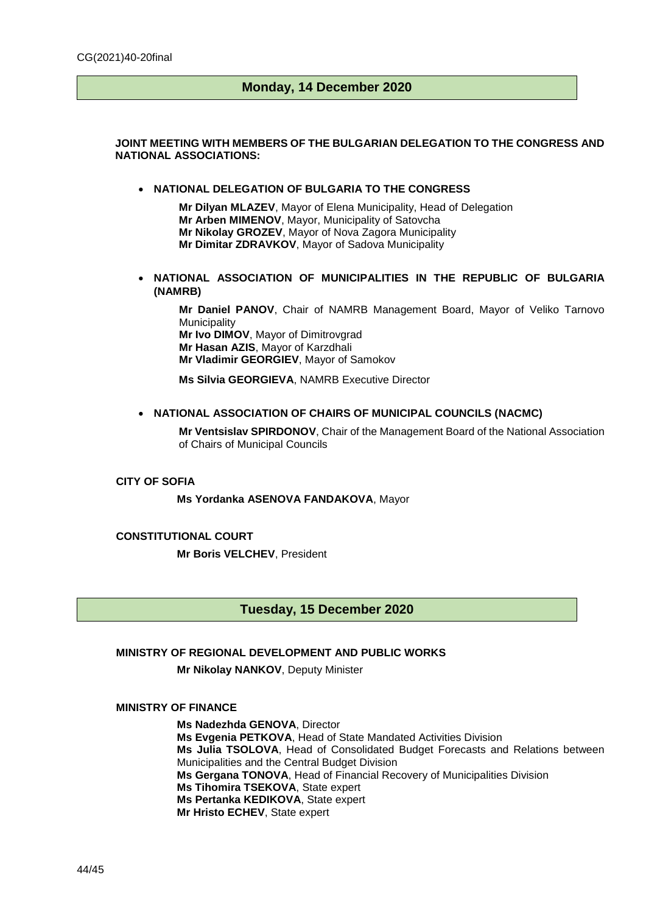## Monday, 14 December 2020

**JOINT MEETING WITH MEMBERS OF THE BULGARIAN DELEGATION TO THE CONGRESS AND NATIONAL ASSOCIATIONS:**

- **NATIONAL DELEGATION OF BULGARIA TO THE CONGRESS**

  **Mr Dilyan MLAZEV**, Mayor of Elena Municipality, Head of Delegation
  **Mr Arben MIMENOV**, Mayor, Municipality of Satovcha
  **Mr Nikolay GROZEV**, Mayor of Nova Zagora Municipality
  **Mr Dimitar ZDRAVKOV**, Mayor of Sadova Municipality

- **NATIONAL ASSOCIATION OF MUNICIPALITIES IN THE REPUBLIC OF BULGARIA (NAMRB)**

  **Mr Daniel PANOV**, Chair of NAMRB Management Board, Mayor of Veliko Tarnovo Municipality
  **Mr Ivo DIMOV**, Mayor of Dimitrovgrad
  **Mr Hasan AZIS**, Mayor of Karzdhali
  **Mr Vladimir GEORGIEV**, Mayor of Samokov

  **Ms Silvia GEORGIEVA**, NAMRB Executive Director

- **NATIONAL ASSOCIATION OF CHAIRS OF MUNICIPAL COUNCILS (NACMC)**

  **Mr Ventsislav SPIRDONOV**, Chair of the Management Board of the National Association of Chairs of Municipal Councils

**CITY OF SOFIA**

**Ms Yordanka ASENOVA FANDAKOVA**, Mayor

**CONSTITUTIONAL COURT**

**Mr Boris VELCHEV**, President

## Tuesday, 15 December 2020

**MINISTRY OF REGIONAL DEVELOPMENT AND PUBLIC WORKS**

**Mr Nikolay NANKOV**, Deputy Minister

**MINISTRY OF FINANCE**

**Ms Nadezhda GENOVA**, Director
**Ms Evgenia PETKOVA**, Head of State Mandated Activities Division
**Ms Julia TSOLOVA**, Head of Consolidated Budget Forecasts and Relations between Municipalities and the Central Budget Division
**Ms Gergana TONOVA**, Head of Financial Recovery of Municipalities Division
**Ms Tihomira TSEKOVA**, State expert
**Ms Pertanka KEDIKOVA**, State expert
**Mr Hristo ECHEV**, State expert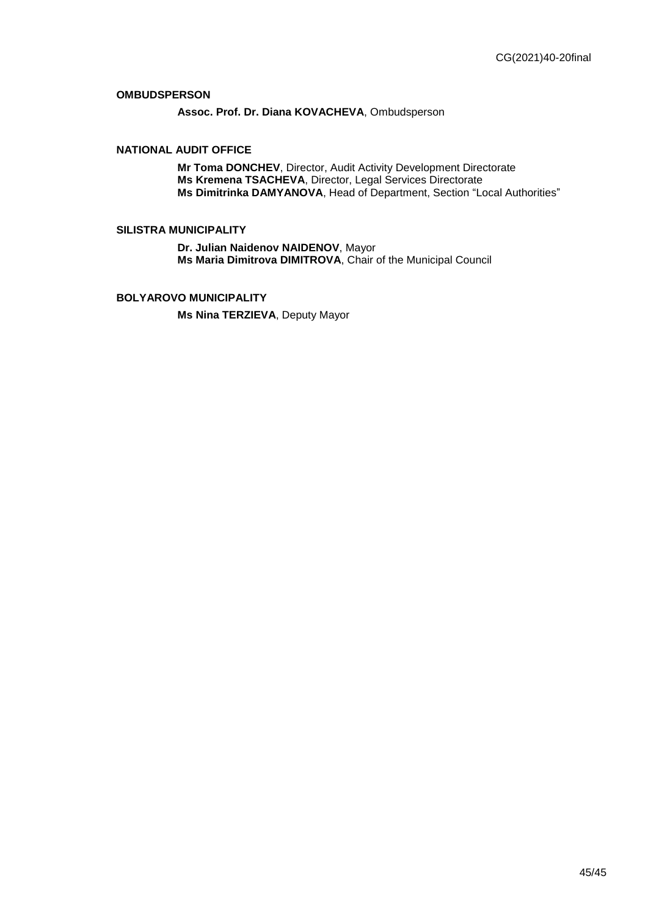**OMBUDSPERSON**

**Assoc. Prof. Dr. Diana KOVACHEVA**, Ombudsperson

**NATIONAL AUDIT OFFICE**

**Mr Toma DONCHEV**, Director, Audit Activity Development Directorate
**Ms Kremena TSACHEVA**, Director, Legal Services Directorate
**Ms Dimitrinka DAMYANOVA**, Head of Department, Section "Local Authorities"

**SILISTRA MUNICIPALITY**

**Dr. Julian Naidenov NAIDENOV**, Mayor
**Ms Maria Dimitrova DIMITROVA**, Chair of the Municipal Council

**BOLYAROVO MUNICIPALITY**

**Ms Nina TERZIEVA**, Deputy Mayor